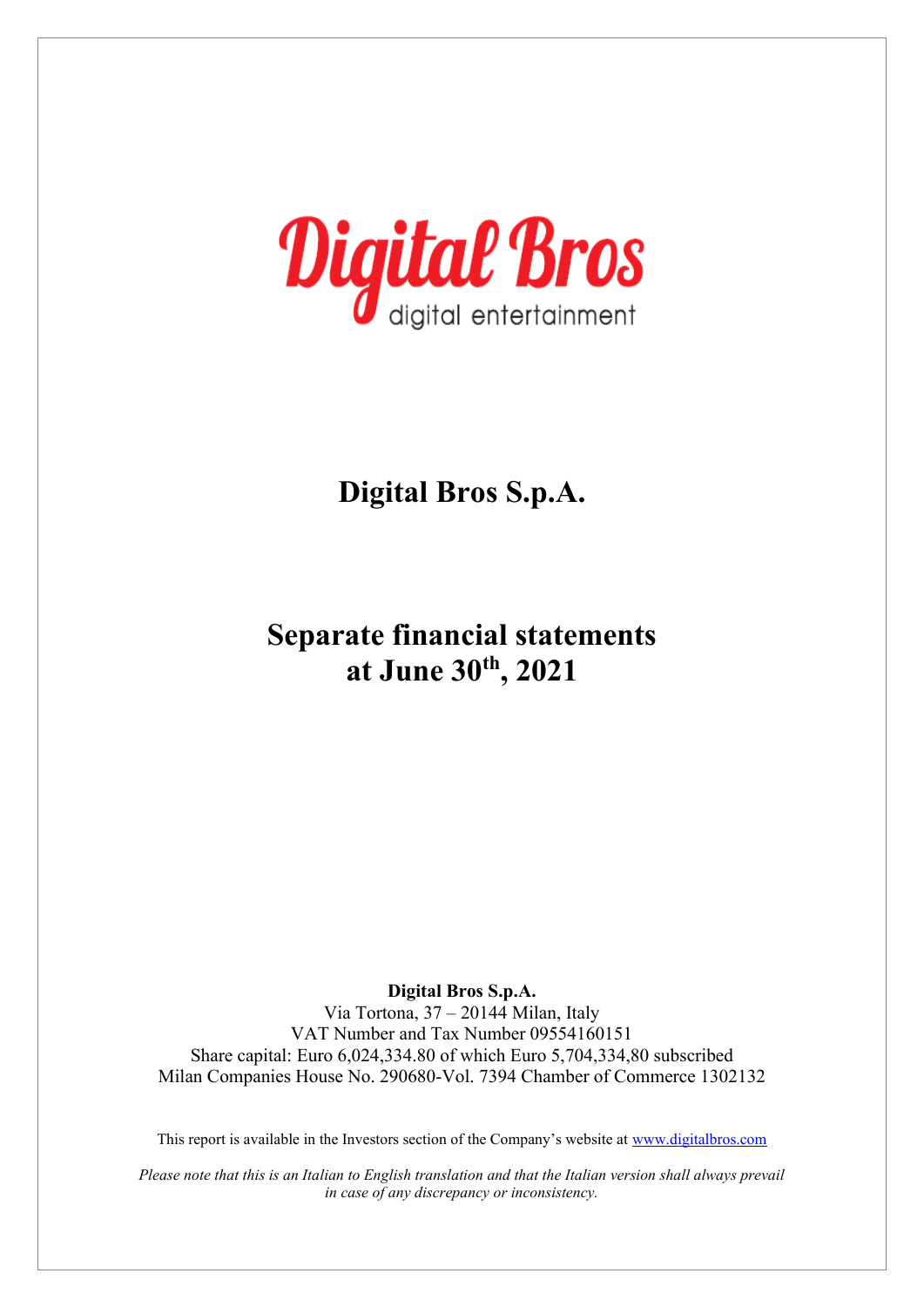Digital Bros
digital entertainment

# Digital Bros S.p.A.

# Separate financial statements at June 30th, 2021

**Digital Bros S.p.A.**
Via Tortona, 37 – 20144 Milan, Italy
VAT Number and Tax Number 09554160151
Share capital: Euro 6,024,334.80 of which Euro 5,704,334,80 subscribed
Milan Companies House No. 290680-Vol. 7394 Chamber of Commerce 1302132

This report is available in the Investors section of the Company's website at www.digitalbros.com

*Please note that this is an Italian to English translation and that the Italian version shall always prevail in case of any discrepancy or inconsistency.*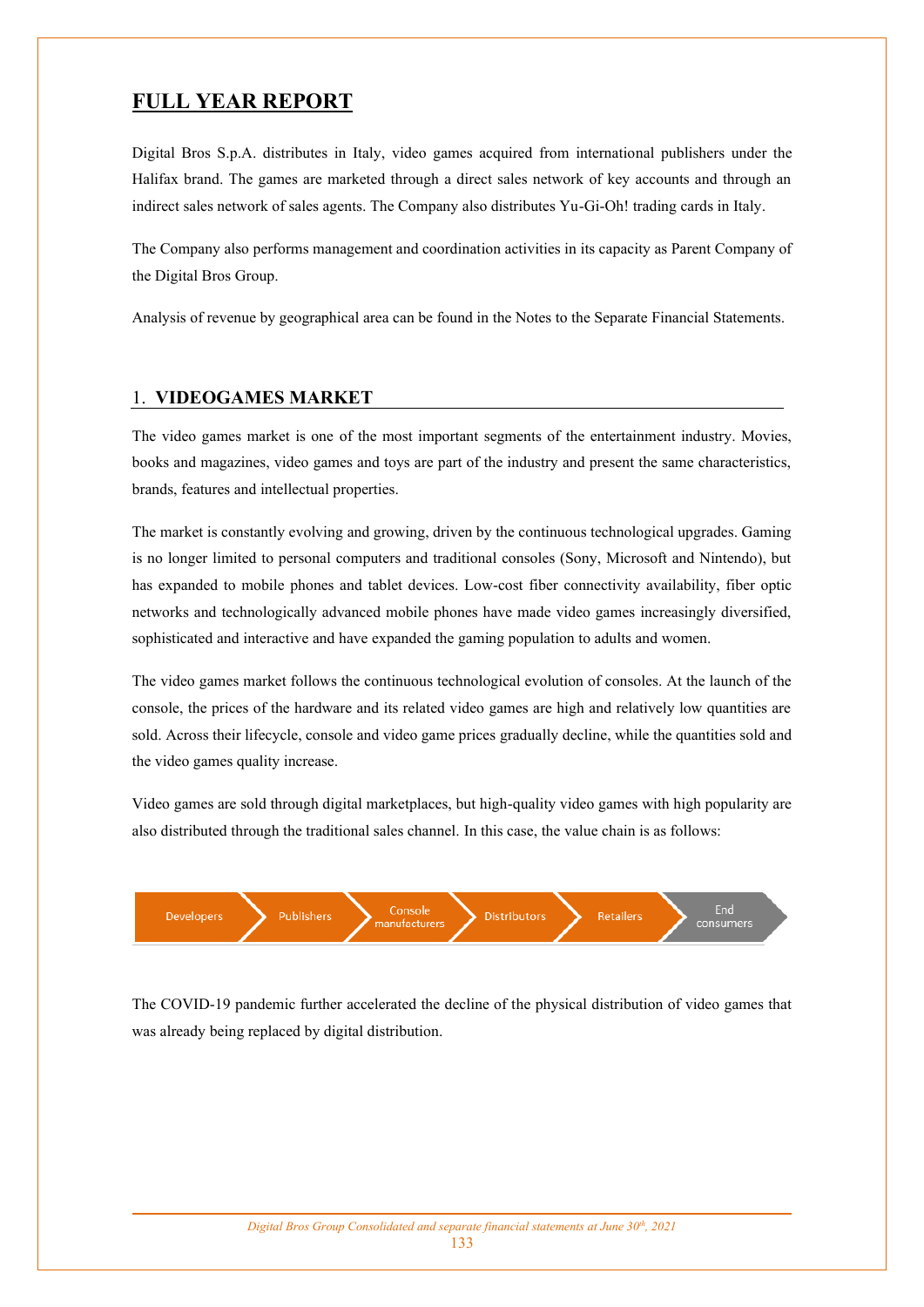# FULL YEAR REPORT

Digital Bros S.p.A. distributes in Italy, video games acquired from international publishers under the Halifax brand. The games are marketed through a direct sales network of key accounts and through an indirect sales network of sales agents. The Company also distributes Yu-Gi-Oh! trading cards in Italy.

The Company also performs management and coordination activities in its capacity as Parent Company of the Digital Bros Group.

Analysis of revenue by geographical area can be found in the Notes to the Separate Financial Statements.

## 1. VIDEOGAMES MARKET

The video games market is one of the most important segments of the entertainment industry. Movies, books and magazines, video games and toys are part of the industry and present the same characteristics, brands, features and intellectual properties.

The market is constantly evolving and growing, driven by the continuous technological upgrades. Gaming is no longer limited to personal computers and traditional consoles (Sony, Microsoft and Nintendo), but has expanded to mobile phones and tablet devices. Low-cost fiber connectivity availability, fiber optic networks and technologically advanced mobile phones have made video games increasingly diversified, sophisticated and interactive and have expanded the gaming population to adults and women.

The video games market follows the continuous technological evolution of consoles. At the launch of the console, the prices of the hardware and its related video games are high and relatively low quantities are sold. Across their lifecycle, console and video game prices gradually decline, while the quantities sold and the video games quality increase.

Video games are sold through digital marketplaces, but high-quality video games with high popularity are also distributed through the traditional sales channel. In this case, the value chain is as follows:

Developers → Publishers → Console manufacturers → Distributors → Retailers → End consumers

The COVID-19 pandemic further accelerated the decline of the physical distribution of video games that was already being replaced by digital distribution.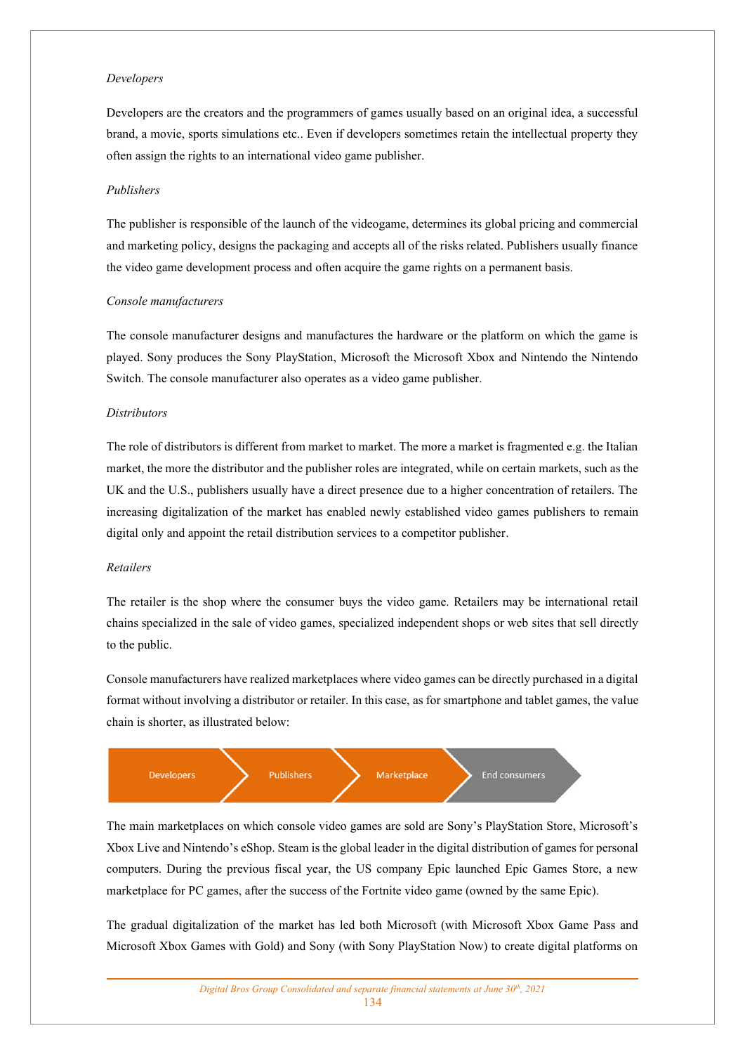*Developers*

Developers are the creators and the programmers of games usually based on an original idea, a successful brand, a movie, sports simulations etc.. Even if developers sometimes retain the intellectual property they often assign the rights to an international video game publisher.

*Publishers*

The publisher is responsible of the launch of the videogame, determines its global pricing and commercial and marketing policy, designs the packaging and accepts all of the risks related. Publishers usually finance the video game development process and often acquire the game rights on a permanent basis.

*Console manufacturers*

The console manufacturer designs and manufactures the hardware or the platform on which the game is played. Sony produces the Sony PlayStation, Microsoft the Microsoft Xbox and Nintendo the Nintendo Switch. The console manufacturer also operates as a video game publisher.

*Distributors*

The role of distributors is different from market to market. The more a market is fragmented e.g. the Italian market, the more the distributor and the publisher roles are integrated, while on certain markets, such as the UK and the U.S., publishers usually have a direct presence due to a higher concentration of retailers. The increasing digitalization of the market has enabled newly established video games publishers to remain digital only and appoint the retail distribution services to a competitor publisher.

*Retailers*

The retailer is the shop where the consumer buys the video game. Retailers may be international retail chains specialized in the sale of video games, specialized independent shops or web sites that sell directly to the public.

Console manufacturers have realized marketplaces where video games can be directly purchased in a digital format without involving a distributor or retailer. In this case, as for smartphone and tablet games, the value chain is shorter, as illustrated below:

Developers → Publishers → Marketplace → End consumers

The main marketplaces on which console video games are sold are Sony's PlayStation Store, Microsoft's Xbox Live and Nintendo's eShop. Steam is the global leader in the digital distribution of games for personal computers. During the previous fiscal year, the US company Epic launched Epic Games Store, a new marketplace for PC games, after the success of the Fortnite video game (owned by the same Epic).

The gradual digitalization of the market has led both Microsoft (with Microsoft Xbox Game Pass and Microsoft Xbox Games with Gold) and Sony (with Sony PlayStation Now) to create digital platforms on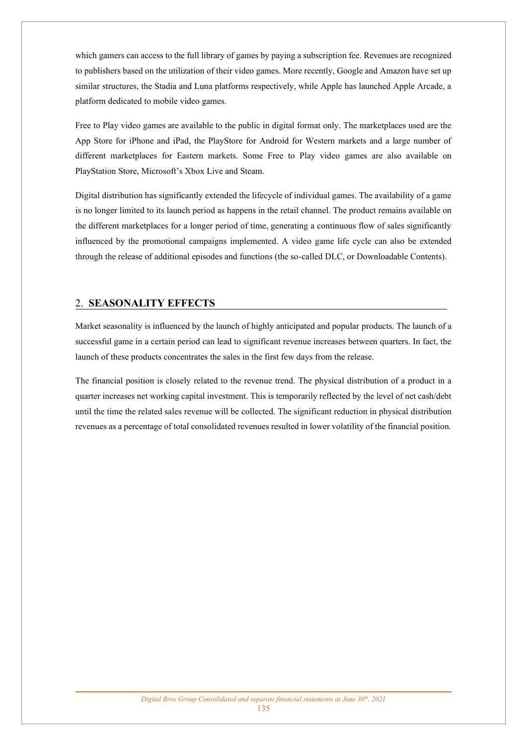which gamers can access to the full library of games by paying a subscription fee. Revenues are recognized to publishers based on the utilization of their video games. More recently, Google and Amazon have set up similar structures, the Stadia and Luna platforms respectively, while Apple has launched Apple Arcade, a platform dedicated to mobile video games.

Free to Play video games are available to the public in digital format only. The marketplaces used are the App Store for iPhone and iPad, the PlayStore for Android for Western markets and a large number of different marketplaces for Eastern markets. Some Free to Play video games are also available on PlayStation Store, Microsoft's Xbox Live and Steam.

Digital distribution has significantly extended the lifecycle of individual games. The availability of a game is no longer limited to its launch period as happens in the retail channel. The product remains available on the different marketplaces for a longer period of time, generating a continuous flow of sales significantly influenced by the promotional campaigns implemented. A video game life cycle can also be extended through the release of additional episodes and functions (the so-called DLC, or Downloadable Contents).

## 2. SEASONALITY EFFECTS

Market seasonality is influenced by the launch of highly anticipated and popular products. The launch of a successful game in a certain period can lead to significant revenue increases between quarters. In fact, the launch of these products concentrates the sales in the first few days from the release.

The financial position is closely related to the revenue trend. The physical distribution of a product in a quarter increases net working capital investment. This is temporarily reflected by the level of net cash/debt until the time the related sales revenue will be collected. The significant reduction in physical distribution revenues as a percentage of total consolidated revenues resulted in lower volatility of the financial position.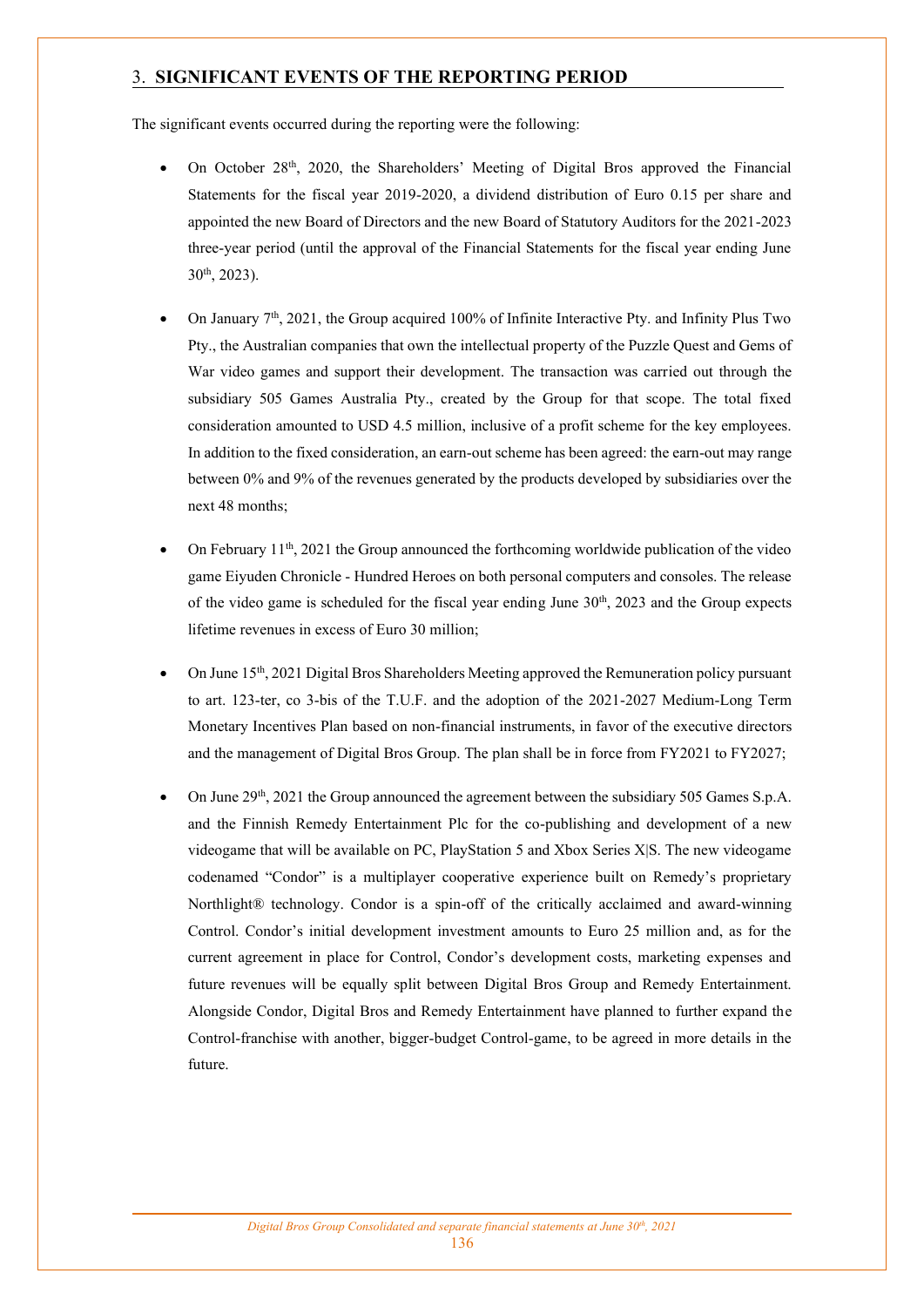## 3. SIGNIFICANT EVENTS OF THE REPORTING PERIOD

The significant events occurred during the reporting were the following:

- On October 28th, 2020, the Shareholders' Meeting of Digital Bros approved the Financial Statements for the fiscal year 2019-2020, a dividend distribution of Euro 0.15 per share and appointed the new Board of Directors and the new Board of Statutory Auditors for the 2021-2023 three-year period (until the approval of the Financial Statements for the fiscal year ending June 30th, 2023).

- On January 7th, 2021, the Group acquired 100% of Infinite Interactive Pty. and Infinity Plus Two Pty., the Australian companies that own the intellectual property of the Puzzle Quest and Gems of War video games and support their development. The transaction was carried out through the subsidiary 505 Games Australia Pty., created by the Group for that scope. The total fixed consideration amounted to USD 4.5 million, inclusive of a profit scheme for the key employees. In addition to the fixed consideration, an earn-out scheme has been agreed: the earn-out may range between 0% and 9% of the revenues generated by the products developed by subsidiaries over the next 48 months;

- On February 11th, 2021 the Group announced the forthcoming worldwide publication of the video game Eiyuden Chronicle - Hundred Heroes on both personal computers and consoles. The release of the video game is scheduled for the fiscal year ending June 30th, 2023 and the Group expects lifetime revenues in excess of Euro 30 million;

- On June 15th, 2021 Digital Bros Shareholders Meeting approved the Remuneration policy pursuant to art. 123-ter, co 3-bis of the T.U.F. and the adoption of the 2021-2027 Medium-Long Term Monetary Incentives Plan based on non-financial instruments, in favor of the executive directors and the management of Digital Bros Group. The plan shall be in force from FY2021 to FY2027;

- On June 29th, 2021 the Group announced the agreement between the subsidiary 505 Games S.p.A. and the Finnish Remedy Entertainment Plc for the co-publishing and development of a new videogame that will be available on PC, PlayStation 5 and Xbox Series X|S. The new videogame codenamed "Condor" is a multiplayer cooperative experience built on Remedy's proprietary Northlight® technology. Condor is a spin-off of the critically acclaimed and award-winning Control. Condor's initial development investment amounts to Euro 25 million and, as for the current agreement in place for Control, Condor's development costs, marketing expenses and future revenues will be equally split between Digital Bros Group and Remedy Entertainment. Alongside Condor, Digital Bros and Remedy Entertainment have planned to further expand the Control-franchise with another, bigger-budget Control-game, to be agreed in more details in the future.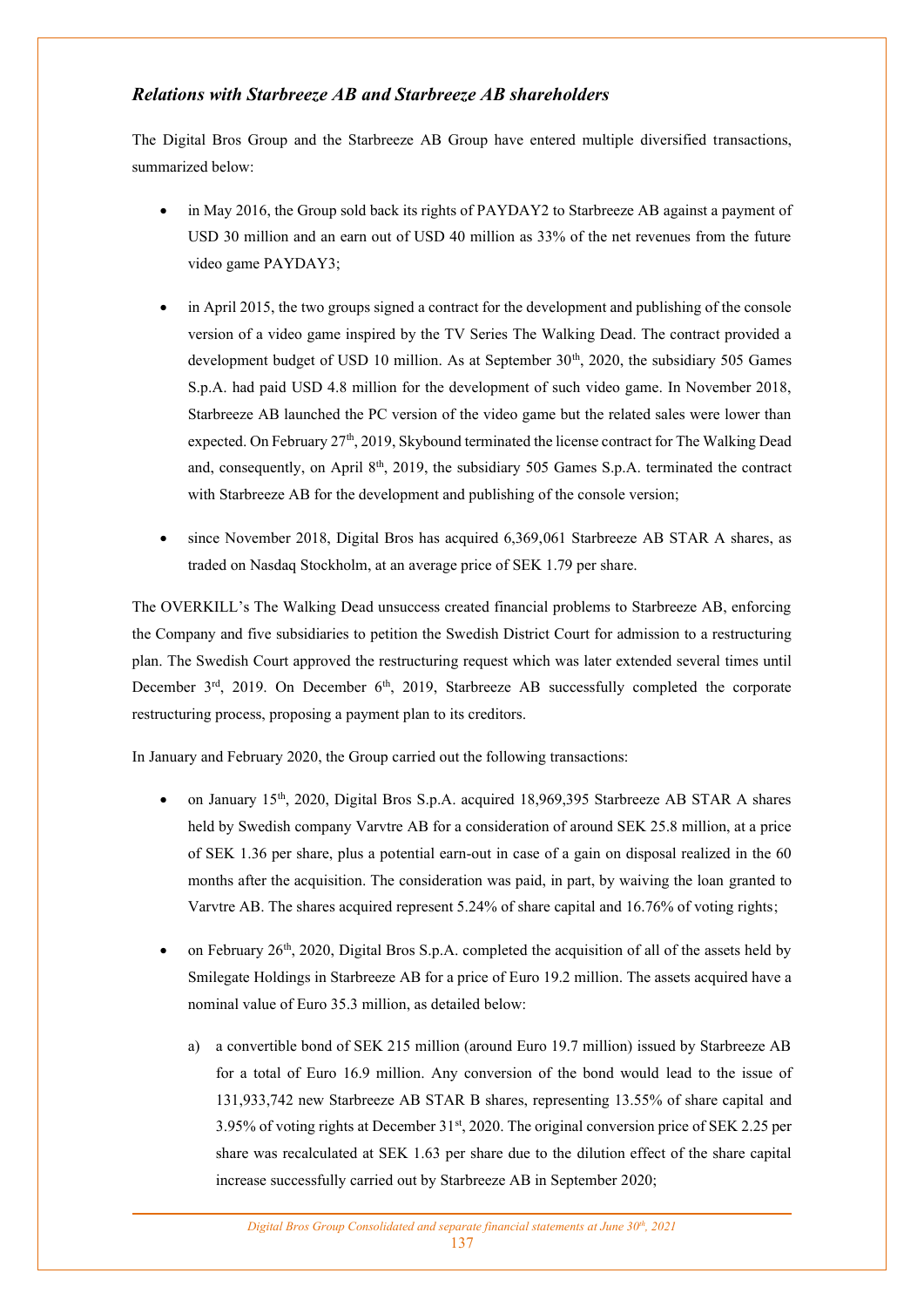### *Relations with Starbreeze AB and Starbreeze AB shareholders*

The Digital Bros Group and the Starbreeze AB Group have entered multiple diversified transactions, summarized below:

- in May 2016, the Group sold back its rights of PAYDAY2 to Starbreeze AB against a payment of USD 30 million and an earn out of USD 40 million as 33% of the net revenues from the future video game PAYDAY3;
- in April 2015, the two groups signed a contract for the development and publishing of the console version of a video game inspired by the TV Series The Walking Dead. The contract provided a development budget of USD 10 million. As at September 30th, 2020, the subsidiary 505 Games S.p.A. had paid USD 4.8 million for the development of such video game. In November 2018, Starbreeze AB launched the PC version of the video game but the related sales were lower than expected. On February 27th, 2019, Skybound terminated the license contract for The Walking Dead and, consequently, on April 8th, 2019, the subsidiary 505 Games S.p.A. terminated the contract with Starbreeze AB for the development and publishing of the console version;
- since November 2018, Digital Bros has acquired 6,369,061 Starbreeze AB STAR A shares, as traded on Nasdaq Stockholm, at an average price of SEK 1.79 per share.

The OVERKILL's The Walking Dead unsuccess created financial problems to Starbreeze AB, enforcing the Company and five subsidiaries to petition the Swedish District Court for admission to a restructuring plan. The Swedish Court approved the restructuring request which was later extended several times until December 3rd, 2019. On December 6th, 2019, Starbreeze AB successfully completed the corporate restructuring process, proposing a payment plan to its creditors.

In January and February 2020, the Group carried out the following transactions:

- on January 15th, 2020, Digital Bros S.p.A. acquired 18,969,395 Starbreeze AB STAR A shares held by Swedish company Varvtre AB for a consideration of around SEK 25.8 million, at a price of SEK 1.36 per share, plus a potential earn-out in case of a gain on disposal realized in the 60 months after the acquisition. The consideration was paid, in part, by waiving the loan granted to Varvtre AB. The shares acquired represent 5.24% of share capital and 16.76% of voting rights;
- on February 26th, 2020, Digital Bros S.p.A. completed the acquisition of all of the assets held by Smilegate Holdings in Starbreeze AB for a price of Euro 19.2 million. The assets acquired have a nominal value of Euro 35.3 million, as detailed below:
  a) a convertible bond of SEK 215 million (around Euro 19.7 million) issued by Starbreeze AB for a total of Euro 16.9 million. Any conversion of the bond would lead to the issue of 131,933,742 new Starbreeze AB STAR B shares, representing 13.55% of share capital and 3.95% of voting rights at December 31st, 2020. The original conversion price of SEK 2.25 per share was recalculated at SEK 1.63 per share due to the dilution effect of the share capital increase successfully carried out by Starbreeze AB in September 2020;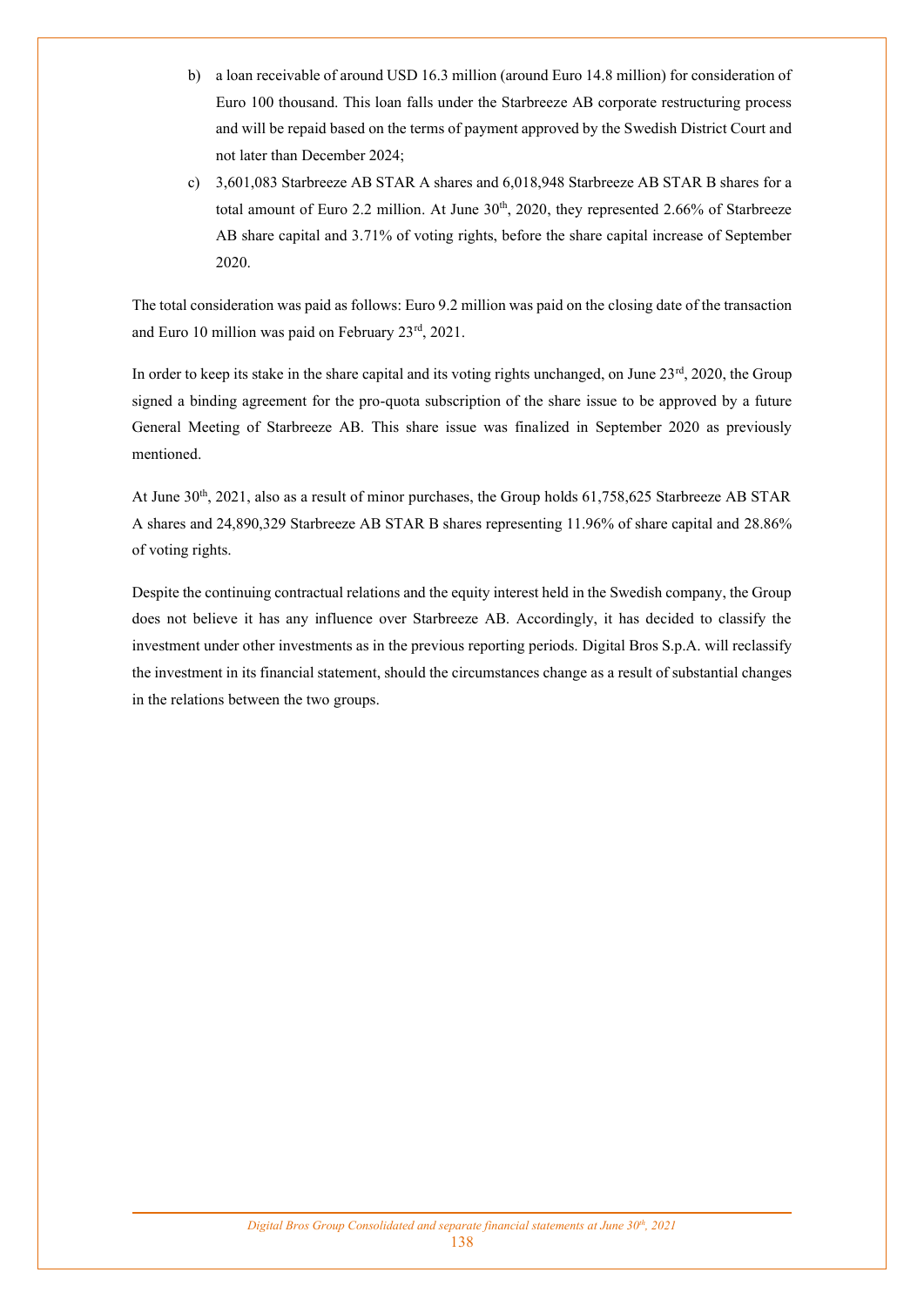b) a loan receivable of around USD 16.3 million (around Euro 14.8 million) for consideration of Euro 100 thousand. This loan falls under the Starbreeze AB corporate restructuring process and will be repaid based on the terms of payment approved by the Swedish District Court and not later than December 2024;

c) 3,601,083 Starbreeze AB STAR A shares and 6,018,948 Starbreeze AB STAR B shares for a total amount of Euro 2.2 million. At June 30th, 2020, they represented 2.66% of Starbreeze AB share capital and 3.71% of voting rights, before the share capital increase of September 2020.

The total consideration was paid as follows: Euro 9.2 million was paid on the closing date of the transaction and Euro 10 million was paid on February 23rd, 2021.

In order to keep its stake in the share capital and its voting rights unchanged, on June 23rd, 2020, the Group signed a binding agreement for the pro-quota subscription of the share issue to be approved by a future General Meeting of Starbreeze AB. This share issue was finalized in September 2020 as previously mentioned.

At June 30th, 2021, also as a result of minor purchases, the Group holds 61,758,625 Starbreeze AB STAR A shares and 24,890,329 Starbreeze AB STAR B shares representing 11.96% of share capital and 28.86% of voting rights.

Despite the continuing contractual relations and the equity interest held in the Swedish company, the Group does not believe it has any influence over Starbreeze AB. Accordingly, it has decided to classify the investment under other investments as in the previous reporting periods. Digital Bros S.p.A. will reclassify the investment in its financial statement, should the circumstances change as a result of substantial changes in the relations between the two groups.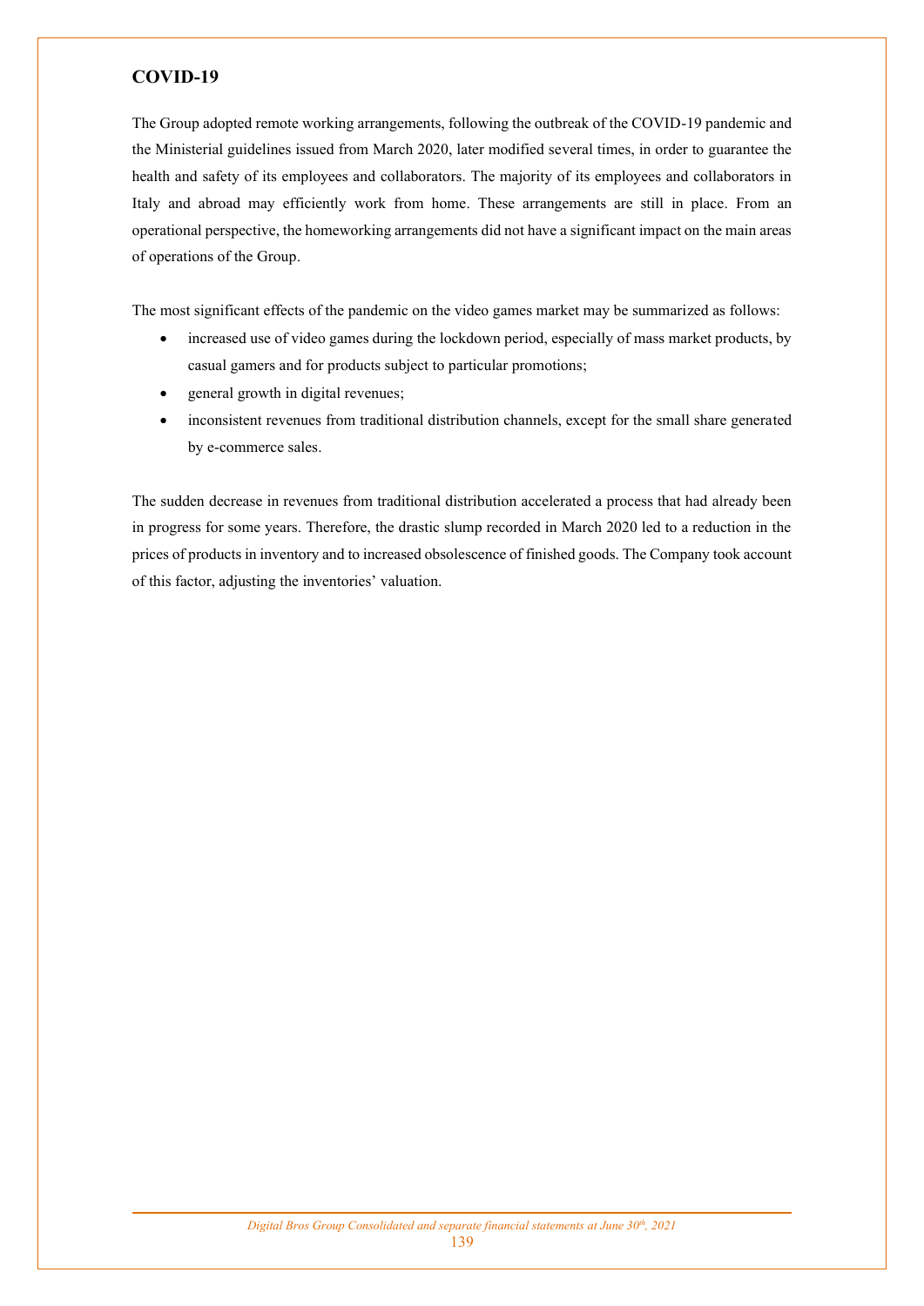## COVID-19

The Group adopted remote working arrangements, following the outbreak of the COVID-19 pandemic and the Ministerial guidelines issued from March 2020, later modified several times, in order to guarantee the health and safety of its employees and collaborators. The majority of its employees and collaborators in Italy and abroad may efficiently work from home. These arrangements are still in place. From an operational perspective, the homeworking arrangements did not have a significant impact on the main areas of operations of the Group.

The most significant effects of the pandemic on the video games market may be summarized as follows:

- increased use of video games during the lockdown period, especially of mass market products, by casual gamers and for products subject to particular promotions;
- general growth in digital revenues;
- inconsistent revenues from traditional distribution channels, except for the small share generated by e-commerce sales.

The sudden decrease in revenues from traditional distribution accelerated a process that had already been in progress for some years. Therefore, the drastic slump recorded in March 2020 led to a reduction in the prices of products in inventory and to increased obsolescence of finished goods. The Company took account of this factor, adjusting the inventories' valuation.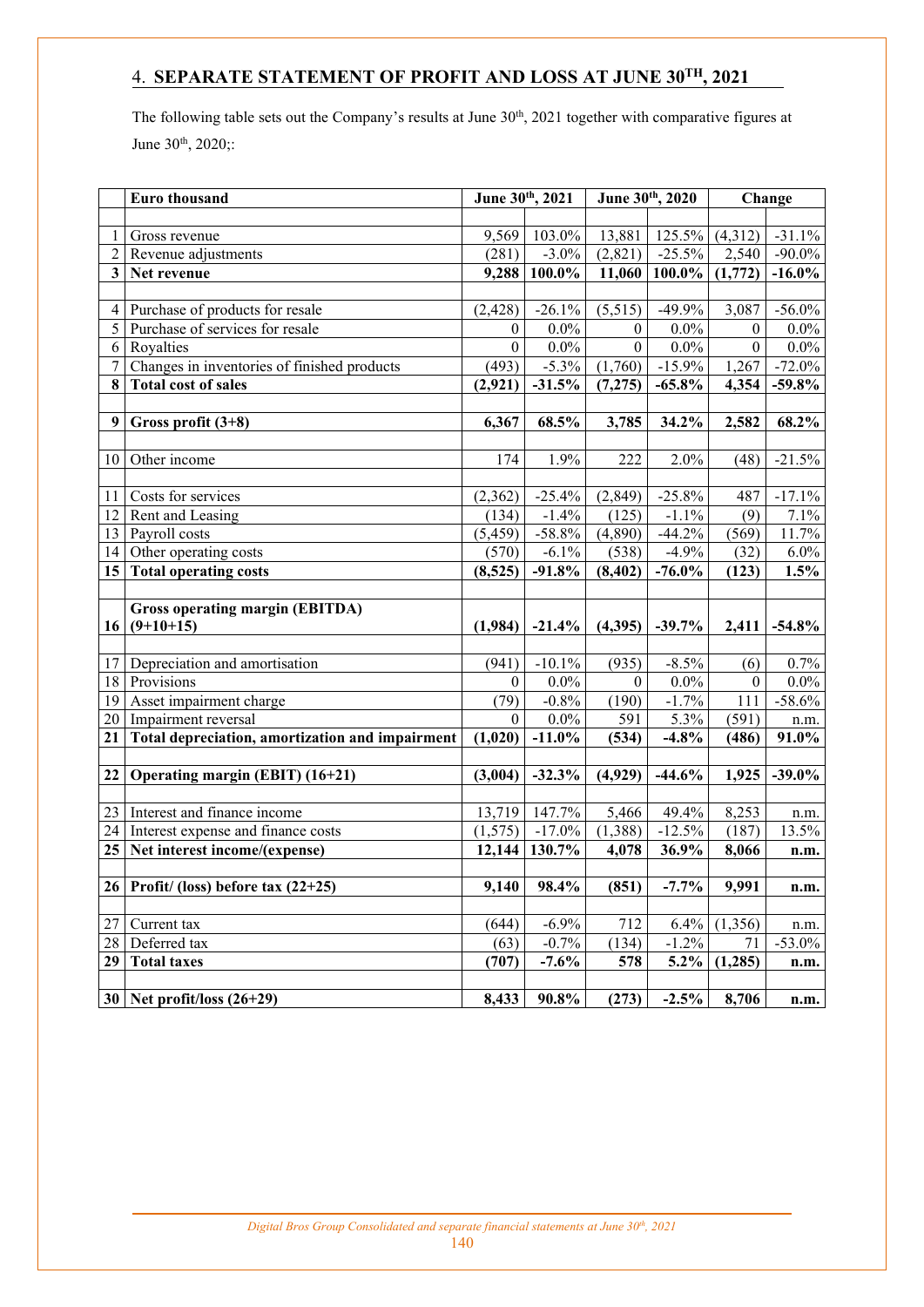## 4. SEPARATE STATEMENT OF PROFIT AND LOSS AT JUNE 30TH, 2021

The following table sets out the Company's results at June 30th, 2021 together with comparative figures at June 30th, 2020;:

| | Euro thousand | June 30th, 2021 | | June 30th, 2020 | | Change | |
|---|---|---|---|---|---|---|---|
| 1 | Gross revenue | 9,569 | 103.0% | 13,881 | 125.5% | (4,312) | -31.1% |
| 2 | Revenue adjustments | (281) | -3.0% | (2,821) | -25.5% | 2,540 | -90.0% |
| **3** | **Net revenue** | **9,288** | **100.0%** | **11,060** | **100.0%** | **(1,772)** | **-16.0%** |
| 4 | Purchase of products for resale | (2,428) | -26.1% | (5,515) | -49.9% | 3,087 | -56.0% |
| 5 | Purchase of services for resale | 0 | 0.0% | 0 | 0.0% | 0 | 0.0% |
| 6 | Royalties | 0 | 0.0% | 0 | 0.0% | 0 | 0.0% |
| 7 | Changes in inventories of finished products | (493) | -5.3% | (1,760) | -15.9% | 1,267 | -72.0% |
| **8** | **Total cost of sales** | **(2,921)** | **-31.5%** | **(7,275)** | **-65.8%** | **4,354** | **-59.8%** |
| **9** | **Gross profit (3+8)** | **6,367** | **68.5%** | **3,785** | **34.2%** | **2,582** | **68.2%** |
| 10 | Other income | 174 | 1.9% | 222 | 2.0% | (48) | -21.5% |
| 11 | Costs for services | (2,362) | -25.4% | (2,849) | -25.8% | 487 | -17.1% |
| 12 | Rent and Leasing | (134) | -1.4% | (125) | -1.1% | (9) | 7.1% |
| 13 | Payroll costs | (5,459) | -58.8% | (4,890) | -44.2% | (569) | 11.7% |
| 14 | Other operating costs | (570) | -6.1% | (538) | -4.9% | (32) | 6.0% |
| **15** | **Total operating costs** | **(8,525)** | **-91.8%** | **(8,402)** | **-76.0%** | **(123)** | **1.5%** |
| **16** | **Gross operating margin (EBITDA) (9+10+15)** | **(1,984)** | **-21.4%** | **(4,395)** | **-39.7%** | **2,411** | **-54.8%** |
| 17 | Depreciation and amortisation | (941) | -10.1% | (935) | -8.5% | (6) | 0.7% |
| 18 | Provisions | 0 | 0.0% | 0 | 0.0% | 0 | 0.0% |
| 19 | Asset impairment charge | (79) | -0.8% | (190) | -1.7% | 111 | -58.6% |
| 20 | Impairment reversal | 0 | 0.0% | 591 | 5.3% | (591) | n.m. |
| **21** | **Total depreciation, amortization and impairment** | **(1,020)** | **-11.0%** | **(534)** | **-4.8%** | **(486)** | **91.0%** |
| **22** | **Operating margin (EBIT) (16+21)** | **(3,004)** | **-32.3%** | **(4,929)** | **-44.6%** | **1,925** | **-39.0%** |
| 23 | Interest and finance income | 13,719 | 147.7% | 5,466 | 49.4% | 8,253 | n.m. |
| 24 | Interest expense and finance costs | (1,575) | -17.0% | (1,388) | -12.5% | (187) | 13.5% |
| **25** | **Net interest income/(expense)** | **12,144** | **130.7%** | **4,078** | **36.9%** | **8,066** | **n.m.** |
| **26** | **Profit/ (loss) before tax (22+25)** | **9,140** | **98.4%** | **(851)** | **-7.7%** | **9,991** | **n.m.** |
| 27 | Current tax | (644) | -6.9% | 712 | 6.4% | (1,356) | n.m. |
| 28 | Deferred tax | (63) | -0.7% | (134) | -1.2% | 71 | -53.0% |
| **29** | **Total taxes** | **(707)** | **-7.6%** | **578** | **5.2%** | **(1,285)** | **n.m.** |
| **30** | **Net profit/loss (26+29)** | **8,433** | **90.8%** | **(273)** | **-2.5%** | **8,706** | **n.m.** |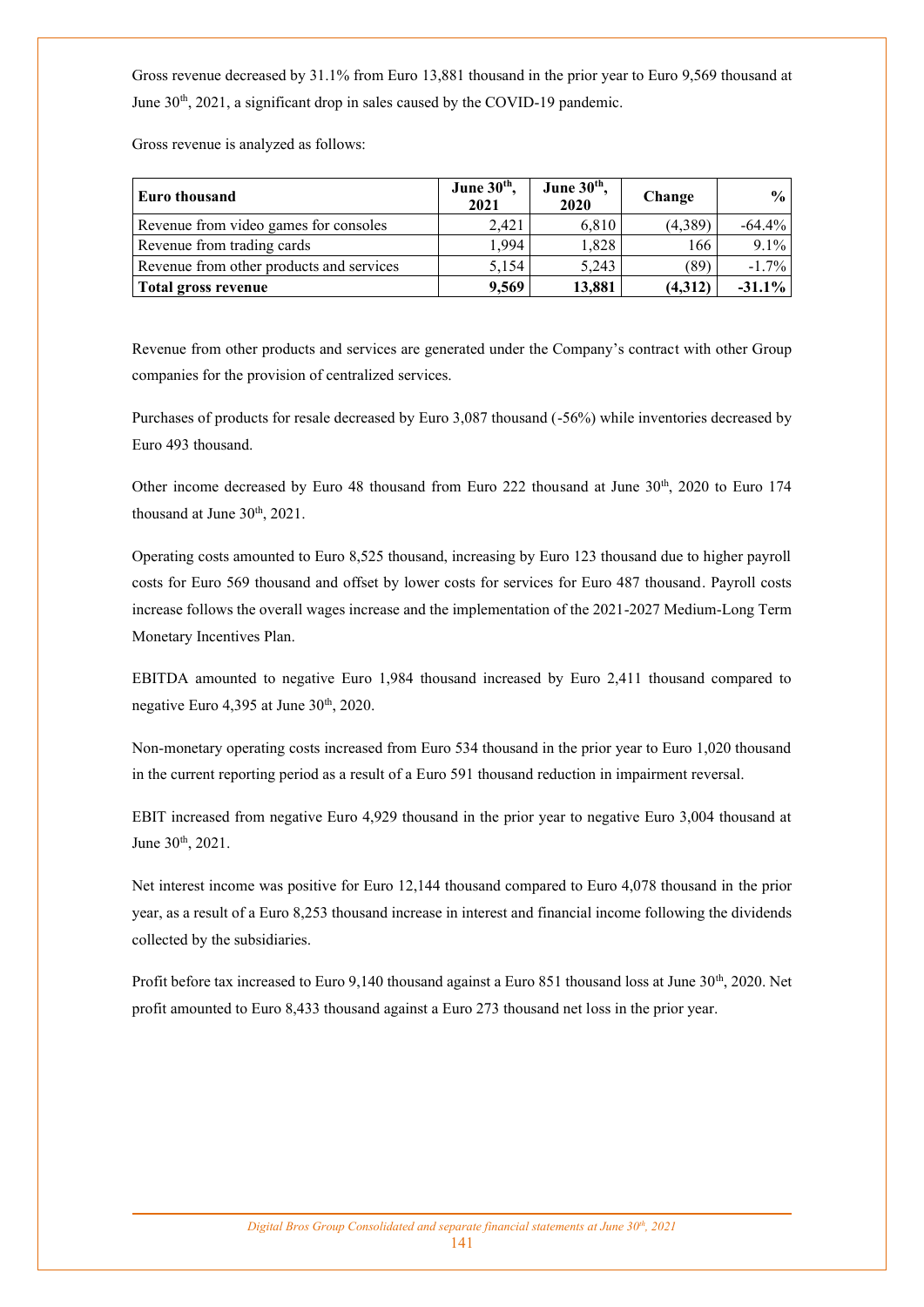Gross revenue decreased by 31.1% from Euro 13,881 thousand in the prior year to Euro 9,569 thousand at June 30th, 2021, a significant drop in sales caused by the COVID-19 pandemic.

Gross revenue is analyzed as follows:

| Euro thousand | June 30th, 2021 | June 30th, 2020 | Change | % |
|---|---|---|---|---|
| Revenue from video games for consoles | 2,421 | 6,810 | (4,389) | -64.4% |
| Revenue from trading cards | 1,994 | 1,828 | 166 | 9.1% |
| Revenue from other products and services | 5,154 | 5,243 | (89) | -1.7% |
| **Total gross revenue** | **9,569** | **13,881** | **(4,312)** | **-31.1%** |

Revenue from other products and services are generated under the Company's contract with other Group companies for the provision of centralized services.

Purchases of products for resale decreased by Euro 3,087 thousand (-56%) while inventories decreased by Euro 493 thousand.

Other income decreased by Euro 48 thousand from Euro 222 thousand at June 30th, 2020 to Euro 174 thousand at June 30th, 2021.

Operating costs amounted to Euro 8,525 thousand, increasing by Euro 123 thousand due to higher payroll costs for Euro 569 thousand and offset by lower costs for services for Euro 487 thousand. Payroll costs increase follows the overall wages increase and the implementation of the 2021-2027 Medium-Long Term Monetary Incentives Plan.

EBITDA amounted to negative Euro 1,984 thousand increased by Euro 2,411 thousand compared to negative Euro 4,395 at June 30th, 2020.

Non-monetary operating costs increased from Euro 534 thousand in the prior year to Euro 1,020 thousand in the current reporting period as a result of a Euro 591 thousand reduction in impairment reversal.

EBIT increased from negative Euro 4,929 thousand in the prior year to negative Euro 3,004 thousand at June 30th, 2021.

Net interest income was positive for Euro 12,144 thousand compared to Euro 4,078 thousand in the prior year, as a result of a Euro 8,253 thousand increase in interest and financial income following the dividends collected by the subsidiaries.

Profit before tax increased to Euro 9,140 thousand against a Euro 851 thousand loss at June 30th, 2020. Net profit amounted to Euro 8,433 thousand against a Euro 273 thousand net loss in the prior year.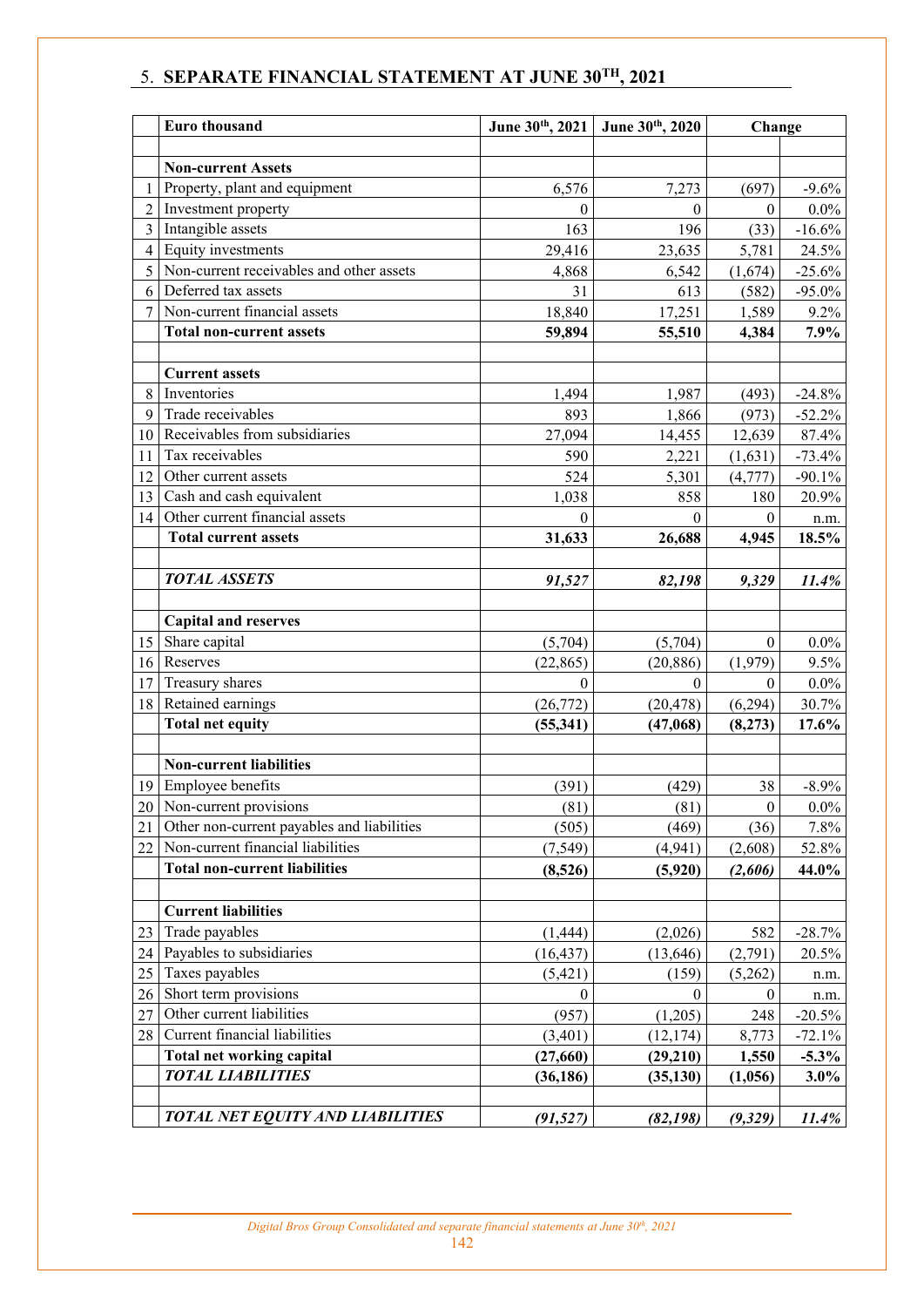## 5. SEPARATE FINANCIAL STATEMENT AT JUNE 30TH, 2021

| | Euro thousand | June 30th, 2021 | June 30th, 2020 | Change | |
|---|---|---|---|---|---|
| | | | | | |
| | **Non-current Assets** | | | | |
| 1 | Property, plant and equipment | 6,576 | 7,273 | (697) | -9.6% |
| 2 | Investment property | 0 | 0 | 0 | 0.0% |
| 3 | Intangible assets | 163 | 196 | (33) | -16.6% |
| 4 | Equity investments | 29,416 | 23,635 | 5,781 | 24.5% |
| 5 | Non-current receivables and other assets | 4,868 | 6,542 | (1,674) | -25.6% |
| 6 | Deferred tax assets | 31 | 613 | (582) | -95.0% |
| 7 | Non-current financial assets | 18,840 | 17,251 | 1,589 | 9.2% |
| | **Total non-current assets** | **59,894** | **55,510** | **4,384** | **7.9%** |
| | | | | | |
| | **Current assets** | | | | |
| 8 | Inventories | 1,494 | 1,987 | (493) | -24.8% |
| 9 | Trade receivables | 893 | 1,866 | (973) | -52.2% |
| 10 | Receivables from subsidiaries | 27,094 | 14,455 | 12,639 | 87.4% |
| 11 | Tax receivables | 590 | 2,221 | (1,631) | -73.4% |
| 12 | Other current assets | 524 | 5,301 | (4,777) | -90.1% |
| 13 | Cash and cash equivalent | 1,038 | 858 | 180 | 20.9% |
| 14 | Other current financial assets | 0 | 0 | 0 | n.m. |
| | **Total current assets** | **31,633** | **26,688** | **4,945** | **18.5%** |
| | | | | | |
| | ***TOTAL ASSETS*** | ***91,527*** | ***82,198*** | ***9,329*** | ***11.4%*** |
| | | | | | |
| | **Capital and reserves** | | | | |
| 15 | Share capital | (5,704) | (5,704) | 0 | 0.0% |
| 16 | Reserves | (22,865) | (20,886) | (1,979) | 9.5% |
| 17 | Treasury shares | 0 | 0 | 0 | 0.0% |
| 18 | Retained earnings | (26,772) | (20,478) | (6,294) | 30.7% |
| | **Total net equity** | **(55,341)** | **(47,068)** | **(8,273)** | **17.6%** |
| | | | | | |
| | **Non-current liabilities** | | | | |
| 19 | Employee benefits | (391) | (429) | 38 | -8.9% |
| 20 | Non-current provisions | (81) | (81) | 0 | 0.0% |
| 21 | Other non-current payables and liabilities | (505) | (469) | (36) | 7.8% |
| 22 | Non-current financial liabilities | (7,549) | (4,941) | (2,608) | 52.8% |
| | **Total non-current liabilities** | **(8,526)** | **(5,920)** | ***(2,606)*** | **44.0%** |
| | | | | | |
| | **Current liabilities** | | | | |
| 23 | Trade payables | (1,444) | (2,026) | 582 | -28.7% |
| 24 | Payables to subsidiaries | (16,437) | (13,646) | (2,791) | 20.5% |
| 25 | Taxes payables | (5,421) | (159) | (5,262) | n.m. |
| 26 | Short term provisions | 0 | 0 | 0 | n.m. |
| 27 | Other current liabilities | (957) | (1,205) | 248 | -20.5% |
| 28 | Current financial liabilities | (3,401) | (12,174) | 8,773 | -72.1% |
| | **Total net working capital** | **(27,660)** | **(29,210)** | **1,550** | **-5.3%** |
| | ***TOTAL LIABILITIES*** | **(36,186)** | **(35,130)** | **(1,056)** | **3.0%** |
| | | | | | |
| | ***TOTAL NET EQUITY AND LIABILITIES*** | ***(91,527)*** | ***(82,198)*** | ***(9,329)*** | ***11.4%*** |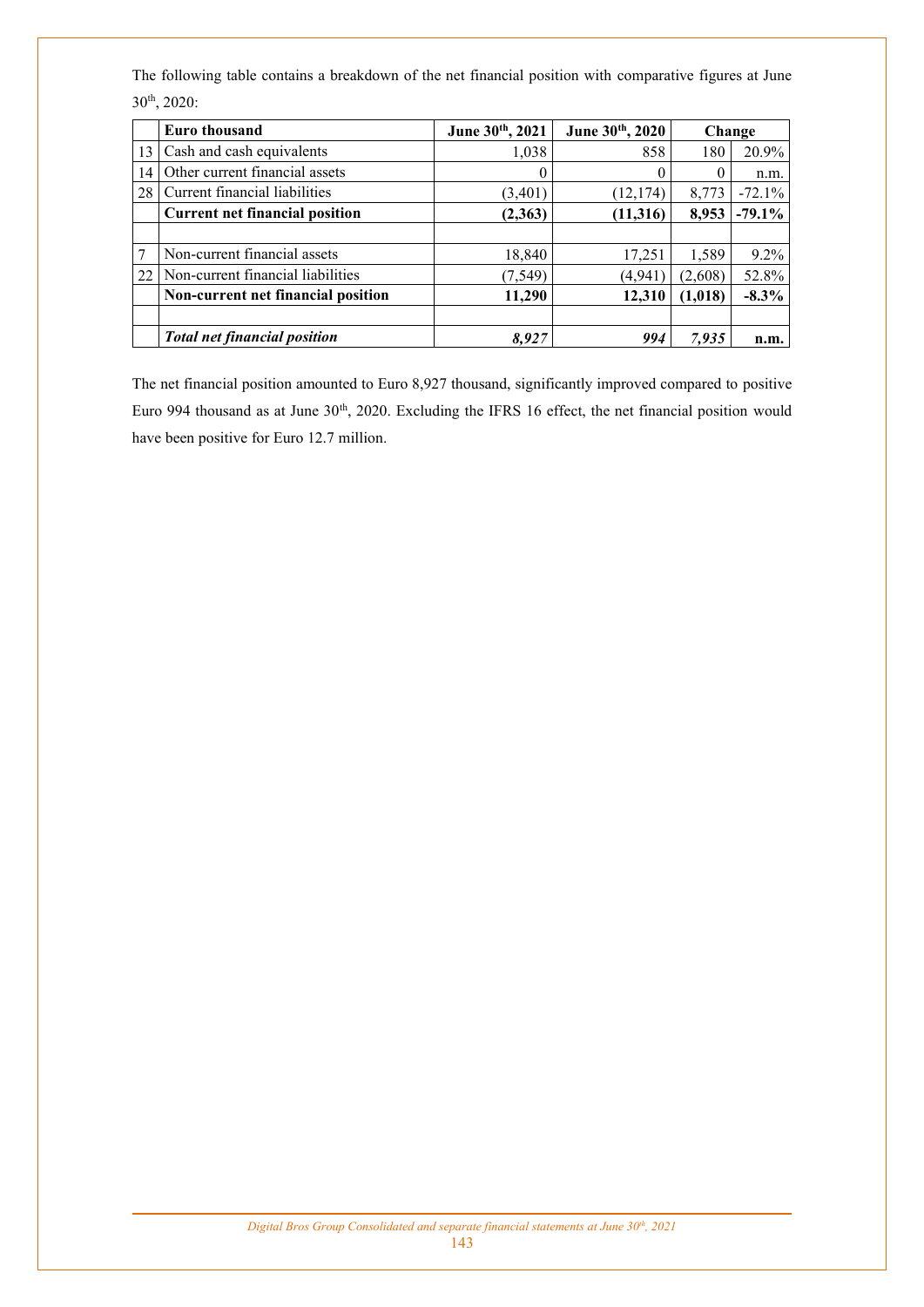The following table contains a breakdown of the net financial position with comparative figures at June 30th, 2020:

| | Euro thousand | June 30th, 2021 | June 30th, 2020 | Change | |
|---|---|---|---|---|---|
| 13 | Cash and cash equivalents | 1,038 | 858 | 180 | 20.9% |
| 14 | Other current financial assets | 0 | 0 | 0 | n.m. |
| 28 | Current financial liabilities | (3,401) | (12,174) | 8,773 | -72.1% |
| | **Current net financial position** | **(2,363)** | **(11,316)** | **8,953** | **-79.1%** |
| | | | | | |
| 7 | Non-current financial assets | 18,840 | 17,251 | 1,589 | 9.2% |
| 22 | Non-current financial liabilities | (7,549) | (4,941) | (2,608) | 52.8% |
| | **Non-current net financial position** | **11,290** | **12,310** | **(1,018)** | **-8.3%** |
| | | | | | |
| | ***Total net financial position*** | ***8,927*** | ***994*** | ***7,935*** | **n.m.** |

The net financial position amounted to Euro 8,927 thousand, significantly improved compared to positive Euro 994 thousand as at June 30th, 2020. Excluding the IFRS 16 effect, the net financial position would have been positive for Euro 12.7 million.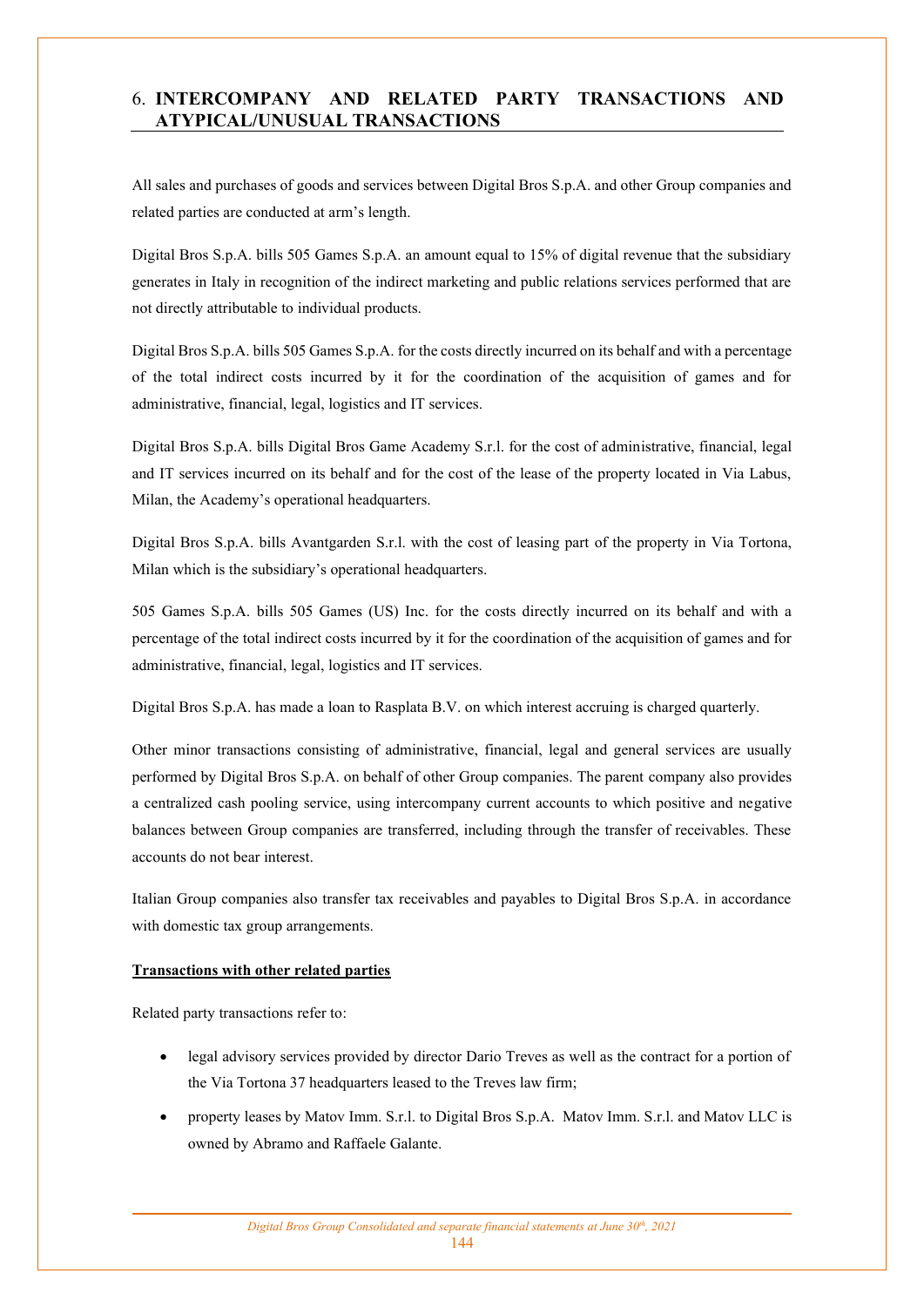## 6. INTERCOMPANY AND RELATED PARTY TRANSACTIONS AND ATYPICAL/UNUSUAL TRANSACTIONS

All sales and purchases of goods and services between Digital Bros S.p.A. and other Group companies and related parties are conducted at arm's length.

Digital Bros S.p.A. bills 505 Games S.p.A. an amount equal to 15% of digital revenue that the subsidiary generates in Italy in recognition of the indirect marketing and public relations services performed that are not directly attributable to individual products.

Digital Bros S.p.A. bills 505 Games S.p.A. for the costs directly incurred on its behalf and with a percentage of the total indirect costs incurred by it for the coordination of the acquisition of games and for administrative, financial, legal, logistics and IT services.

Digital Bros S.p.A. bills Digital Bros Game Academy S.r.l. for the cost of administrative, financial, legal and IT services incurred on its behalf and for the cost of the lease of the property located in Via Labus, Milan, the Academy's operational headquarters.

Digital Bros S.p.A. bills Avantgarden S.r.l. with the cost of leasing part of the property in Via Tortona, Milan which is the subsidiary's operational headquarters.

505 Games S.p.A. bills 505 Games (US) Inc. for the costs directly incurred on its behalf and with a percentage of the total indirect costs incurred by it for the coordination of the acquisition of games and for administrative, financial, legal, logistics and IT services.

Digital Bros S.p.A. has made a loan to Rasplata B.V. on which interest accruing is charged quarterly.

Other minor transactions consisting of administrative, financial, legal and general services are usually performed by Digital Bros S.p.A. on behalf of other Group companies. The parent company also provides a centralized cash pooling service, using intercompany current accounts to which positive and negative balances between Group companies are transferred, including through the transfer of receivables. These accounts do not bear interest.

Italian Group companies also transfer tax receivables and payables to Digital Bros S.p.A. in accordance with domestic tax group arrangements.

**Transactions with other related parties**

Related party transactions refer to:

- legal advisory services provided by director Dario Treves as well as the contract for a portion of the Via Tortona 37 headquarters leased to the Treves law firm;
- property leases by Matov Imm. S.r.l. to Digital Bros S.p.A. Matov Imm. S.r.l. and Matov LLC is owned by Abramo and Raffaele Galante.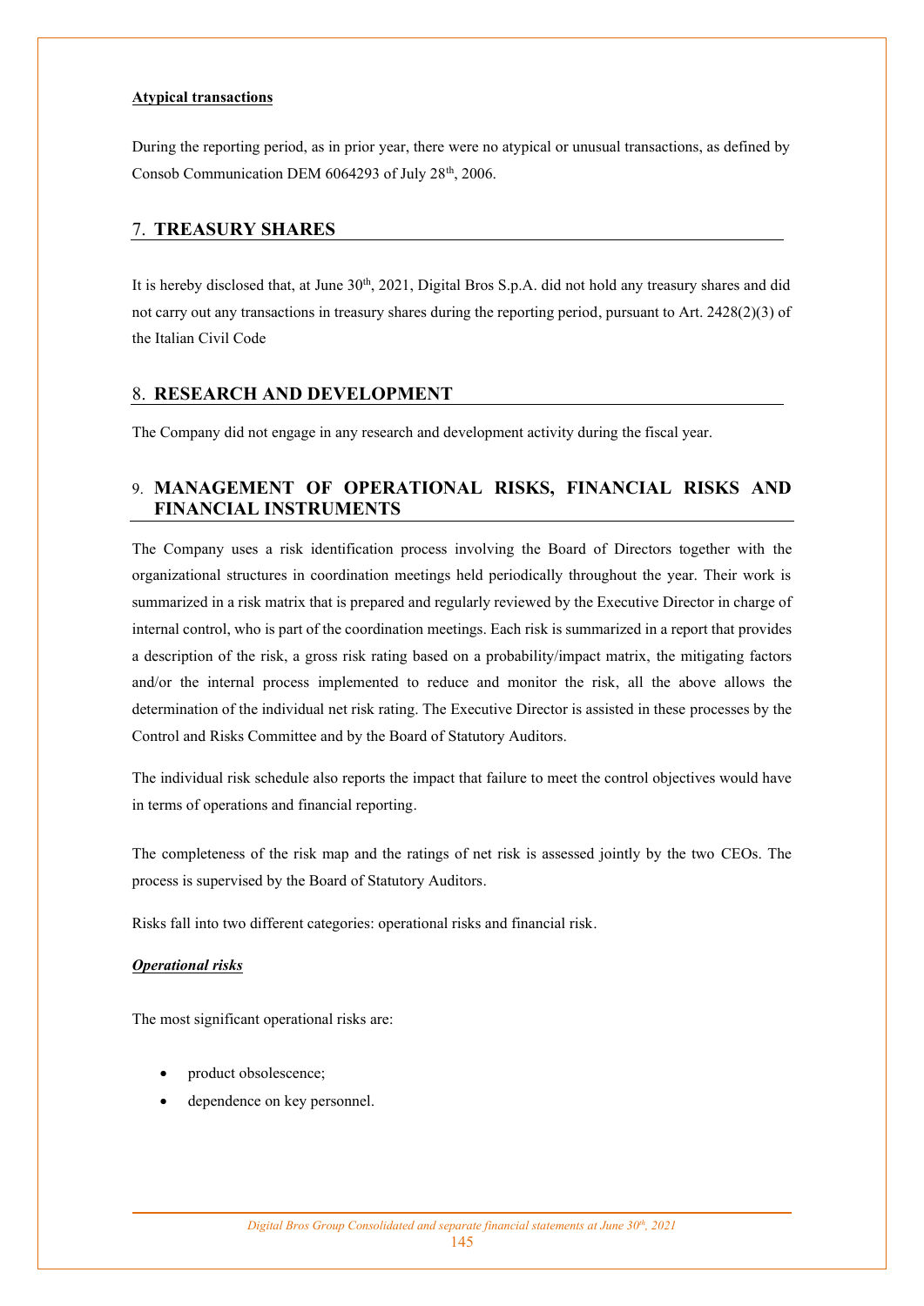**Atypical transactions**

During the reporting period, as in prior year, there were no atypical or unusual transactions, as defined by Consob Communication DEM 6064293 of July 28th, 2006.

## 7. TREASURY SHARES

It is hereby disclosed that, at June 30th, 2021, Digital Bros S.p.A. did not hold any treasury shares and did not carry out any transactions in treasury shares during the reporting period, pursuant to Art. 2428(2)(3) of the Italian Civil Code

## 8. RESEARCH AND DEVELOPMENT

The Company did not engage in any research and development activity during the fiscal year.

## 9. MANAGEMENT OF OPERATIONAL RISKS, FINANCIAL RISKS AND FINANCIAL INSTRUMENTS

The Company uses a risk identification process involving the Board of Directors together with the organizational structures in coordination meetings held periodically throughout the year. Their work is summarized in a risk matrix that is prepared and regularly reviewed by the Executive Director in charge of internal control, who is part of the coordination meetings. Each risk is summarized in a report that provides a description of the risk, a gross risk rating based on a probability/impact matrix, the mitigating factors and/or the internal process implemented to reduce and monitor the risk, all the above allows the determination of the individual net risk rating. The Executive Director is assisted in these processes by the Control and Risks Committee and by the Board of Statutory Auditors.

The individual risk schedule also reports the impact that failure to meet the control objectives would have in terms of operations and financial reporting.

The completeness of the risk map and the ratings of net risk is assessed jointly by the two CEOs. The process is supervised by the Board of Statutory Auditors.

Risks fall into two different categories: operational risks and financial risk.

***Operational risks***

The most significant operational risks are:

- product obsolescence;
- dependence on key personnel.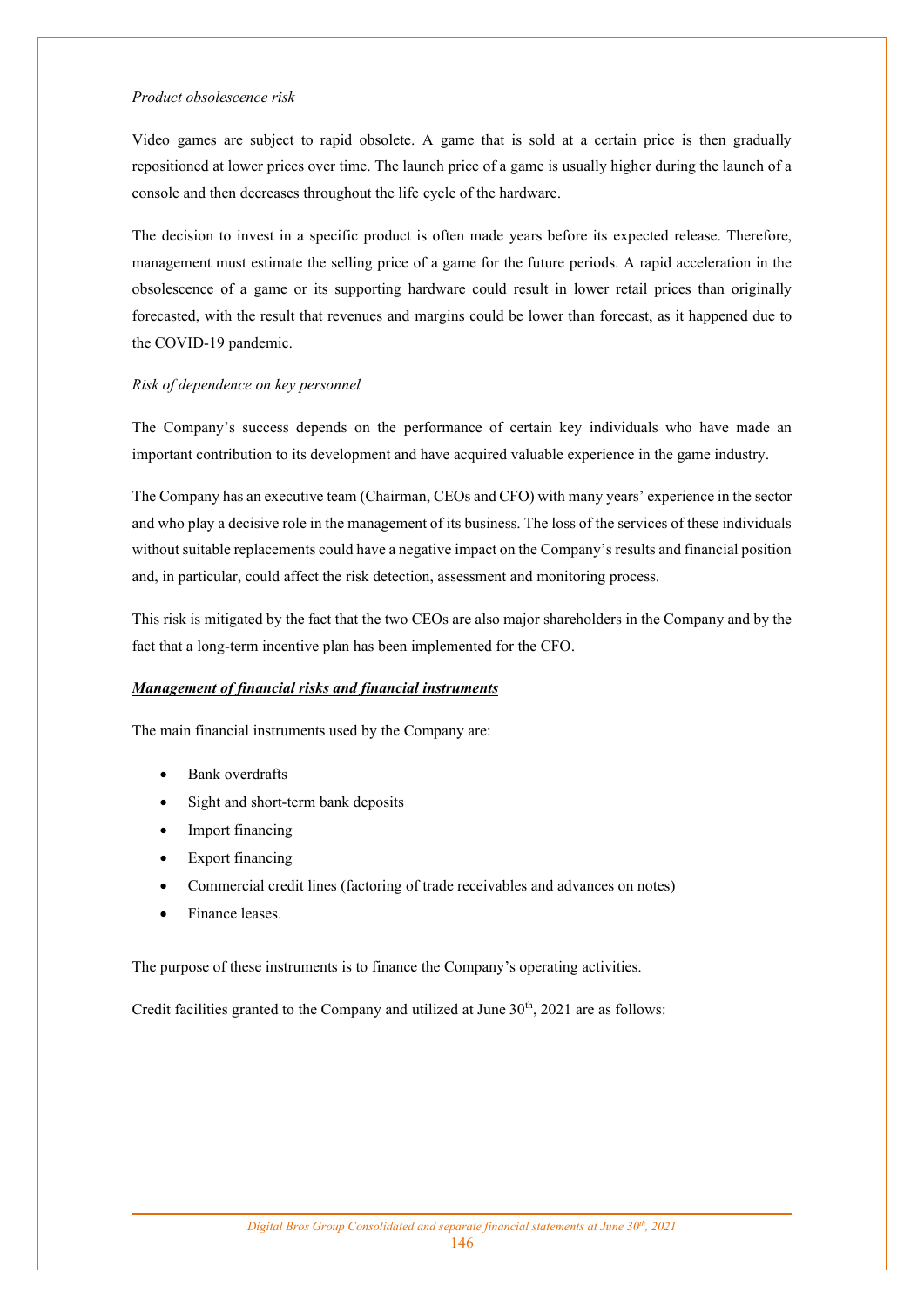*Product obsolescence risk*

Video games are subject to rapid obsolete. A game that is sold at a certain price is then gradually repositioned at lower prices over time. The launch price of a game is usually higher during the launch of a console and then decreases throughout the life cycle of the hardware.

The decision to invest in a specific product is often made years before its expected release. Therefore, management must estimate the selling price of a game for the future periods. A rapid acceleration in the obsolescence of a game or its supporting hardware could result in lower retail prices than originally forecasted, with the result that revenues and margins could be lower than forecast, as it happened due to the COVID-19 pandemic.

*Risk of dependence on key personnel*

The Company's success depends on the performance of certain key individuals who have made an important contribution to its development and have acquired valuable experience in the game industry.

The Company has an executive team (Chairman, CEOs and CFO) with many years' experience in the sector and who play a decisive role in the management of its business. The loss of the services of these individuals without suitable replacements could have a negative impact on the Company's results and financial position and, in particular, could affect the risk detection, assessment and monitoring process.

This risk is mitigated by the fact that the two CEOs are also major shareholders in the Company and by the fact that a long-term incentive plan has been implemented for the CFO.

***Management of financial risks and financial instruments***

The main financial instruments used by the Company are:

- Bank overdrafts
- Sight and short-term bank deposits
- Import financing
- Export financing
- Commercial credit lines (factoring of trade receivables and advances on notes)
- Finance leases.

The purpose of these instruments is to finance the Company's operating activities.

Credit facilities granted to the Company and utilized at June 30th, 2021 are as follows: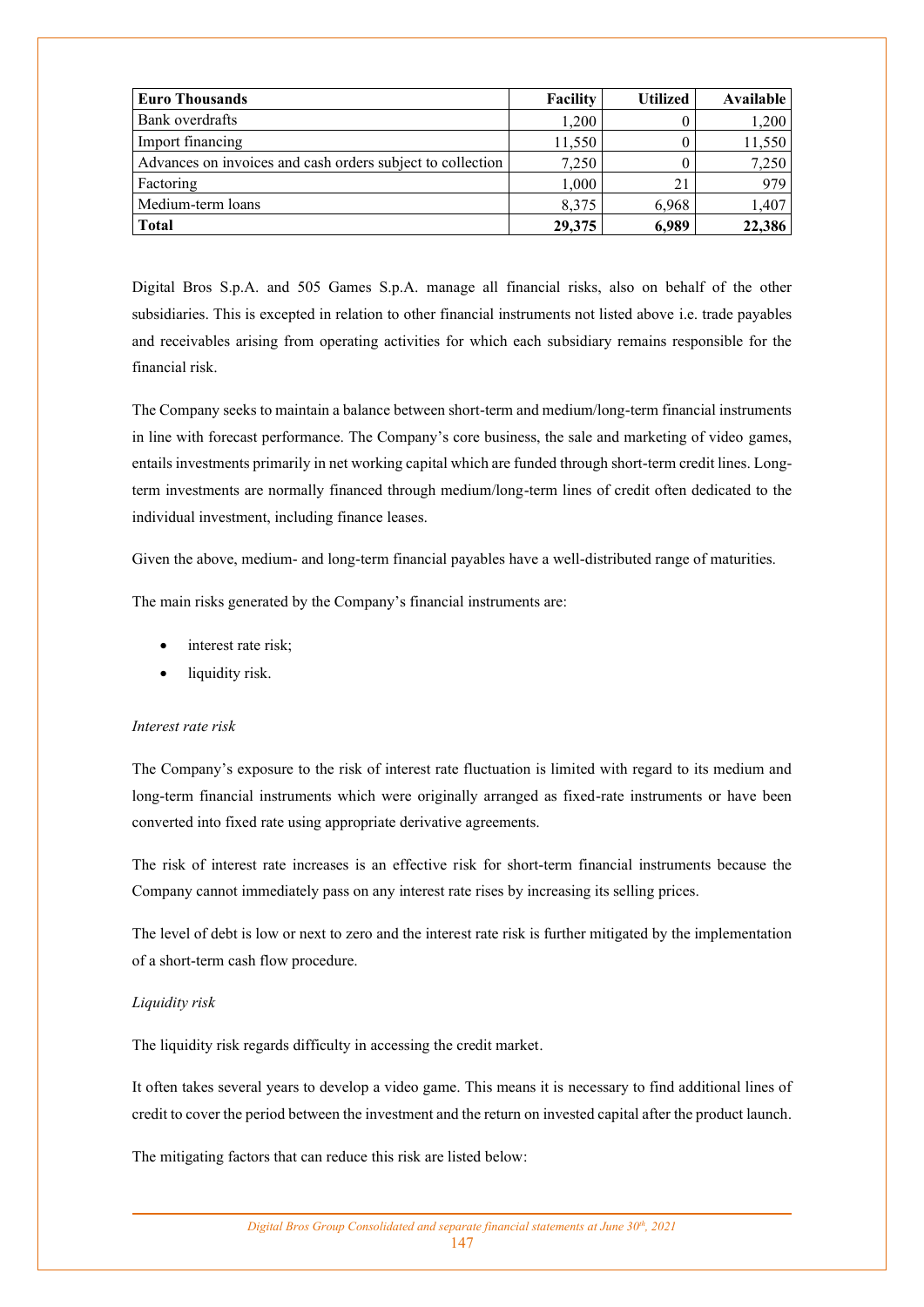| Euro Thousands | Facility | Utilized | Available |
|---|---|---|---|
| Bank overdrafts | 1,200 | 0 | 1,200 |
| Import financing | 11,550 | 0 | 11,550 |
| Advances on invoices and cash orders subject to collection | 7,250 | 0 | 7,250 |
| Factoring | 1,000 | 21 | 979 |
| Medium-term loans | 8,375 | 6,968 | 1,407 |
| **Total** | **29,375** | **6,989** | **22,386** |

Digital Bros S.p.A. and 505 Games S.p.A. manage all financial risks, also on behalf of the other subsidiaries. This is excepted in relation to other financial instruments not listed above i.e. trade payables and receivables arising from operating activities for which each subsidiary remains responsible for the financial risk.

The Company seeks to maintain a balance between short-term and medium/long-term financial instruments in line with forecast performance. The Company's core business, the sale and marketing of video games, entails investments primarily in net working capital which are funded through short-term credit lines. Long-term investments are normally financed through medium/long-term lines of credit often dedicated to the individual investment, including finance leases.

Given the above, medium- and long-term financial payables have a well-distributed range of maturities.

The main risks generated by the Company's financial instruments are:

- interest rate risk;
- liquidity risk.

*Interest rate risk*

The Company's exposure to the risk of interest rate fluctuation is limited with regard to its medium and long-term financial instruments which were originally arranged as fixed-rate instruments or have been converted into fixed rate using appropriate derivative agreements.

The risk of interest rate increases is an effective risk for short-term financial instruments because the Company cannot immediately pass on any interest rate rises by increasing its selling prices.

The level of debt is low or next to zero and the interest rate risk is further mitigated by the implementation of a short-term cash flow procedure.

*Liquidity risk*

The liquidity risk regards difficulty in accessing the credit market.

It often takes several years to develop a video game. This means it is necessary to find additional lines of credit to cover the period between the investment and the return on invested capital after the product launch.

The mitigating factors that can reduce this risk are listed below: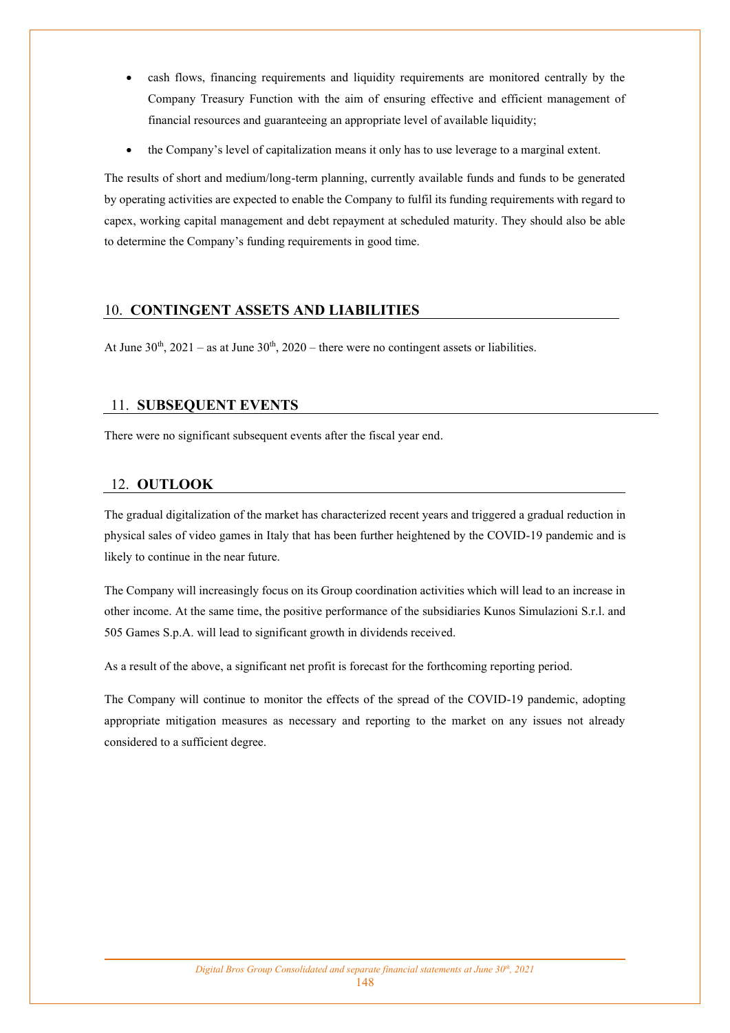- cash flows, financing requirements and liquidity requirements are monitored centrally by the Company Treasury Function with the aim of ensuring effective and efficient management of financial resources and guaranteeing an appropriate level of available liquidity;
- the Company's level of capitalization means it only has to use leverage to a marginal extent.

The results of short and medium/long-term planning, currently available funds and funds to be generated by operating activities are expected to enable the Company to fulfil its funding requirements with regard to capex, working capital management and debt repayment at scheduled maturity. They should also be able to determine the Company's funding requirements in good time.

## 10. CONTINGENT ASSETS AND LIABILITIES

At June 30th, 2021 – as at June 30th, 2020 – there were no contingent assets or liabilities.

## 11. SUBSEQUENT EVENTS

There were no significant subsequent events after the fiscal year end.

## 12. OUTLOOK

The gradual digitalization of the market has characterized recent years and triggered a gradual reduction in physical sales of video games in Italy that has been further heightened by the COVID-19 pandemic and is likely to continue in the near future.

The Company will increasingly focus on its Group coordination activities which will lead to an increase in other income. At the same time, the positive performance of the subsidiaries Kunos Simulazioni S.r.l. and 505 Games S.p.A. will lead to significant growth in dividends received.

As a result of the above, a significant net profit is forecast for the forthcoming reporting period.

The Company will continue to monitor the effects of the spread of the COVID-19 pandemic, adopting appropriate mitigation measures as necessary and reporting to the market on any issues not already considered to a sufficient degree.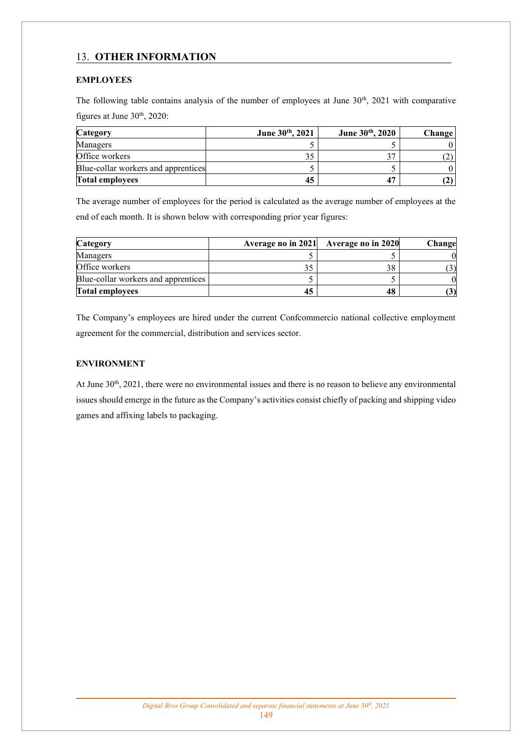## 13. OTHER INFORMATION

### EMPLOYEES

The following table contains analysis of the number of employees at June 30th, 2021 with comparative figures at June 30th, 2020:

| Category | June 30th, 2021 | June 30th, 2020 | Change |
|---|---|---|---|
| Managers | 5 | 5 | 0 |
| Office workers | 35 | 37 | (2) |
| Blue-collar workers and apprentices | 5 | 5 | 0 |
| **Total employees** | **45** | **47** | **(2)** |

The average number of employees for the period is calculated as the average number of employees at the end of each month. It is shown below with corresponding prior year figures:

| Category | Average no in 2021 | Average no in 2020 | Change |
|---|---|---|---|
| Managers | 5 | 5 | 0 |
| Office workers | 35 | 38 | (3) |
| Blue-collar workers and apprentices | 5 | 5 | 0 |
| **Total employees** | **45** | **48** | **(3)** |

The Company's employees are hired under the current Confcommercio national collective employment agreement for the commercial, distribution and services sector.

### ENVIRONMENT

At June 30th, 2021, there were no environmental issues and there is no reason to believe any environmental issues should emerge in the future as the Company's activities consist chiefly of packing and shipping video games and affixing labels to packaging.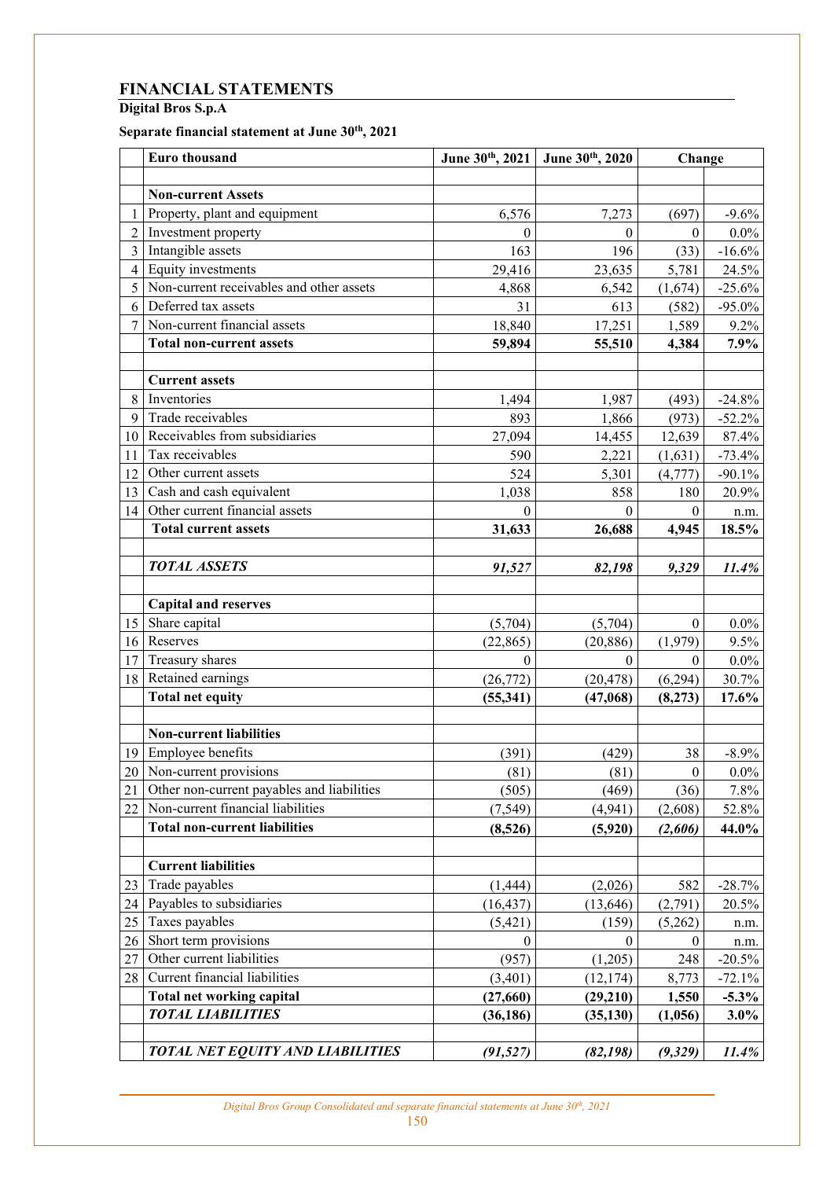# FINANCIAL STATEMENTS

**Digital Bros S.p.A**

**Separate financial statement at June 30th, 2021**

| | Euro thousand | June 30th, 2021 | June 30th, 2020 | Change | |
|---|---|---|---|---|---|
| | | | | | |
| | **Non-current Assets** | | | | |
| 1 | Property, plant and equipment | 6,576 | 7,273 | (697) | -9.6% |
| 2 | Investment property | 0 | 0 | 0 | 0.0% |
| 3 | Intangible assets | 163 | 196 | (33) | -16.6% |
| 4 | Equity investments | 29,416 | 23,635 | 5,781 | 24.5% |
| 5 | Non-current receivables and other assets | 4,868 | 6,542 | (1,674) | -25.6% |
| 6 | Deferred tax assets | 31 | 613 | (582) | -95.0% |
| 7 | Non-current financial assets | 18,840 | 17,251 | 1,589 | 9.2% |
| | **Total non-current assets** | **59,894** | **55,510** | **4,384** | **7.9%** |
| | | | | | |
| | **Current assets** | | | | |
| 8 | Inventories | 1,494 | 1,987 | (493) | -24.8% |
| 9 | Trade receivables | 893 | 1,866 | (973) | -52.2% |
| 10 | Receivables from subsidiaries | 27,094 | 14,455 | 12,639 | 87.4% |
| 11 | Tax receivables | 590 | 2,221 | (1,631) | -73.4% |
| 12 | Other current assets | 524 | 5,301 | (4,777) | -90.1% |
| 13 | Cash and cash equivalent | 1,038 | 858 | 180 | 20.9% |
| 14 | Other current financial assets | 0 | 0 | 0 | n.m. |
| | **Total current assets** | **31,633** | **26,688** | **4,945** | **18.5%** |
| | | | | | |
| | ***TOTAL ASSETS*** | ***91,527*** | ***82,198*** | ***9,329*** | ***11.4%*** |
| | | | | | |
| | **Capital and reserves** | | | | |
| 15 | Share capital | (5,704) | (5,704) | 0 | 0.0% |
| 16 | Reserves | (22,865) | (20,886) | (1,979) | 9.5% |
| 17 | Treasury shares | 0 | 0 | 0 | 0.0% |
| 18 | Retained earnings | (26,772) | (20,478) | (6,294) | 30.7% |
| | **Total net equity** | **(55,341)** | **(47,068)** | **(8,273)** | **17.6%** |
| | | | | | |
| | **Non-current liabilities** | | | | |
| 19 | Employee benefits | (391) | (429) | 38 | -8.9% |
| 20 | Non-current provisions | (81) | (81) | 0 | 0.0% |
| 21 | Other non-current payables and liabilities | (505) | (469) | (36) | 7.8% |
| 22 | Non-current financial liabilities | (7,549) | (4,941) | (2,608) | 52.8% |
| | **Total non-current liabilities** | **(8,526)** | **(5,920)** | ***(2,606)*** | **44.0%** |
| | | | | | |
| | **Current liabilities** | | | | |
| 23 | Trade payables | (1,444) | (2,026) | 582 | -28.7% |
| 24 | Payables to subsidiaries | (16,437) | (13,646) | (2,791) | 20.5% |
| 25 | Taxes payables | (5,421) | (159) | (5,262) | n.m. |
| 26 | Short term provisions | 0 | 0 | 0 | n.m. |
| 27 | Other current liabilities | (957) | (1,205) | 248 | -20.5% |
| 28 | Current financial liabilities | (3,401) | (12,174) | 8,773 | -72.1% |
| | **Total net working capital** | **(27,660)** | **(29,210)** | **1,550** | **-5.3%** |
| | ***TOTAL LIABILITIES*** | **(36,186)** | **(35,130)** | **(1,056)** | **3.0%** |
| | | | | | |
| | ***TOTAL NET EQUITY AND LIABILITIES*** | ***(91,527)*** | ***(82,198)*** | ***(9,329)*** | ***11.4%*** |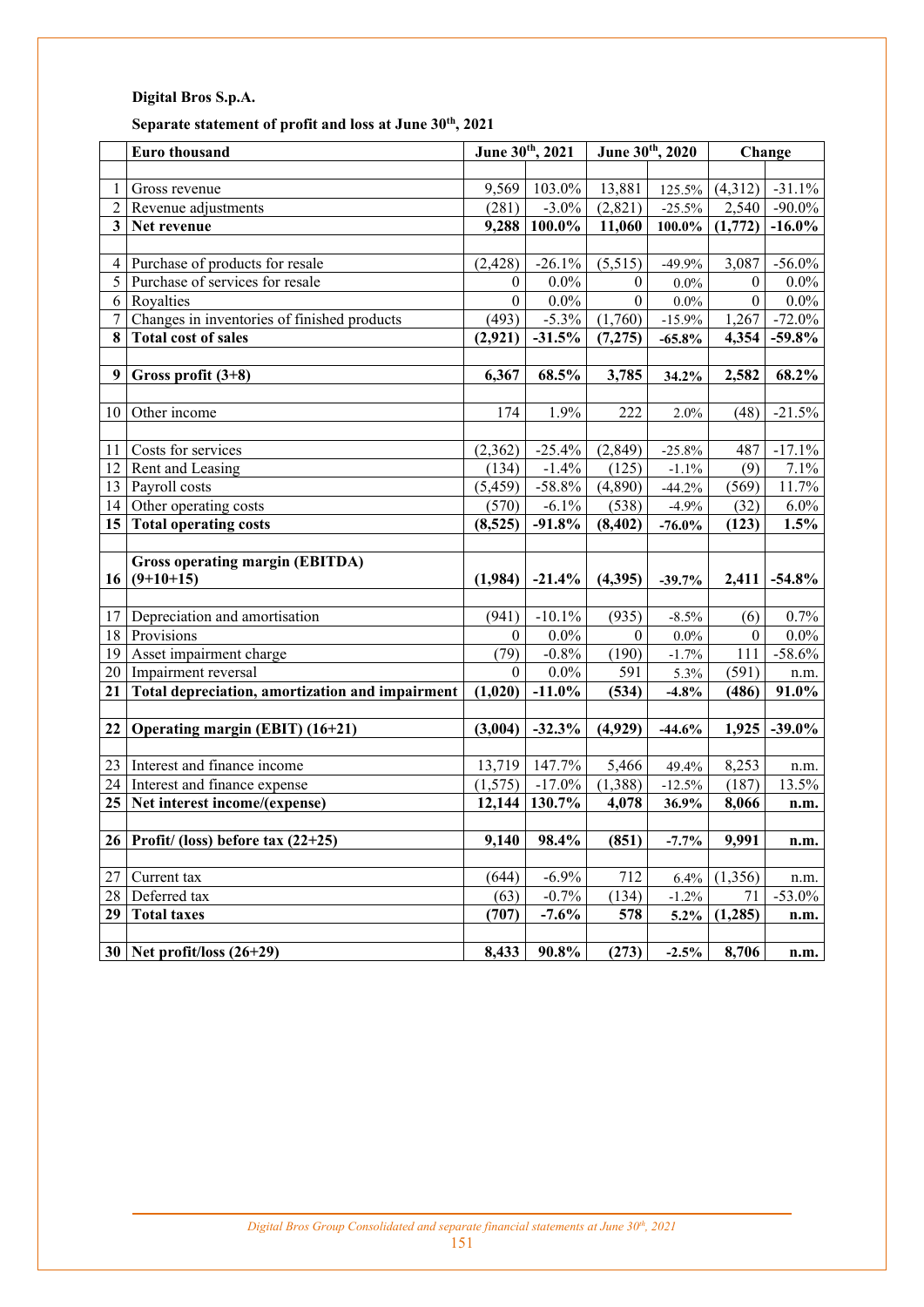**Digital Bros S.p.A.**

**Separate statement of profit and loss at June 30th, 2021**

| | Euro thousand | June 30th, 2021 | | June 30th, 2020 | | Change | |
|---|---|---|---|---|---|---|---|
| | | | | | | | |
| 1 | Gross revenue | 9,569 | 103.0% | 13,881 | 125.5% | (4,312) | -31.1% |
| 2 | Revenue adjustments | (281) | -3.0% | (2,821) | -25.5% | 2,540 | -90.0% |
| **3** | **Net revenue** | **9,288** | **100.0%** | **11,060** | **100.0%** | **(1,772)** | **-16.0%** |
| | | | | | | | |
| 4 | Purchase of products for resale | (2,428) | -26.1% | (5,515) | -49.9% | 3,087 | -56.0% |
| 5 | Purchase of services for resale | 0 | 0.0% | 0 | 0.0% | 0 | 0.0% |
| 6 | Royalties | 0 | 0.0% | 0 | 0.0% | 0 | 0.0% |
| 7 | Changes in inventories of finished products | (493) | -5.3% | (1,760) | -15.9% | 1,267 | -72.0% |
| **8** | **Total cost of sales** | **(2,921)** | **-31.5%** | **(7,275)** | **-65.8%** | **4,354** | **-59.8%** |
| | | | | | | | |
| **9** | **Gross profit (3+8)** | **6,367** | **68.5%** | **3,785** | **34.2%** | **2,582** | **68.2%** |
| | | | | | | | |
| 10 | Other income | 174 | 1.9% | 222 | 2.0% | (48) | -21.5% |
| | | | | | | | |
| 11 | Costs for services | (2,362) | -25.4% | (2,849) | -25.8% | 487 | -17.1% |
| 12 | Rent and Leasing | (134) | -1.4% | (125) | -1.1% | (9) | 7.1% |
| 13 | Payroll costs | (5,459) | -58.8% | (4,890) | -44.2% | (569) | 11.7% |
| 14 | Other operating costs | (570) | -6.1% | (538) | -4.9% | (32) | 6.0% |
| **15** | **Total operating costs** | **(8,525)** | **-91.8%** | **(8,402)** | **-76.0%** | **(123)** | **1.5%** |
| | | | | | | | |
| **16** | **Gross operating margin (EBITDA) (9+10+15)** | **(1,984)** | **-21.4%** | **(4,395)** | **-39.7%** | **2,411** | **-54.8%** |
| | | | | | | | |
| 17 | Depreciation and amortisation | (941) | -10.1% | (935) | -8.5% | (6) | 0.7% |
| 18 | Provisions | 0 | 0.0% | 0 | 0.0% | 0 | 0.0% |
| 19 | Asset impairment charge | (79) | -0.8% | (190) | -1.7% | 111 | -58.6% |
| 20 | Impairment reversal | 0 | 0.0% | 591 | 5.3% | (591) | n.m. |
| **21** | **Total depreciation, amortization and impairment** | **(1,020)** | **-11.0%** | **(534)** | **-4.8%** | **(486)** | **91.0%** |
| | | | | | | | |
| **22** | **Operating margin (EBIT) (16+21)** | **(3,004)** | **-32.3%** | **(4,929)** | **-44.6%** | **1,925** | **-39.0%** |
| | | | | | | | |
| 23 | Interest and finance income | 13,719 | 147.7% | 5,466 | 49.4% | 8,253 | n.m. |
| 24 | Interest and finance expense | (1,575) | -17.0% | (1,388) | -12.5% | (187) | 13.5% |
| **25** | **Net interest income/(expense)** | **12,144** | **130.7%** | **4,078** | **36.9%** | **8,066** | **n.m.** |
| | | | | | | | |
| **26** | **Profit/ (loss) before tax (22+25)** | **9,140** | **98.4%** | **(851)** | **-7.7%** | **9,991** | **n.m.** |
| | | | | | | | |
| 27 | Current tax | (644) | -6.9% | 712 | 6.4% | (1,356) | n.m. |
| 28 | Deferred tax | (63) | -0.7% | (134) | -1.2% | 71 | -53.0% |
| **29** | **Total taxes** | **(707)** | **-7.6%** | **578** | **5.2%** | **(1,285)** | **n.m.** |
| | | | | | | | |
| **30** | **Net profit/loss (26+29)** | **8,433** | **90.8%** | **(273)** | **-2.5%** | **8,706** | **n.m.** |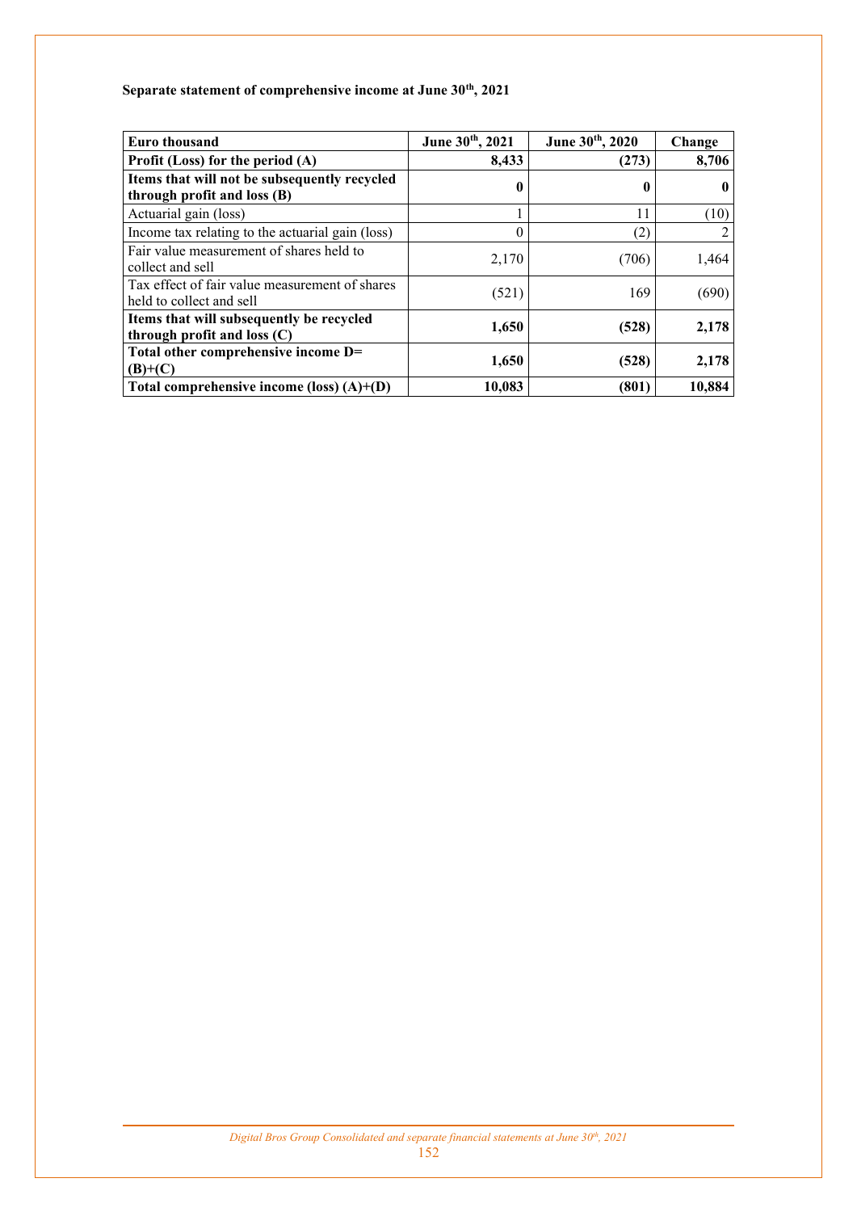**Separate statement of comprehensive income at June 30th, 2021**

| Euro thousand | June 30th, 2021 | June 30th, 2020 | Change |
|---|---|---|---|
| **Profit (Loss) for the period (A)** | **8,433** | **(273)** | **8,706** |
| **Items that will not be subsequently recycled through profit and loss (B)** | **0** | **0** | **0** |
| Actuarial gain (loss) | 1 | 11 | (10) |
| Income tax relating to the actuarial gain (loss) | 0 | (2) | 2 |
| Fair value measurement of shares held to collect and sell | 2,170 | (706) | 1,464 |
| Tax effect of fair value measurement of shares held to collect and sell | (521) | 169 | (690) |
| **Items that will subsequently be recycled through profit and loss (C)** | **1,650** | **(528)** | **2,178** |
| **Total other comprehensive income D= (B)+(C)** | **1,650** | **(528)** | **2,178** |
| **Total comprehensive income (loss) (A)+(D)** | **10,083** | **(801)** | **10,884** |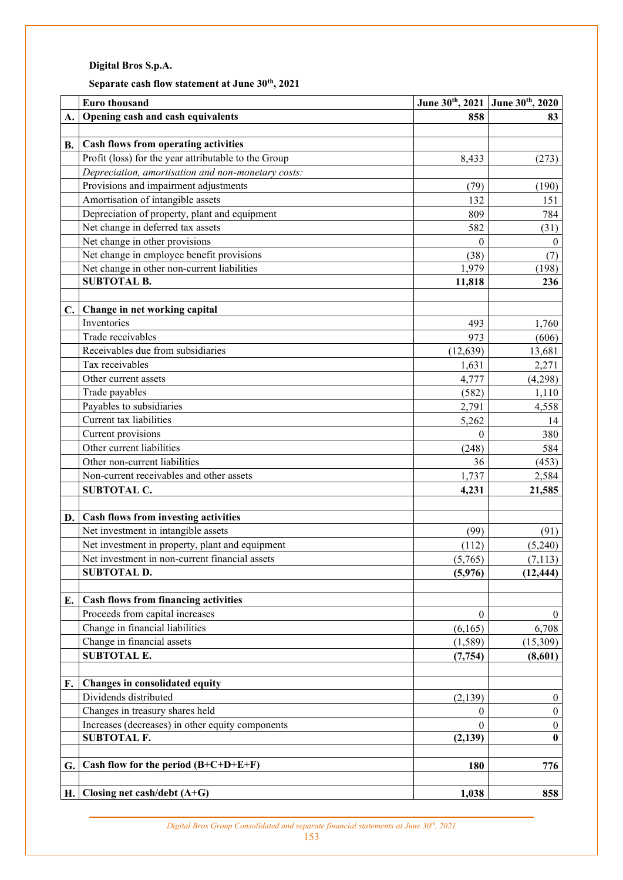**Digital Bros S.p.A.**

**Separate cash flow statement at June 30th, 2021**

| | Euro thousand | June 30th, 2021 | June 30th, 2020 |
|---|---|---|---|
| **A.** | **Opening cash and cash equivalents** | **858** | **83** |
| | | | |
| **B.** | **Cash flows from operating activities** | | |
| | Profit (loss) for the year attributable to the Group | 8,433 | (273) |
| | *Depreciation, amortisation and non-monetary costs:* | | |
| | Provisions and impairment adjustments | (79) | (190) |
| | Amortisation of intangible assets | 132 | 151 |
| | Depreciation of property, plant and equipment | 809 | 784 |
| | Net change in deferred tax assets | 582 | (31) |
| | Net change in other provisions | 0 | 0 |
| | Net change in employee benefit provisions | (38) | (7) |
| | Net change in other non-current liabilities | 1,979 | (198) |
| | **SUBTOTAL B.** | **11,818** | **236** |
| | | | |
| **C.** | **Change in net working capital** | | |
| | Inventories | 493 | 1,760 |
| | Trade receivables | 973 | (606) |
| | Receivables due from subsidiaries | (12,639) | 13,681 |
| | Tax receivables | 1,631 | 2,271 |
| | Other current assets | 4,777 | (4,298) |
| | Trade payables | (582) | 1,110 |
| | Payables to subsidiaries | 2,791 | 4,558 |
| | Current tax liabilities | 5,262 | 14 |
| | Current provisions | 0 | 380 |
| | Other current liabilities | (248) | 584 |
| | Other non-current liabilities | 36 | (453) |
| | Non-current receivables and other assets | 1,737 | 2,584 |
| | **SUBTOTAL C.** | **4,231** | **21,585** |
| | | | |
| **D.** | **Cash flows from investing activities** | | |
| | Net investment in intangible assets | (99) | (91) |
| | Net investment in property, plant and equipment | (112) | (5,240) |
| | Net investment in non-current financial assets | (5,765) | (7,113) |
| | **SUBTOTAL D.** | **(5,976)** | **(12,444)** |
| | | | |
| **E.** | **Cash flows from financing activities** | | |
| | Proceeds from capital increases | 0 | 0 |
| | Change in financial liabilities | (6,165) | 6,708 |
| | Change in financial assets | (1,589) | (15,309) |
| | **SUBTOTAL E.** | **(7,754)** | **(8,601)** |
| | | | |
| **F.** | **Changes in consolidated equity** | | |
| | Dividends distributed | (2,139) | 0 |
| | Changes in treasury shares held | 0 | 0 |
| | Increases (decreases) in other equity components | 0 | 0 |
| | **SUBTOTAL F.** | **(2,139)** | **0** |
| | | | |
| **G.** | **Cash flow for the period (B+C+D+E+F)** | **180** | **776** |
| | | | |
| **H.** | **Closing net cash/debt (A+G)** | **1,038** | **858** |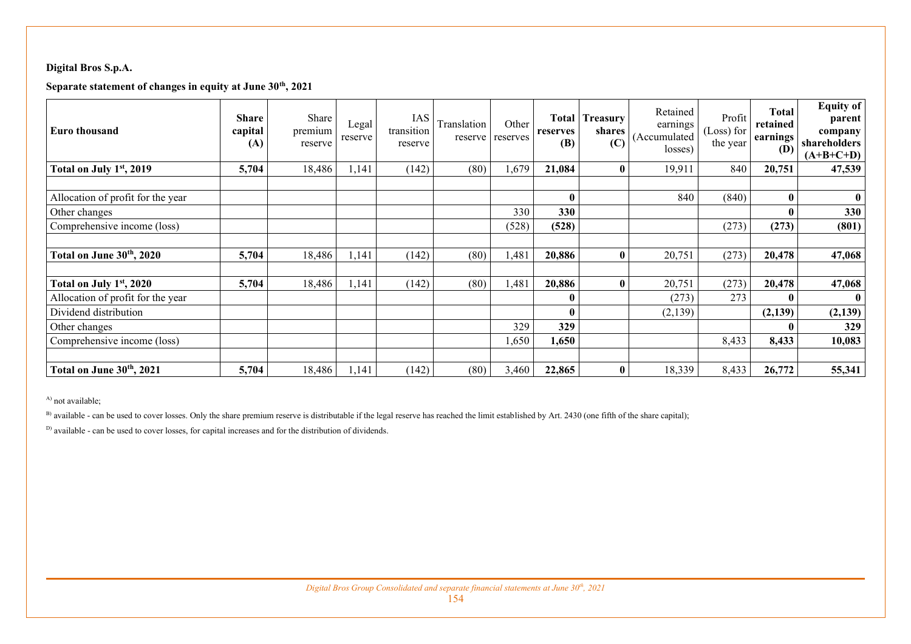**Digital Bros S.p.A.**

**Separate statement of changes in equity at June 30th, 2021**

| Euro thousand | Share capital (A) | Share premium reserve | Legal reserve | IAS transition reserve | Translation reserve | Other reserves | Total reserves (B) | Treasury shares (C) | Retained earnings (Accumulated losses) | Profit (Loss) for the year | Total retained earnings (D) | Equity of parent company shareholders (A+B+C+D) |
|---|---|---|---|---|---|---|---|---|---|---|---|---|
| **Total on July 1st, 2019** | **5,704** | 18,486 | 1,141 | (142) | (80) | 1,679 | **21,084** | **0** | 19,911 | 840 | **20,751** | **47,539** |
| | | | | | | | | | | | | |
| Allocation of profit for the year | | | | | | | **0** | | 840 | (840) | **0** | **0** |
| Other changes | | | | | | 330 | **330** | | | | **0** | **330** |
| Comprehensive income (loss) | | | | | | (528) | **(528)** | | | (273) | **(273)** | **(801)** |
| | | | | | | | | | | | | |
| **Total on June 30th, 2020** | **5,704** | 18,486 | 1,141 | (142) | (80) | 1,481 | **20,886** | **0** | 20,751 | (273) | **20,478** | **47,068** |
| | | | | | | | | | | | | |
| **Total on July 1st, 2020** | **5,704** | 18,486 | 1,141 | (142) | (80) | 1,481 | **20,886** | **0** | 20,751 | (273) | **20,478** | **47,068** |
| Allocation of profit for the year | | | | | | | **0** | | (273) | 273 | **0** | **0** |
| Dividend distribution | | | | | | | **0** | | (2,139) | | **(2,139)** | **(2,139)** |
| Other changes | | | | | | 329 | **329** | | | | **0** | **329** |
| Comprehensive income (loss) | | | | | | 1,650 | **1,650** | | | 8,433 | **8,433** | **10,083** |
| | | | | | | | | | | | | |
| **Total on June 30th, 2021** | **5,704** | 18,486 | 1,141 | (142) | (80) | 3,460 | **22,865** | **0** | 18,339 | 8,433 | **26,772** | **55,341** |

[A] not available;

[B] available - can be used to cover losses. Only the share premium reserve is distributable if the legal reserve has reached the limit established by Art. 2430 (one fifth of the share capital);

[D] available - can be used to cover losses, for capital increases and for the distribution of dividends.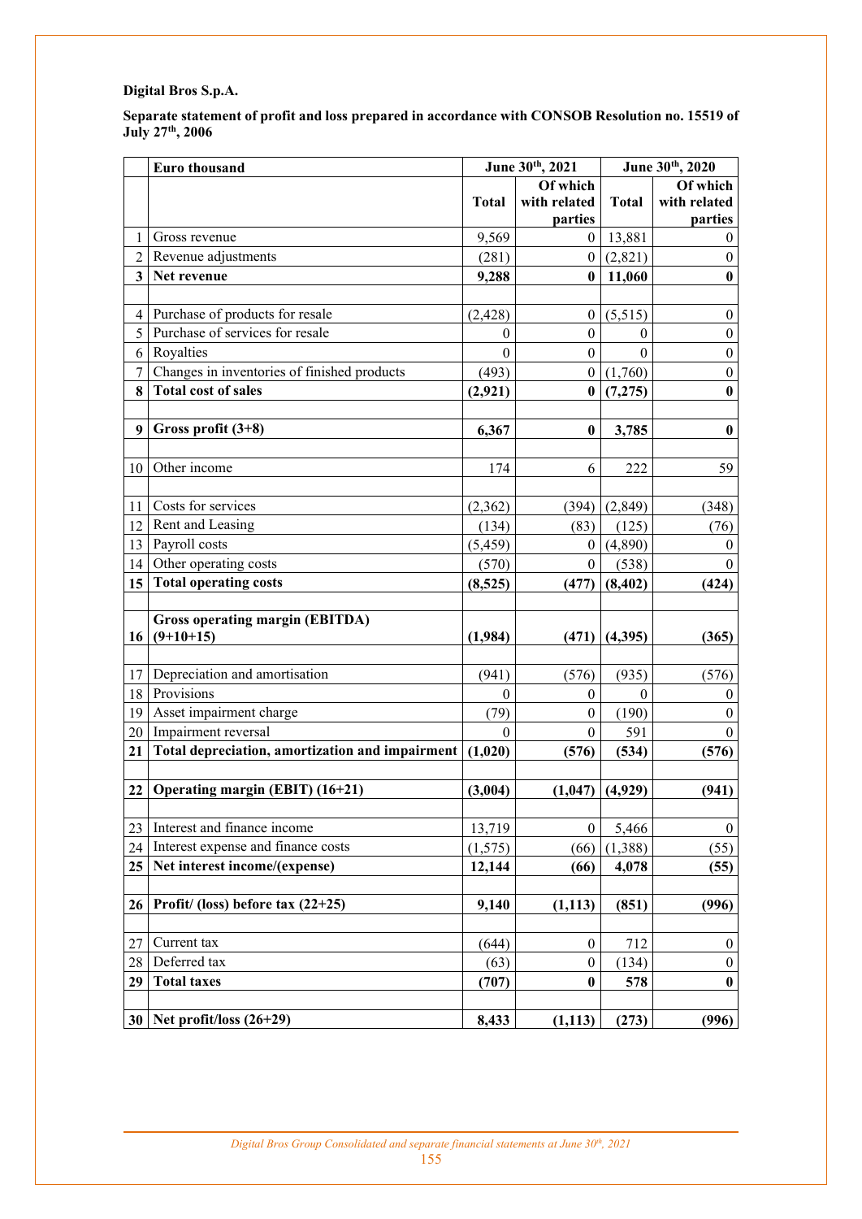**Digital Bros S.p.A.**

**Separate statement of profit and loss prepared in accordance with CONSOB Resolution no. 15519 of July 27th, 2006**

| | Euro thousand | June 30th, 2021 | | June 30th, 2020 | |
|---|---|---|---|---|---|
| | | Total | Of which with related parties | Total | Of which with related parties |
| 1 | Gross revenue | 9,569 | 0 | 13,881 | 0 |
| 2 | Revenue adjustments | (281) | 0 | (2,821) | 0 |
| **3** | **Net revenue** | **9,288** | **0** | **11,060** | **0** |
| | | | | | |
| 4 | Purchase of products for resale | (2,428) | 0 | (5,515) | 0 |
| 5 | Purchase of services for resale | 0 | 0 | 0 | 0 |
| 6 | Royalties | 0 | 0 | 0 | 0 |
| 7 | Changes in inventories of finished products | (493) | 0 | (1,760) | 0 |
| **8** | **Total cost of sales** | **(2,921)** | **0** | **(7,275)** | **0** |
| | | | | | |
| **9** | **Gross profit (3+8)** | **6,367** | **0** | **3,785** | **0** |
| | | | | | |
| 10 | Other income | 174 | 6 | 222 | 59 |
| | | | | | |
| 11 | Costs for services | (2,362) | (394) | (2,849) | (348) |
| 12 | Rent and Leasing | (134) | (83) | (125) | (76) |
| 13 | Payroll costs | (5,459) | 0 | (4,890) | 0 |
| 14 | Other operating costs | (570) | 0 | (538) | 0 |
| **15** | **Total operating costs** | **(8,525)** | **(477)** | **(8,402)** | **(424)** |
| | | | | | |
| **16** | **Gross operating margin (EBITDA) (9+10+15)** | **(1,984)** | **(471)** | **(4,395)** | **(365)** |
| | | | | | |
| 17 | Depreciation and amortisation | (941) | (576) | (935) | (576) |
| 18 | Provisions | 0 | 0 | 0 | 0 |
| 19 | Asset impairment charge | (79) | 0 | (190) | 0 |
| 20 | Impairment reversal | 0 | 0 | 591 | 0 |
| **21** | **Total depreciation, amortization and impairment** | **(1,020)** | **(576)** | **(534)** | **(576)** |
| | | | | | |
| **22** | **Operating margin (EBIT) (16+21)** | **(3,004)** | **(1,047)** | **(4,929)** | **(941)** |
| | | | | | |
| 23 | Interest and finance income | 13,719 | 0 | 5,466 | 0 |
| 24 | Interest expense and finance costs | (1,575) | (66) | (1,388) | (55) |
| **25** | **Net interest income/(expense)** | **12,144** | **(66)** | **4,078** | **(55)** |
| | | | | | |
| **26** | **Profit/ (loss) before tax (22+25)** | **9,140** | **(1,113)** | **(851)** | **(996)** |
| | | | | | |
| 27 | Current tax | (644) | 0 | 712 | 0 |
| 28 | Deferred tax | (63) | 0 | (134) | 0 |
| **29** | **Total taxes** | **(707)** | **0** | **578** | **0** |
| | | | | | |
| **30** | **Net profit/loss (26+29)** | **8,433** | **(1,113)** | **(273)** | **(996)** |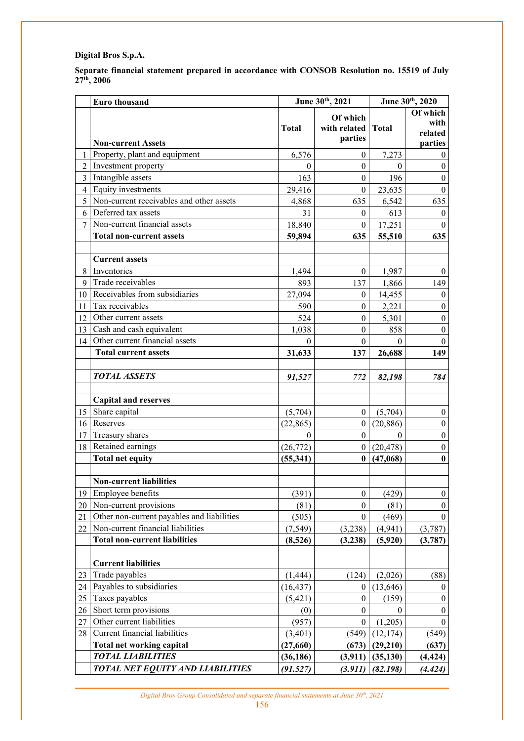**Digital Bros S.p.A.**

**Separate financial statement prepared in accordance with CONSOB Resolution no. 15519 of July 27th, 2006**

| | **Euro thousand** | **June 30th, 2021** | | **June 30th, 2020** | |
|---|---|---|---|---|---|
| | **Non-current Assets** | **Total** | **Of which with related parties** | **Total** | **Of which with related parties** |
| 1 | Property, plant and equipment | 6,576 | 0 | 7,273 | 0 |
| 2 | Investment property | 0 | 0 | 0 | 0 |
| 3 | Intangible assets | 163 | 0 | 196 | 0 |
| 4 | Equity investments | 29,416 | 0 | 23,635 | 0 |
| 5 | Non-current receivables and other assets | 4,868 | 635 | 6,542 | 635 |
| 6 | Deferred tax assets | 31 | 0 | 613 | 0 |
| 7 | Non-current financial assets | 18,840 | 0 | 17,251 | 0 |
| | **Total non-current assets** | **59,894** | **635** | **55,510** | **635** |
| | | | | | |
| | **Current assets** | | | | |
| 8 | Inventories | 1,494 | 0 | 1,987 | 0 |
| 9 | Trade receivables | 893 | 137 | 1,866 | 149 |
| 10 | Receivables from subsidiaries | 27,094 | 0 | 14,455 | 0 |
| 11 | Tax receivables | 590 | 0 | 2,221 | 0 |
| 12 | Other current assets | 524 | 0 | 5,301 | 0 |
| 13 | Cash and cash equivalent | 1,038 | 0 | 858 | 0 |
| 14 | Other current financial assets | 0 | 0 | 0 | 0 |
| | **Total current assets** | **31,633** | **137** | **26,688** | **149** |
| | | | | | |
| | ***TOTAL ASSETS*** | ***91,527*** | ***772*** | ***82,198*** | ***784*** |
| | | | | | |
| | **Capital and reserves** | | | | |
| 15 | Share capital | (5,704) | 0 | (5,704) | 0 |
| 16 | Reserves | (22,865) | 0 | (20,886) | 0 |
| 17 | Treasury shares | 0 | 0 | 0 | 0 |
| 18 | Retained earnings | (26,772) | 0 | (20,478) | 0 |
| | **Total net equity** | **(55,341)** | **0** | **(47,068)** | **0** |
| | | | | | |
| | **Non-current liabilities** | | | | |
| 19 | Employee benefits | (391) | 0 | (429) | 0 |
| 20 | Non-current provisions | (81) | 0 | (81) | 0 |
| 21 | Other non-current payables and liabilities | (505) | 0 | (469) | 0 |
| 22 | Non-current financial liabilities | (7,549) | (3,238) | (4,941) | (3,787) |
| | **Total non-current liabilities** | **(8,526)** | **(3,238)** | **(5,920)** | **(3,787)** |
| | | | | | |
| | **Current liabilities** | | | | |
| 23 | Trade payables | (1,444) | (124) | (2,026) | (88) |
| 24 | Payables to subsidiaries | (16,437) | 0 | (13,646) | 0 |
| 25 | Taxes payables | (5,421) | 0 | (159) | 0 |
| 26 | Short term provisions | (0) | 0 | 0 | 0 |
| 27 | Other current liabilities | (957) | 0 | (1,205) | 0 |
| 28 | Current financial liabilities | (3,401) | (549) | (12,174) | (549) |
| | **Total net working capital** | **(27,660)** | **(673)** | **(29,210)** | **(637)** |
| | ***TOTAL LIABILITIES*** | ***(36,186)*** | ***(3,911)*** | ***(35,130)*** | ***(4,424)*** |
| | ***TOTAL NET EQUITY AND LIABILITIES*** | ***(91.527)*** | ***(3.911)*** | ***(82.198)*** | ***(4.424)*** |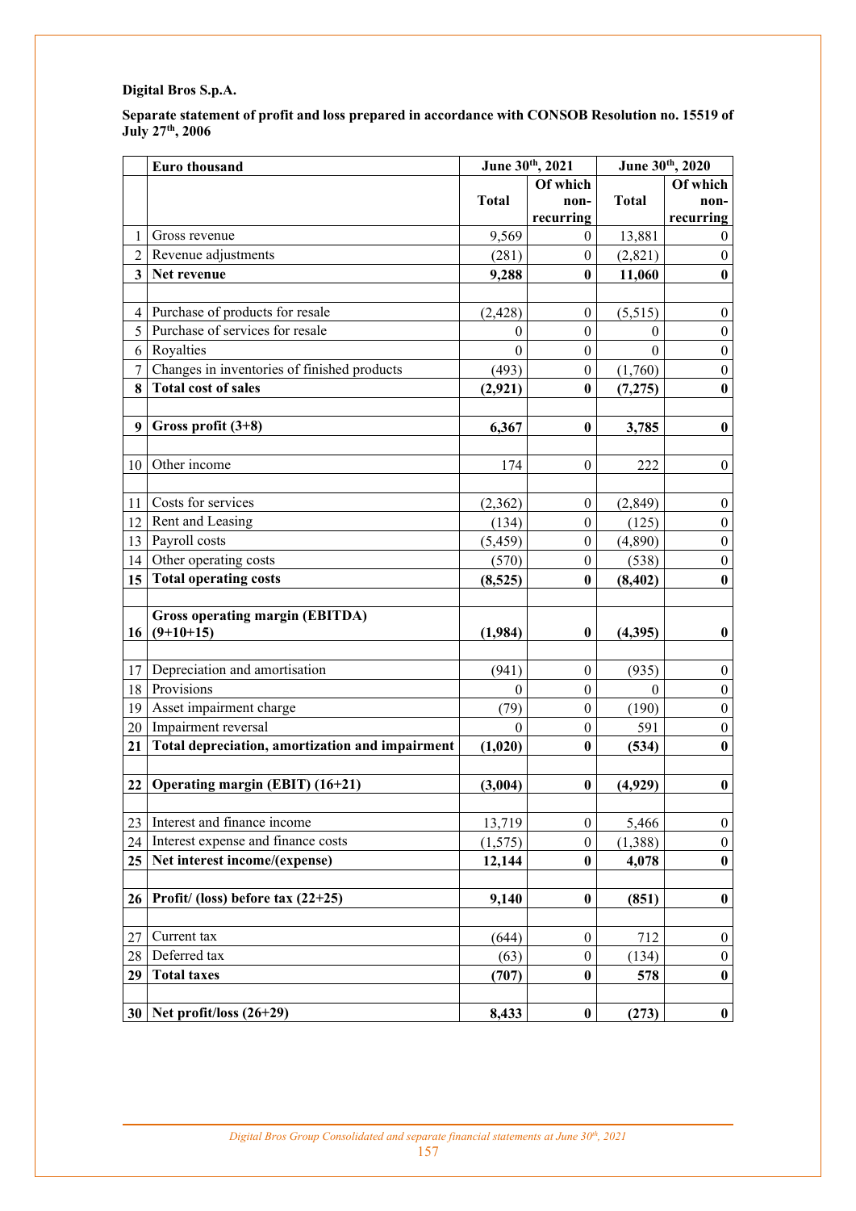**Digital Bros S.p.A.**

**Separate statement of profit and loss prepared in accordance with CONSOB Resolution no. 15519 of July 27th, 2006**

| | Euro thousand | June 30th, 2021 | | June 30th, 2020 | |
|---|---|---|---|---|---|
| | | **Total** | **Of which non-recurring** | **Total** | **Of which non-recurring** |
| 1 | Gross revenue | 9,569 | 0 | 13,881 | 0 |
| 2 | Revenue adjustments | (281) | 0 | (2,821) | 0 |
| **3** | **Net revenue** | **9,288** | **0** | **11,060** | **0** |
| | | | | | |
| 4 | Purchase of products for resale | (2,428) | 0 | (5,515) | 0 |
| 5 | Purchase of services for resale | 0 | 0 | 0 | 0 |
| 6 | Royalties | 0 | 0 | 0 | 0 |
| 7 | Changes in inventories of finished products | (493) | 0 | (1,760) | 0 |
| **8** | **Total cost of sales** | **(2,921)** | **0** | **(7,275)** | **0** |
| | | | | | |
| **9** | **Gross profit (3+8)** | **6,367** | **0** | **3,785** | **0** |
| | | | | | |
| 10 | Other income | 174 | 0 | 222 | 0 |
| | | | | | |
| 11 | Costs for services | (2,362) | 0 | (2,849) | 0 |
| 12 | Rent and Leasing | (134) | 0 | (125) | 0 |
| 13 | Payroll costs | (5,459) | 0 | (4,890) | 0 |
| 14 | Other operating costs | (570) | 0 | (538) | 0 |
| **15** | **Total operating costs** | **(8,525)** | **0** | **(8,402)** | **0** |
| | | | | | |
| **16** | **Gross operating margin (EBITDA) (9+10+15)** | **(1,984)** | **0** | **(4,395)** | **0** |
| | | | | | |
| 17 | Depreciation and amortisation | (941) | 0 | (935) | 0 |
| 18 | Provisions | 0 | 0 | 0 | 0 |
| 19 | Asset impairment charge | (79) | 0 | (190) | 0 |
| 20 | Impairment reversal | 0 | 0 | 591 | 0 |
| **21** | **Total depreciation, amortization and impairment** | **(1,020)** | **0** | **(534)** | **0** |
| | | | | | |
| **22** | **Operating margin (EBIT) (16+21)** | **(3,004)** | **0** | **(4,929)** | **0** |
| | | | | | |
| 23 | Interest and finance income | 13,719 | 0 | 5,466 | 0 |
| 24 | Interest expense and finance costs | (1,575) | 0 | (1,388) | 0 |
| **25** | **Net interest income/(expense)** | **12,144** | **0** | **4,078** | **0** |
| | | | | | |
| **26** | **Profit/ (loss) before tax (22+25)** | **9,140** | **0** | **(851)** | **0** |
| | | | | | |
| 27 | Current tax | (644) | 0 | 712 | 0 |
| 28 | Deferred tax | (63) | 0 | (134) | 0 |
| **29** | **Total taxes** | **(707)** | **0** | **578** | **0** |
| | | | | | |
| **30** | **Net profit/loss (26+29)** | **8,433** | **0** | **(273)** | **0** |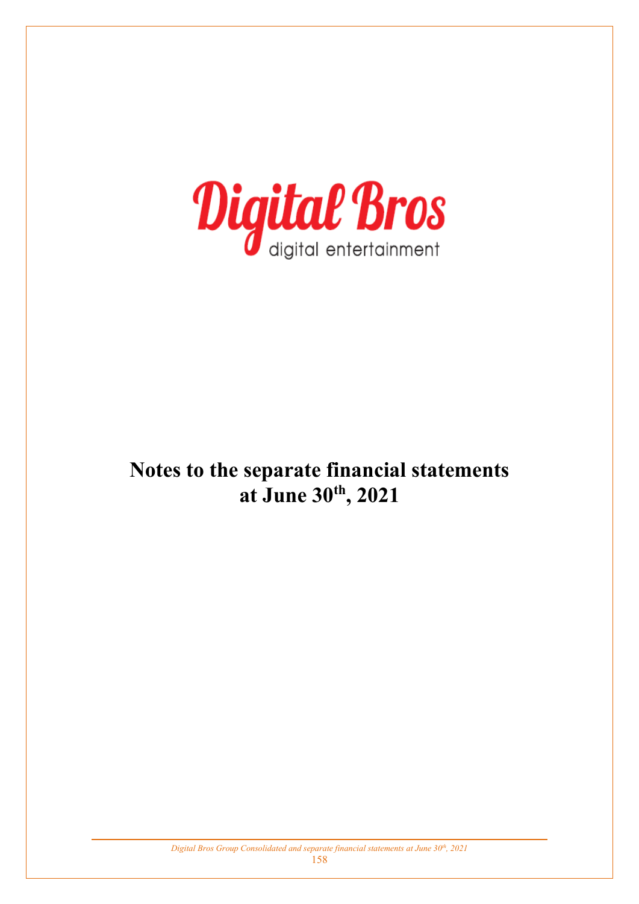# Notes to the separate financial statements at June 30th, 2021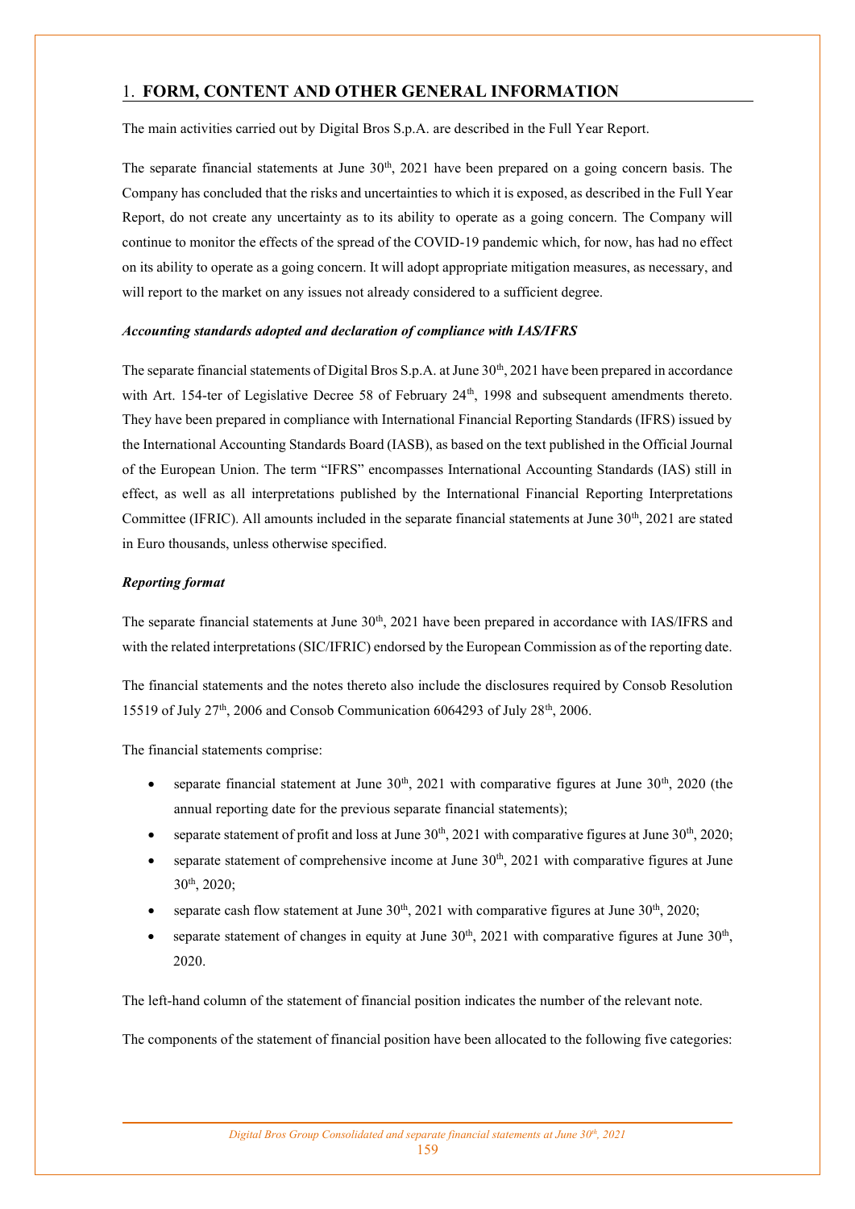## 1. FORM, CONTENT AND OTHER GENERAL INFORMATION

The main activities carried out by Digital Bros S.p.A. are described in the Full Year Report.

The separate financial statements at June 30th, 2021 have been prepared on a going concern basis. The Company has concluded that the risks and uncertainties to which it is exposed, as described in the Full Year Report, do not create any uncertainty as to its ability to operate as a going concern. The Company will continue to monitor the effects of the spread of the COVID-19 pandemic which, for now, has had no effect on its ability to operate as a going concern. It will adopt appropriate mitigation measures, as necessary, and will report to the market on any issues not already considered to a sufficient degree.

***Accounting standards adopted and declaration of compliance with IAS/IFRS***

The separate financial statements of Digital Bros S.p.A. at June 30th, 2021 have been prepared in accordance with Art. 154-ter of Legislative Decree 58 of February 24th, 1998 and subsequent amendments thereto. They have been prepared in compliance with International Financial Reporting Standards (IFRS) issued by the International Accounting Standards Board (IASB), as based on the text published in the Official Journal of the European Union. The term "IFRS" encompasses International Accounting Standards (IAS) still in effect, as well as all interpretations published by the International Financial Reporting Interpretations Committee (IFRIC). All amounts included in the separate financial statements at June 30th, 2021 are stated in Euro thousands, unless otherwise specified.

***Reporting format***

The separate financial statements at June 30th, 2021 have been prepared in accordance with IAS/IFRS and with the related interpretations (SIC/IFRIC) endorsed by the European Commission as of the reporting date.

The financial statements and the notes thereto also include the disclosures required by Consob Resolution 15519 of July 27th, 2006 and Consob Communication 6064293 of July 28th, 2006.

The financial statements comprise:

- separate financial statement at June 30th, 2021 with comparative figures at June 30th, 2020 (the annual reporting date for the previous separate financial statements);
- separate statement of profit and loss at June 30th, 2021 with comparative figures at June 30th, 2020;
- separate statement of comprehensive income at June 30th, 2021 with comparative figures at June 30th, 2020;
- separate cash flow statement at June 30th, 2021 with comparative figures at June 30th, 2020;
- separate statement of changes in equity at June 30th, 2021 with comparative figures at June 30th, 2020.

The left-hand column of the statement of financial position indicates the number of the relevant note.

The components of the statement of financial position have been allocated to the following five categories: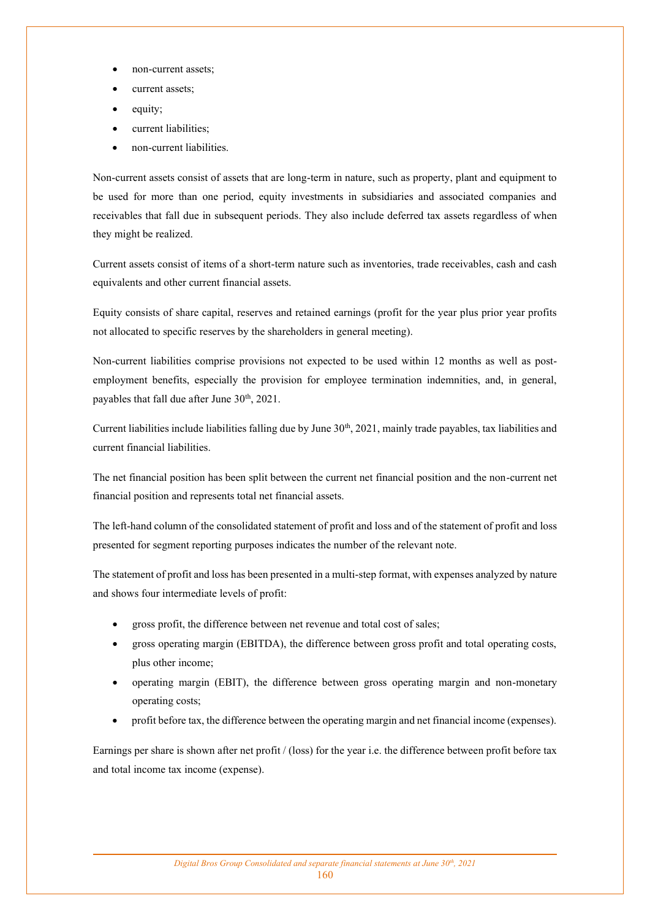- non-current assets;
- current assets;
- equity;
- current liabilities;
- non-current liabilities.

Non-current assets consist of assets that are long-term in nature, such as property, plant and equipment to be used for more than one period, equity investments in subsidiaries and associated companies and receivables that fall due in subsequent periods. They also include deferred tax assets regardless of when they might be realized.

Current assets consist of items of a short-term nature such as inventories, trade receivables, cash and cash equivalents and other current financial assets.

Equity consists of share capital, reserves and retained earnings (profit for the year plus prior year profits not allocated to specific reserves by the shareholders in general meeting).

Non-current liabilities comprise provisions not expected to be used within 12 months as well as post-employment benefits, especially the provision for employee termination indemnities, and, in general, payables that fall due after June 30th, 2021.

Current liabilities include liabilities falling due by June 30th, 2021, mainly trade payables, tax liabilities and current financial liabilities.

The net financial position has been split between the current net financial position and the non-current net financial position and represents total net financial assets.

The left-hand column of the consolidated statement of profit and loss and of the statement of profit and loss presented for segment reporting purposes indicates the number of the relevant note.

The statement of profit and loss has been presented in a multi-step format, with expenses analyzed by nature and shows four intermediate levels of profit:

- gross profit, the difference between net revenue and total cost of sales;
- gross operating margin (EBITDA), the difference between gross profit and total operating costs, plus other income;
- operating margin (EBIT), the difference between gross operating margin and non-monetary operating costs;
- profit before tax, the difference between the operating margin and net financial income (expenses).

Earnings per share is shown after net profit / (loss) for the year i.e. the difference between profit before tax and total income tax income (expense).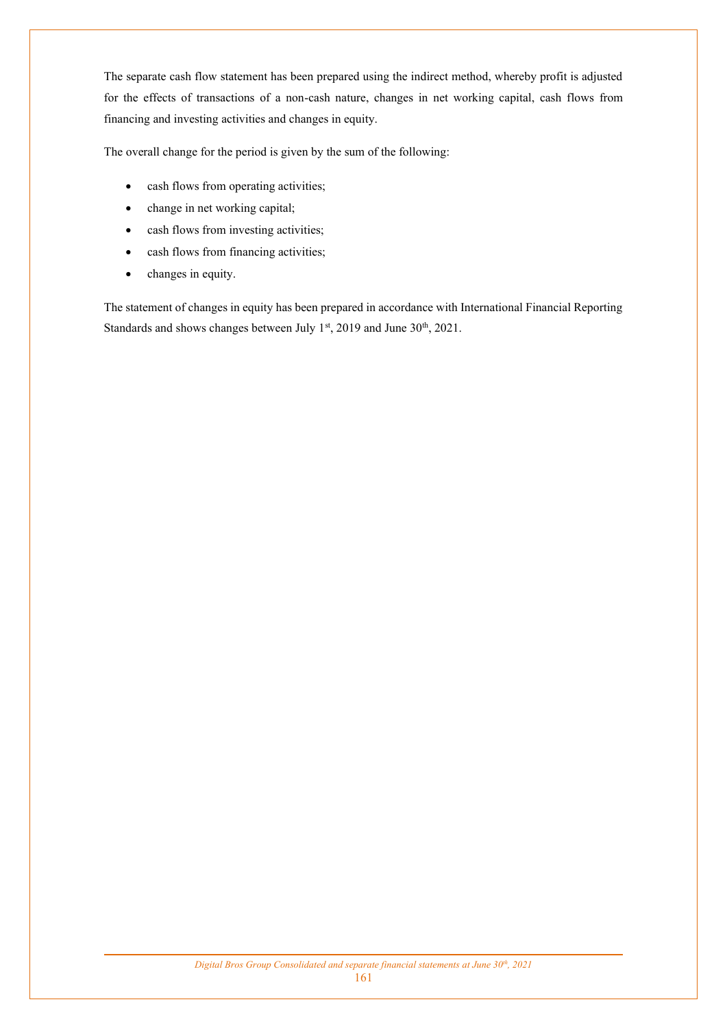The separate cash flow statement has been prepared using the indirect method, whereby profit is adjusted for the effects of transactions of a non-cash nature, changes in net working capital, cash flows from financing and investing activities and changes in equity.

The overall change for the period is given by the sum of the following:

- cash flows from operating activities;
- change in net working capital;
- cash flows from investing activities;
- cash flows from financing activities;
- changes in equity.

The statement of changes in equity has been prepared in accordance with International Financial Reporting Standards and shows changes between July 1st, 2019 and June 30th, 2021.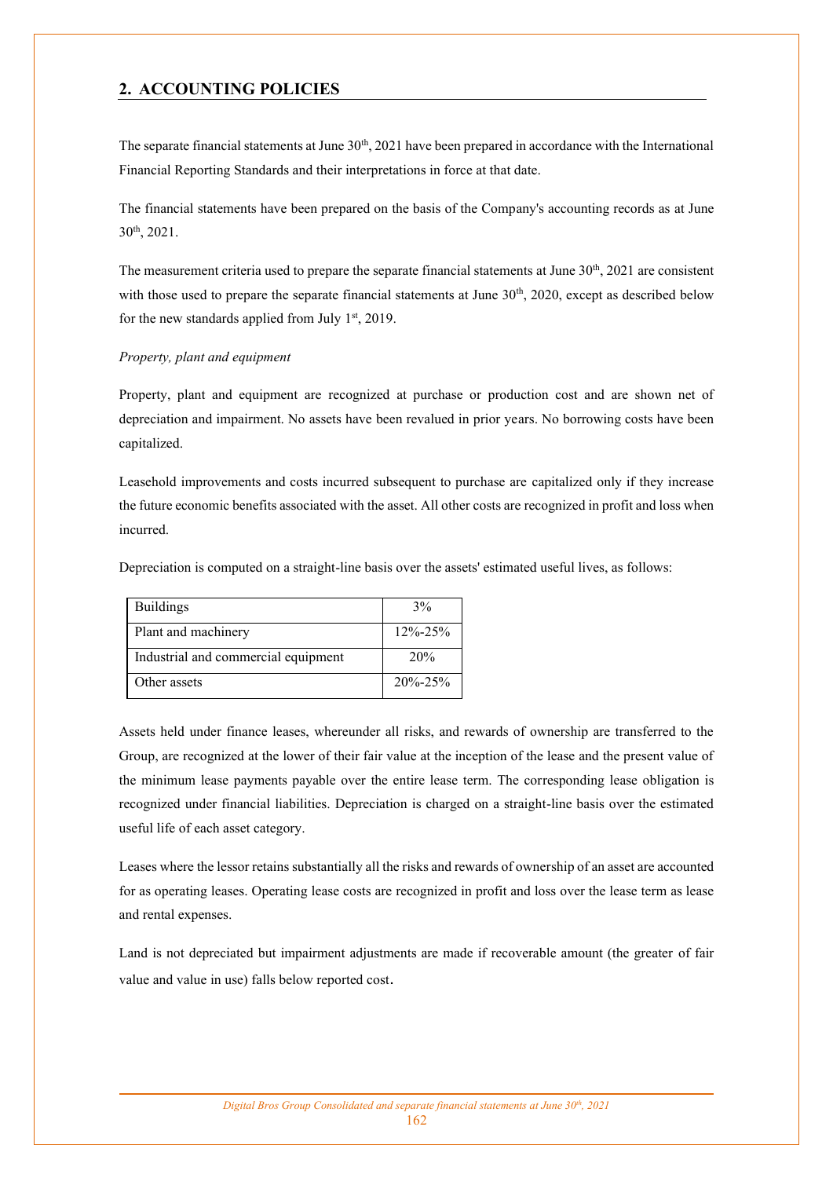## 2. ACCOUNTING POLICIES

The separate financial statements at June 30th, 2021 have been prepared in accordance with the International Financial Reporting Standards and their interpretations in force at that date.

The financial statements have been prepared on the basis of the Company's accounting records as at June 30th, 2021.

The measurement criteria used to prepare the separate financial statements at June 30th, 2021 are consistent with those used to prepare the separate financial statements at June 30th, 2020, except as described below for the new standards applied from July 1st, 2019.

*Property, plant and equipment*

Property, plant and equipment are recognized at purchase or production cost and are shown net of depreciation and impairment. No assets have been revalued in prior years. No borrowing costs have been capitalized.

Leasehold improvements and costs incurred subsequent to purchase are capitalized only if they increase the future economic benefits associated with the asset. All other costs are recognized in profit and loss when incurred.

Depreciation is computed on a straight-line basis over the assets' estimated useful lives, as follows:

| | |
|---|---|
| Buildings | 3% |
| Plant and machinery | 12%-25% |
| Industrial and commercial equipment | 20% |
| Other assets | 20%-25% |

Assets held under finance leases, whereunder all risks, and rewards of ownership are transferred to the Group, are recognized at the lower of their fair value at the inception of the lease and the present value of the minimum lease payments payable over the entire lease term. The corresponding lease obligation is recognized under financial liabilities. Depreciation is charged on a straight-line basis over the estimated useful life of each asset category.

Leases where the lessor retains substantially all the risks and rewards of ownership of an asset are accounted for as operating leases. Operating lease costs are recognized in profit and loss over the lease term as lease and rental expenses.

Land is not depreciated but impairment adjustments are made if recoverable amount (the greater of fair value and value in use) falls below reported cost.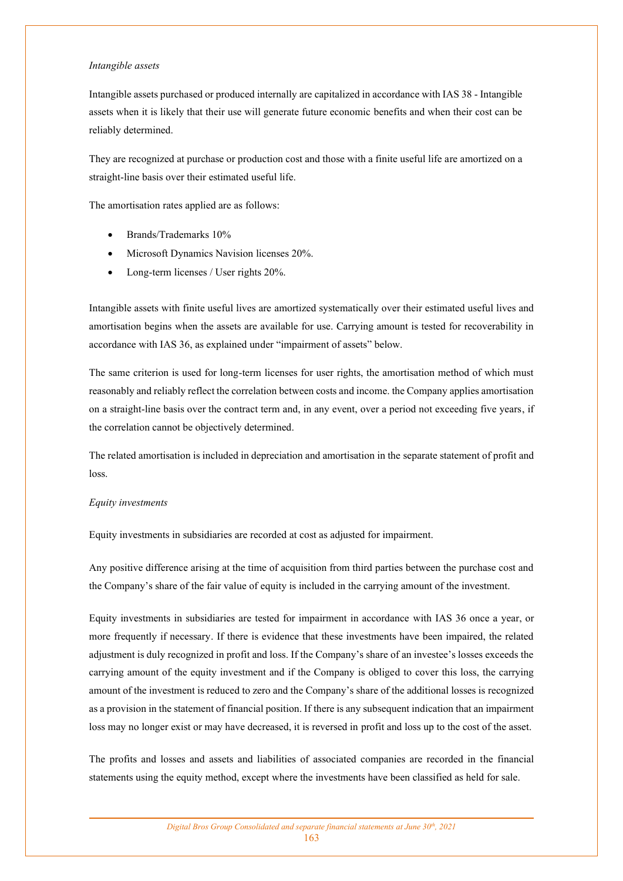*Intangible assets*

Intangible assets purchased or produced internally are capitalized in accordance with IAS 38 - Intangible assets when it is likely that their use will generate future economic benefits and when their cost can be reliably determined.

They are recognized at purchase or production cost and those with a finite useful life are amortized on a straight-line basis over their estimated useful life.

The amortisation rates applied are as follows:

- Brands/Trademarks 10%
- Microsoft Dynamics Navision licenses 20%.
- Long-term licenses / User rights 20%.

Intangible assets with finite useful lives are amortized systematically over their estimated useful lives and amortisation begins when the assets are available for use. Carrying amount is tested for recoverability in accordance with IAS 36, as explained under "impairment of assets" below.

The same criterion is used for long-term licenses for user rights, the amortisation method of which must reasonably and reliably reflect the correlation between costs and income. the Company applies amortisation on a straight-line basis over the contract term and, in any event, over a period not exceeding five years, if the correlation cannot be objectively determined.

The related amortisation is included in depreciation and amortisation in the separate statement of profit and loss.

*Equity investments*

Equity investments in subsidiaries are recorded at cost as adjusted for impairment.

Any positive difference arising at the time of acquisition from third parties between the purchase cost and the Company's share of the fair value of equity is included in the carrying amount of the investment.

Equity investments in subsidiaries are tested for impairment in accordance with IAS 36 once a year, or more frequently if necessary. If there is evidence that these investments have been impaired, the related adjustment is duly recognized in profit and loss. If the Company's share of an investee's losses exceeds the carrying amount of the equity investment and if the Company is obliged to cover this loss, the carrying amount of the investment is reduced to zero and the Company's share of the additional losses is recognized as a provision in the statement of financial position. If there is any subsequent indication that an impairment loss may no longer exist or may have decreased, it is reversed in profit and loss up to the cost of the asset.

The profits and losses and assets and liabilities of associated companies are recorded in the financial statements using the equity method, except where the investments have been classified as held for sale.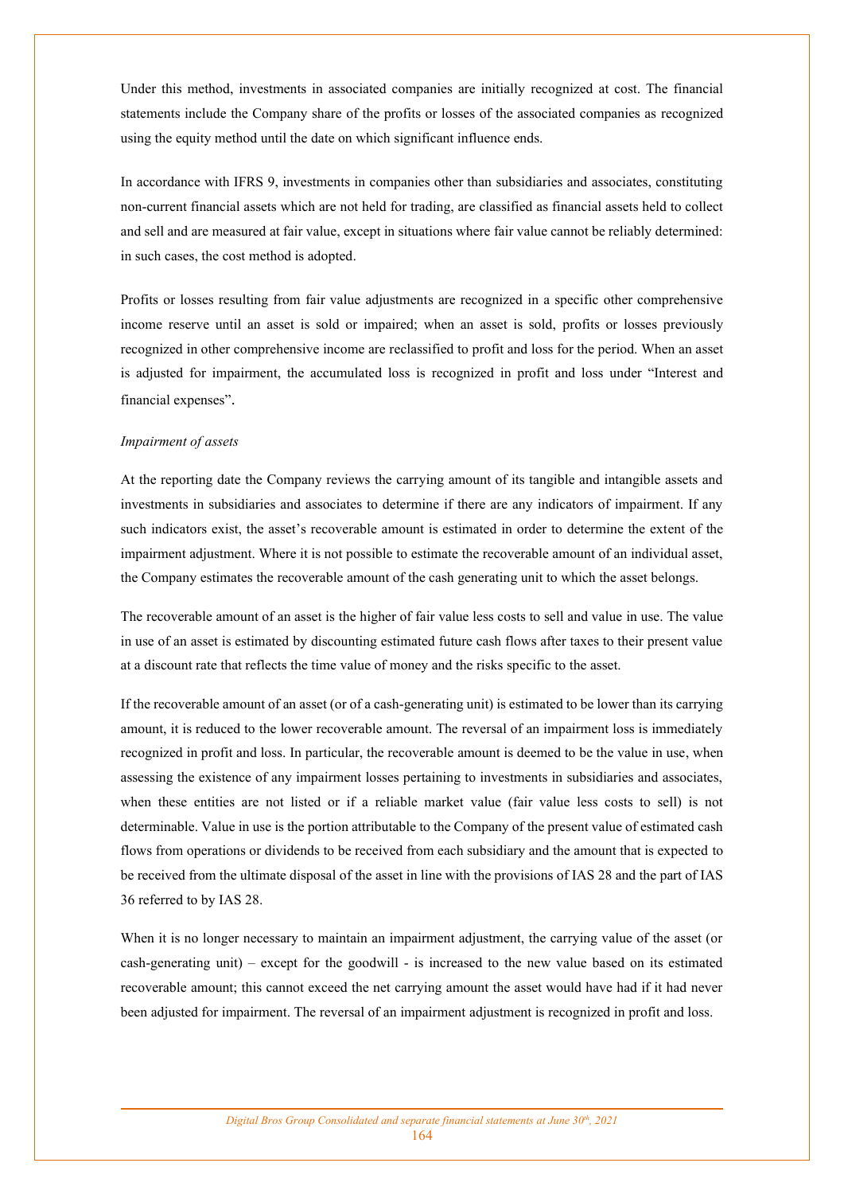Under this method, investments in associated companies are initially recognized at cost. The financial statements include the Company share of the profits or losses of the associated companies as recognized using the equity method until the date on which significant influence ends.

In accordance with IFRS 9, investments in companies other than subsidiaries and associates, constituting non-current financial assets which are not held for trading, are classified as financial assets held to collect and sell and are measured at fair value, except in situations where fair value cannot be reliably determined: in such cases, the cost method is adopted.

Profits or losses resulting from fair value adjustments are recognized in a specific other comprehensive income reserve until an asset is sold or impaired; when an asset is sold, profits or losses previously recognized in other comprehensive income are reclassified to profit and loss for the period. When an asset is adjusted for impairment, the accumulated loss is recognized in profit and loss under "Interest and financial expenses".

*Impairment of assets*

At the reporting date the Company reviews the carrying amount of its tangible and intangible assets and investments in subsidiaries and associates to determine if there are any indicators of impairment. If any such indicators exist, the asset's recoverable amount is estimated in order to determine the extent of the impairment adjustment. Where it is not possible to estimate the recoverable amount of an individual asset, the Company estimates the recoverable amount of the cash generating unit to which the asset belongs.

The recoverable amount of an asset is the higher of fair value less costs to sell and value in use. The value in use of an asset is estimated by discounting estimated future cash flows after taxes to their present value at a discount rate that reflects the time value of money and the risks specific to the asset.

If the recoverable amount of an asset (or of a cash-generating unit) is estimated to be lower than its carrying amount, it is reduced to the lower recoverable amount. The reversal of an impairment loss is immediately recognized in profit and loss. In particular, the recoverable amount is deemed to be the value in use, when assessing the existence of any impairment losses pertaining to investments in subsidiaries and associates, when these entities are not listed or if a reliable market value (fair value less costs to sell) is not determinable. Value in use is the portion attributable to the Company of the present value of estimated cash flows from operations or dividends to be received from each subsidiary and the amount that is expected to be received from the ultimate disposal of the asset in line with the provisions of IAS 28 and the part of IAS 36 referred to by IAS 28.

When it is no longer necessary to maintain an impairment adjustment, the carrying value of the asset (or cash-generating unit) – except for the goodwill - is increased to the new value based on its estimated recoverable amount; this cannot exceed the net carrying amount the asset would have had if it had never been adjusted for impairment. The reversal of an impairment adjustment is recognized in profit and loss.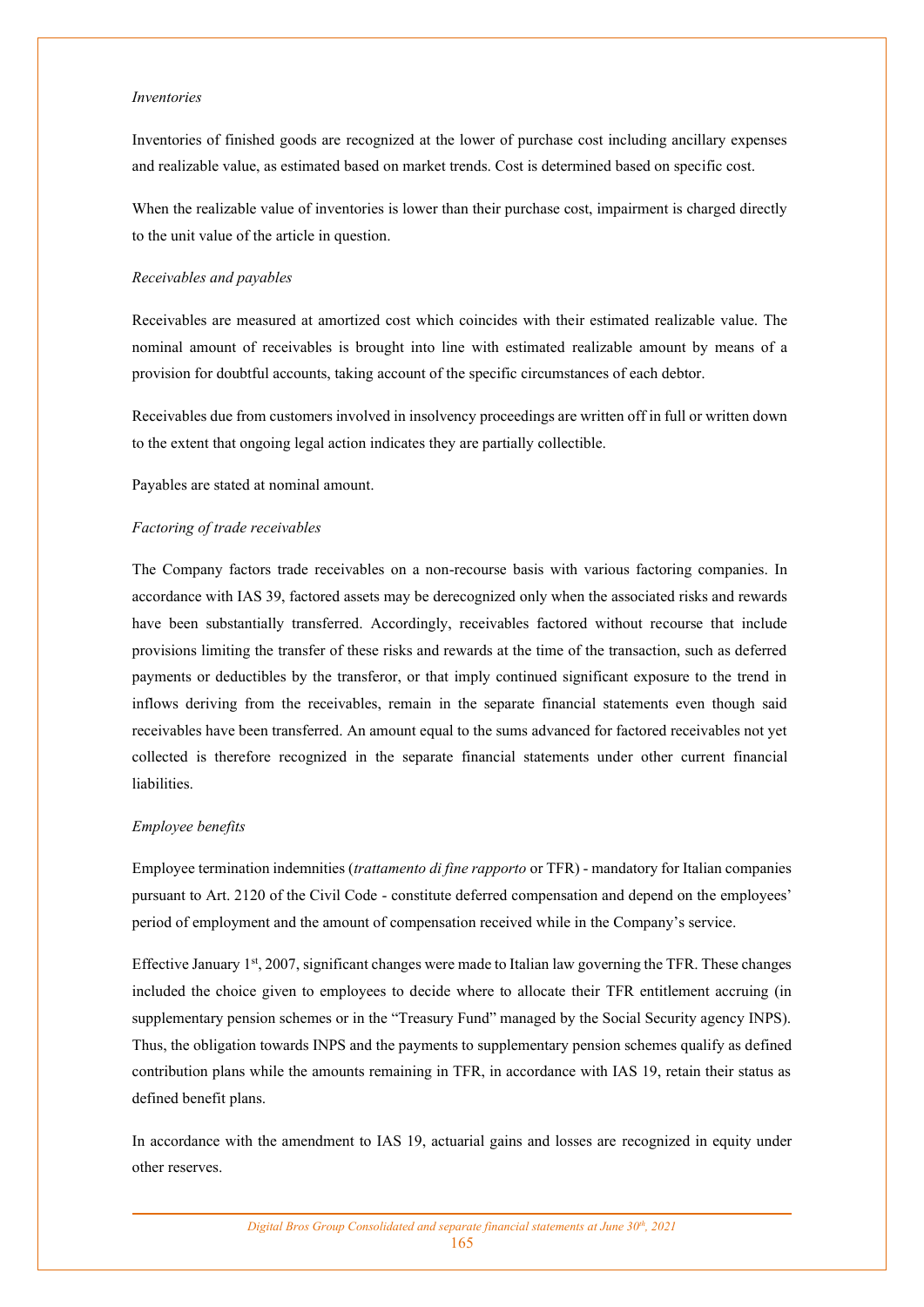*Inventories*

Inventories of finished goods are recognized at the lower of purchase cost including ancillary expenses and realizable value, as estimated based on market trends. Cost is determined based on specific cost.

When the realizable value of inventories is lower than their purchase cost, impairment is charged directly to the unit value of the article in question.

*Receivables and payables*

Receivables are measured at amortized cost which coincides with their estimated realizable value. The nominal amount of receivables is brought into line with estimated realizable amount by means of a provision for doubtful accounts, taking account of the specific circumstances of each debtor.

Receivables due from customers involved in insolvency proceedings are written off in full or written down to the extent that ongoing legal action indicates they are partially collectible.

Payables are stated at nominal amount.

*Factoring of trade receivables*

The Company factors trade receivables on a non-recourse basis with various factoring companies. In accordance with IAS 39, factored assets may be derecognized only when the associated risks and rewards have been substantially transferred. Accordingly, receivables factored without recourse that include provisions limiting the transfer of these risks and rewards at the time of the transaction, such as deferred payments or deductibles by the transferor, or that imply continued significant exposure to the trend in inflows deriving from the receivables, remain in the separate financial statements even though said receivables have been transferred. An amount equal to the sums advanced for factored receivables not yet collected is therefore recognized in the separate financial statements under other current financial liabilities.

*Employee benefits*

Employee termination indemnities (*trattamento di fine rapporto* or TFR) - mandatory for Italian companies pursuant to Art. 2120 of the Civil Code - constitute deferred compensation and depend on the employees' period of employment and the amount of compensation received while in the Company's service.

Effective January 1st, 2007, significant changes were made to Italian law governing the TFR. These changes included the choice given to employees to decide where to allocate their TFR entitlement accruing (in supplementary pension schemes or in the "Treasury Fund" managed by the Social Security agency INPS). Thus, the obligation towards INPS and the payments to supplementary pension schemes qualify as defined contribution plans while the amounts remaining in TFR, in accordance with IAS 19, retain their status as defined benefit plans.

In accordance with the amendment to IAS 19, actuarial gains and losses are recognized in equity under other reserves.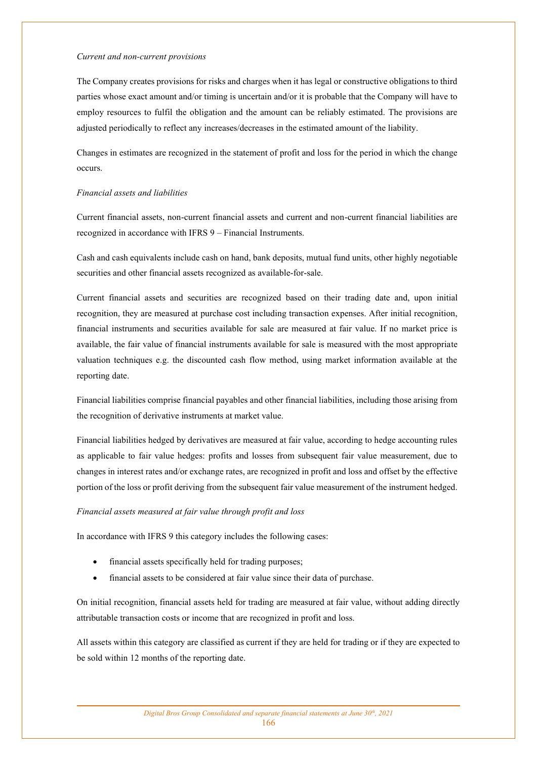*Current and non-current provisions*

The Company creates provisions for risks and charges when it has legal or constructive obligations to third parties whose exact amount and/or timing is uncertain and/or it is probable that the Company will have to employ resources to fulfil the obligation and the amount can be reliably estimated. The provisions are adjusted periodically to reflect any increases/decreases in the estimated amount of the liability.

Changes in estimates are recognized in the statement of profit and loss for the period in which the change occurs.

*Financial assets and liabilities*

Current financial assets, non-current financial assets and current and non-current financial liabilities are recognized in accordance with IFRS 9 – Financial Instruments.

Cash and cash equivalents include cash on hand, bank deposits, mutual fund units, other highly negotiable securities and other financial assets recognized as available-for-sale.

Current financial assets and securities are recognized based on their trading date and, upon initial recognition, they are measured at purchase cost including transaction expenses. After initial recognition, financial instruments and securities available for sale are measured at fair value. If no market price is available, the fair value of financial instruments available for sale is measured with the most appropriate valuation techniques e.g. the discounted cash flow method, using market information available at the reporting date.

Financial liabilities comprise financial payables and other financial liabilities, including those arising from the recognition of derivative instruments at market value.

Financial liabilities hedged by derivatives are measured at fair value, according to hedge accounting rules as applicable to fair value hedges: profits and losses from subsequent fair value measurement, due to changes in interest rates and/or exchange rates, are recognized in profit and loss and offset by the effective portion of the loss or profit deriving from the subsequent fair value measurement of the instrument hedged.

*Financial assets measured at fair value through profit and loss*

In accordance with IFRS 9 this category includes the following cases:

- financial assets specifically held for trading purposes;
- financial assets to be considered at fair value since their data of purchase.

On initial recognition, financial assets held for trading are measured at fair value, without adding directly attributable transaction costs or income that are recognized in profit and loss.

All assets within this category are classified as current if they are held for trading or if they are expected to be sold within 12 months of the reporting date.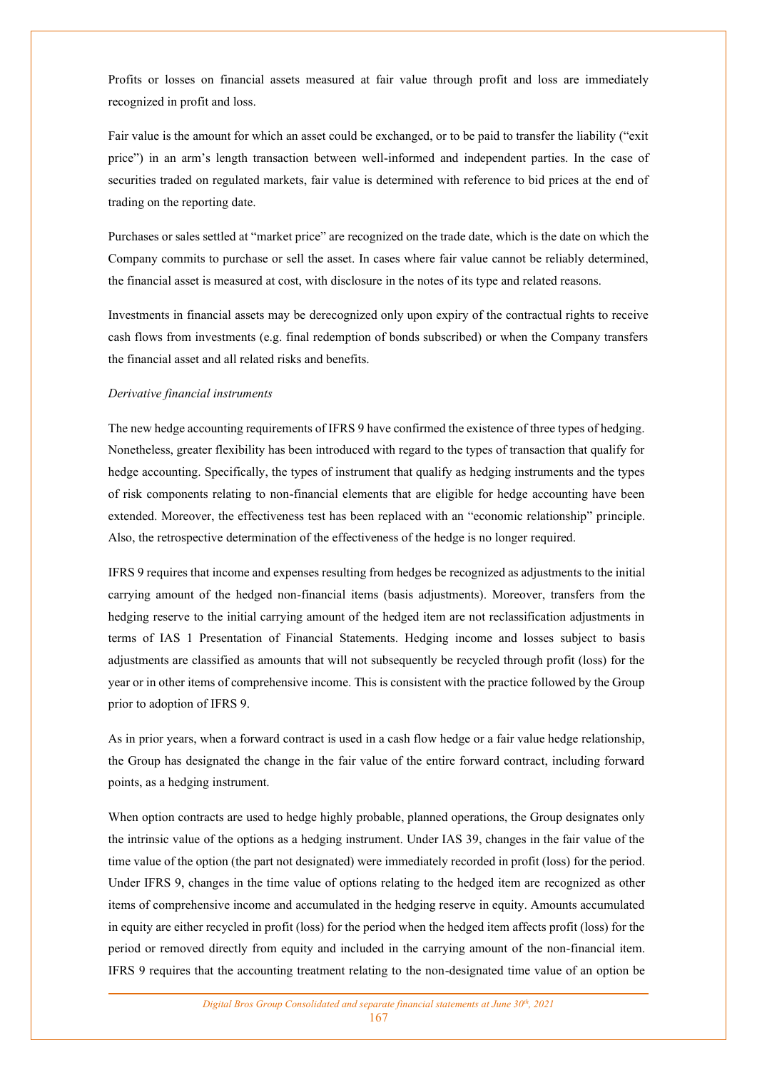Profits or losses on financial assets measured at fair value through profit and loss are immediately recognized in profit and loss.

Fair value is the amount for which an asset could be exchanged, or to be paid to transfer the liability ("exit price") in an arm's length transaction between well-informed and independent parties. In the case of securities traded on regulated markets, fair value is determined with reference to bid prices at the end of trading on the reporting date.

Purchases or sales settled at "market price" are recognized on the trade date, which is the date on which the Company commits to purchase or sell the asset. In cases where fair value cannot be reliably determined, the financial asset is measured at cost, with disclosure in the notes of its type and related reasons.

Investments in financial assets may be derecognized only upon expiry of the contractual rights to receive cash flows from investments (e.g. final redemption of bonds subscribed) or when the Company transfers the financial asset and all related risks and benefits.

*Derivative financial instruments*

The new hedge accounting requirements of IFRS 9 have confirmed the existence of three types of hedging. Nonetheless, greater flexibility has been introduced with regard to the types of transaction that qualify for hedge accounting. Specifically, the types of instrument that qualify as hedging instruments and the types of risk components relating to non-financial elements that are eligible for hedge accounting have been extended. Moreover, the effectiveness test has been replaced with an "economic relationship" principle. Also, the retrospective determination of the effectiveness of the hedge is no longer required.

IFRS 9 requires that income and expenses resulting from hedges be recognized as adjustments to the initial carrying amount of the hedged non-financial items (basis adjustments). Moreover, transfers from the hedging reserve to the initial carrying amount of the hedged item are not reclassification adjustments in terms of IAS 1 Presentation of Financial Statements. Hedging income and losses subject to basis adjustments are classified as amounts that will not subsequently be recycled through profit (loss) for the year or in other items of comprehensive income. This is consistent with the practice followed by the Group prior to adoption of IFRS 9.

As in prior years, when a forward contract is used in a cash flow hedge or a fair value hedge relationship, the Group has designated the change in the fair value of the entire forward contract, including forward points, as a hedging instrument.

When option contracts are used to hedge highly probable, planned operations, the Group designates only the intrinsic value of the options as a hedging instrument. Under IAS 39, changes in the fair value of the time value of the option (the part not designated) were immediately recorded in profit (loss) for the period. Under IFRS 9, changes in the time value of options relating to the hedged item are recognized as other items of comprehensive income and accumulated in the hedging reserve in equity. Amounts accumulated in equity are either recycled in profit (loss) for the period when the hedged item affects profit (loss) for the period or removed directly from equity and included in the carrying amount of the non-financial item. IFRS 9 requires that the accounting treatment relating to the non-designated time value of an option be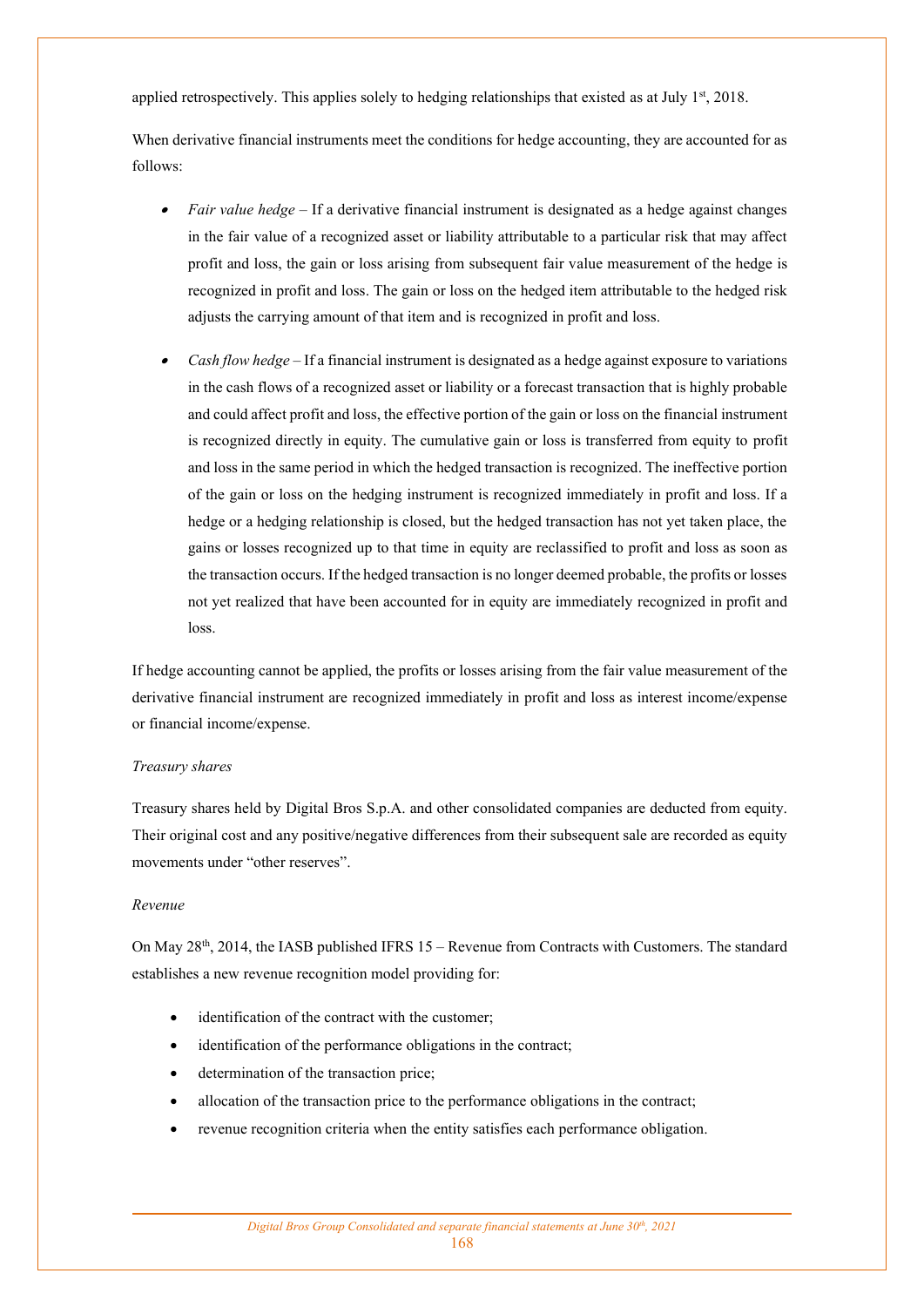applied retrospectively. This applies solely to hedging relationships that existed as at July 1st, 2018.

When derivative financial instruments meet the conditions for hedge accounting, they are accounted for as follows:

- *Fair value hedge* – If a derivative financial instrument is designated as a hedge against changes in the fair value of a recognized asset or liability attributable to a particular risk that may affect profit and loss, the gain or loss arising from subsequent fair value measurement of the hedge is recognized in profit and loss. The gain or loss on the hedged item attributable to the hedged risk adjusts the carrying amount of that item and is recognized in profit and loss.

- *Cash flow hedge* – If a financial instrument is designated as a hedge against exposure to variations in the cash flows of a recognized asset or liability or a forecast transaction that is highly probable and could affect profit and loss, the effective portion of the gain or loss on the financial instrument is recognized directly in equity. The cumulative gain or loss is transferred from equity to profit and loss in the same period in which the hedged transaction is recognized. The ineffective portion of the gain or loss on the hedging instrument is recognized immediately in profit and loss. If a hedge or a hedging relationship is closed, but the hedged transaction has not yet taken place, the gains or losses recognized up to that time in equity are reclassified to profit and loss as soon as the transaction occurs. If the hedged transaction is no longer deemed probable, the profits or losses not yet realized that have been accounted for in equity are immediately recognized in profit and loss.

If hedge accounting cannot be applied, the profits or losses arising from the fair value measurement of the derivative financial instrument are recognized immediately in profit and loss as interest income/expense or financial income/expense.

*Treasury shares*

Treasury shares held by Digital Bros S.p.A. and other consolidated companies are deducted from equity. Their original cost and any positive/negative differences from their subsequent sale are recorded as equity movements under "other reserves".

*Revenue*

On May 28th, 2014, the IASB published IFRS 15 – Revenue from Contracts with Customers. The standard establishes a new revenue recognition model providing for:

- identification of the contract with the customer;
- identification of the performance obligations in the contract;
- determination of the transaction price;
- allocation of the transaction price to the performance obligations in the contract;
- revenue recognition criteria when the entity satisfies each performance obligation.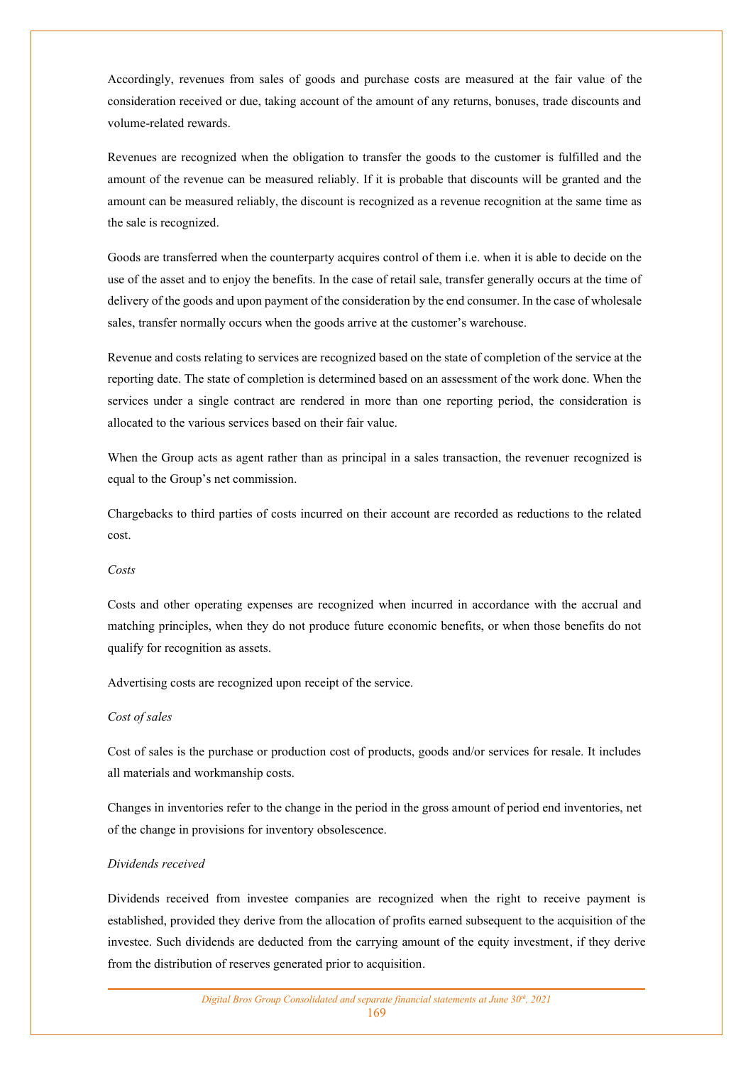Accordingly, revenues from sales of goods and purchase costs are measured at the fair value of the consideration received or due, taking account of the amount of any returns, bonuses, trade discounts and volume-related rewards.

Revenues are recognized when the obligation to transfer the goods to the customer is fulfilled and the amount of the revenue can be measured reliably. If it is probable that discounts will be granted and the amount can be measured reliably, the discount is recognized as a revenue recognition at the same time as the sale is recognized.

Goods are transferred when the counterparty acquires control of them i.e. when it is able to decide on the use of the asset and to enjoy the benefits. In the case of retail sale, transfer generally occurs at the time of delivery of the goods and upon payment of the consideration by the end consumer. In the case of wholesale sales, transfer normally occurs when the goods arrive at the customer's warehouse.

Revenue and costs relating to services are recognized based on the state of completion of the service at the reporting date. The state of completion is determined based on an assessment of the work done. When the services under a single contract are rendered in more than one reporting period, the consideration is allocated to the various services based on their fair value.

When the Group acts as agent rather than as principal in a sales transaction, the revenuer recognized is equal to the Group's net commission.

Chargebacks to third parties of costs incurred on their account are recorded as reductions to the related cost.

*Costs*

Costs and other operating expenses are recognized when incurred in accordance with the accrual and matching principles, when they do not produce future economic benefits, or when those benefits do not qualify for recognition as assets.

Advertising costs are recognized upon receipt of the service.

*Cost of sales*

Cost of sales is the purchase or production cost of products, goods and/or services for resale. It includes all materials and workmanship costs.

Changes in inventories refer to the change in the period in the gross amount of period end inventories, net of the change in provisions for inventory obsolescence.

*Dividends received*

Dividends received from investee companies are recognized when the right to receive payment is established, provided they derive from the allocation of profits earned subsequent to the acquisition of the investee. Such dividends are deducted from the carrying amount of the equity investment, if they derive from the distribution of reserves generated prior to acquisition.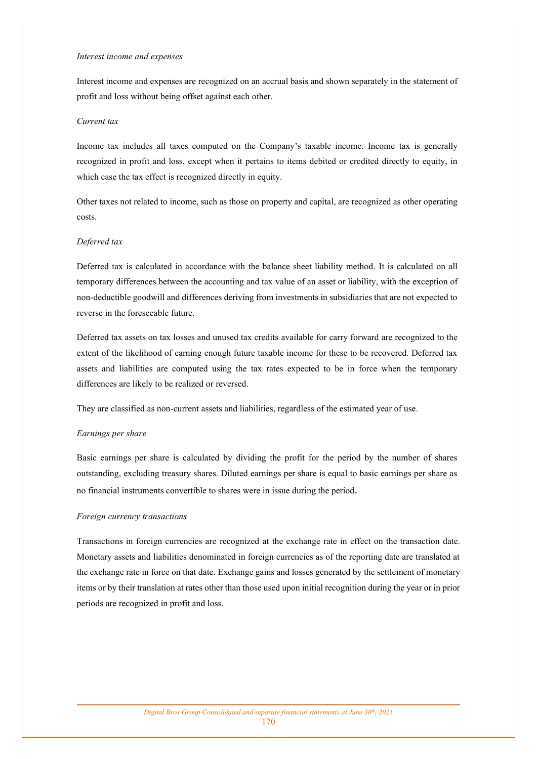*Interest income and expenses*

Interest income and expenses are recognized on an accrual basis and shown separately in the statement of profit and loss without being offset against each other.

*Current tax*

Income tax includes all taxes computed on the Company's taxable income. Income tax is generally recognized in profit and loss, except when it pertains to items debited or credited directly to equity, in which case the tax effect is recognized directly in equity.

Other taxes not related to income, such as those on property and capital, are recognized as other operating costs.

*Deferred tax*

Deferred tax is calculated in accordance with the balance sheet liability method. It is calculated on all temporary differences between the accounting and tax value of an asset or liability, with the exception of non-deductible goodwill and differences deriving from investments in subsidiaries that are not expected to reverse in the foreseeable future.

Deferred tax assets on tax losses and unused tax credits available for carry forward are recognized to the extent of the likelihood of earning enough future taxable income for these to be recovered. Deferred tax assets and liabilities are computed using the tax rates expected to be in force when the temporary differences are likely to be realized or reversed.

They are classified as non-current assets and liabilities, regardless of the estimated year of use.

*Earnings per share*

Basic earnings per share is calculated by dividing the profit for the period by the number of shares outstanding, excluding treasury shares. Diluted earnings per share is equal to basic earnings per share as no financial instruments convertible to shares were in issue during the period.

*Foreign currency transactions*

Transactions in foreign currencies are recognized at the exchange rate in effect on the transaction date. Monetary assets and liabilities denominated in foreign currencies as of the reporting date are translated at the exchange rate in force on that date. Exchange gains and losses generated by the settlement of monetary items or by their translation at rates other than those used upon initial recognition during the year or in prior periods are recognized in profit and loss.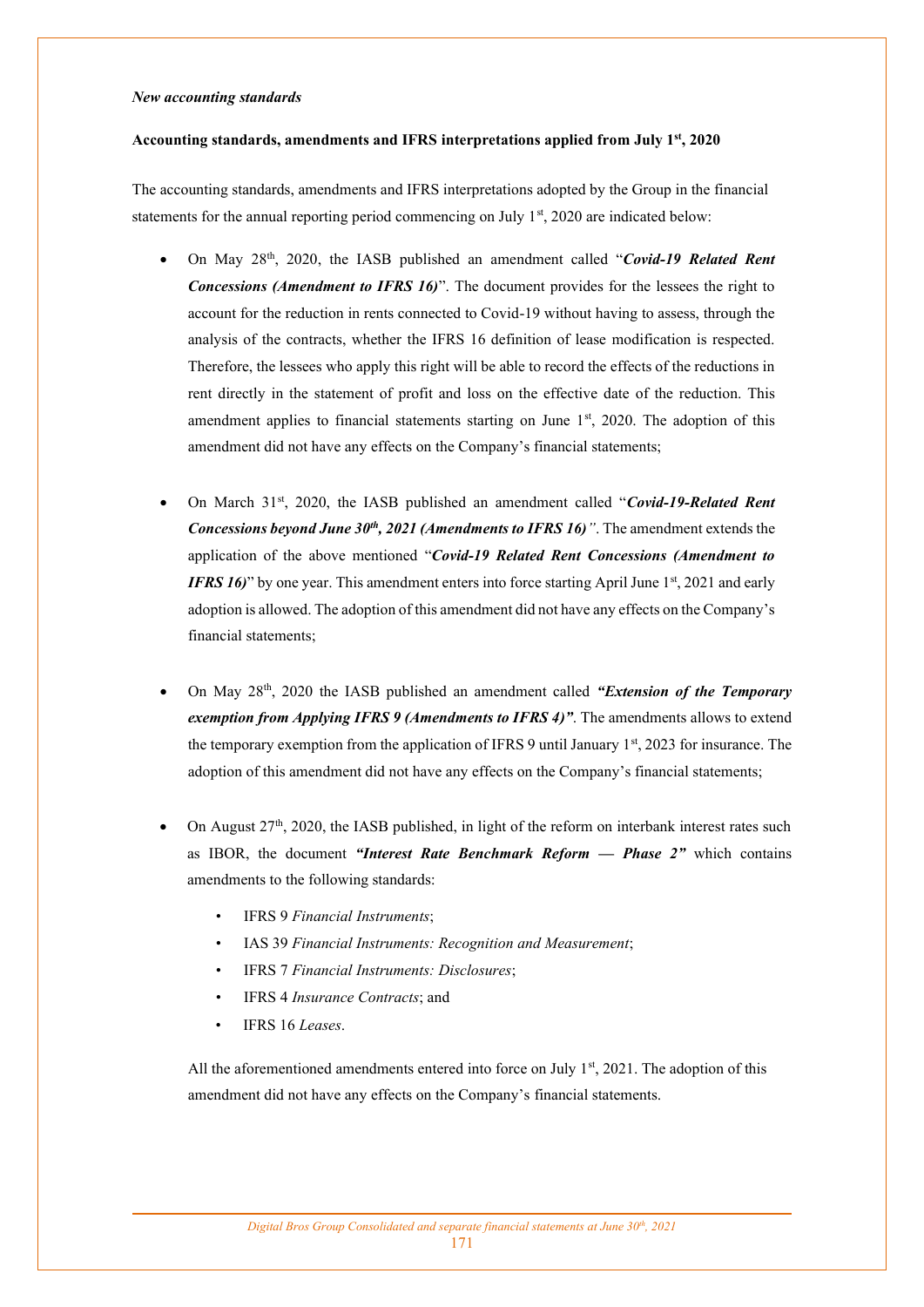*New accounting standards*

**Accounting standards, amendments and IFRS interpretations applied from July 1st, 2020**

The accounting standards, amendments and IFRS interpretations adopted by the Group in the financial statements for the annual reporting period commencing on July 1st, 2020 are indicated below:

- On May 28th, 2020, the IASB published an amendment called "***Covid-19 Related Rent Concessions (Amendment to IFRS 16)***". The document provides for the lessees the right to account for the reduction in rents connected to Covid-19 without having to assess, through the analysis of the contracts, whether the IFRS 16 definition of lease modification is respected. Therefore, the lessees who apply this right will be able to record the effects of the reductions in rent directly in the statement of profit and loss on the effective date of the reduction. This amendment applies to financial statements starting on June 1st, 2020. The adoption of this amendment did not have any effects on the Company's financial statements;

- On March 31st, 2020, the IASB published an amendment called "***Covid-19-Related Rent Concessions beyond June 30th, 2021 (Amendments to IFRS 16)***". The amendment extends the application of the above mentioned "***Covid-19 Related Rent Concessions (Amendment to IFRS 16)***" by one year. This amendment enters into force starting April June 1st, 2021 and early adoption is allowed. The adoption of this amendment did not have any effects on the Company's financial statements;

- On May 28th, 2020 the IASB published an amendment called ***"Extension of the Temporary exemption from Applying IFRS 9 (Amendments to IFRS 4)"***. The amendments allows to extend the temporary exemption from the application of IFRS 9 until January 1st, 2023 for insurance. The adoption of this amendment did not have any effects on the Company's financial statements;

- On August 27th, 2020, the IASB published, in light of the reform on interbank interest rates such as IBOR, the document ***"Interest Rate Benchmark Reform — Phase 2"*** which contains amendments to the following standards:

  - IFRS 9 *Financial Instruments*;
  - IAS 39 *Financial Instruments: Recognition and Measurement*;
  - IFRS 7 *Financial Instruments: Disclosures*;
  - IFRS 4 *Insurance Contracts*; and
  - IFRS 16 *Leases*.

  All the aforementioned amendments entered into force on July 1st, 2021. The adoption of this amendment did not have any effects on the Company's financial statements.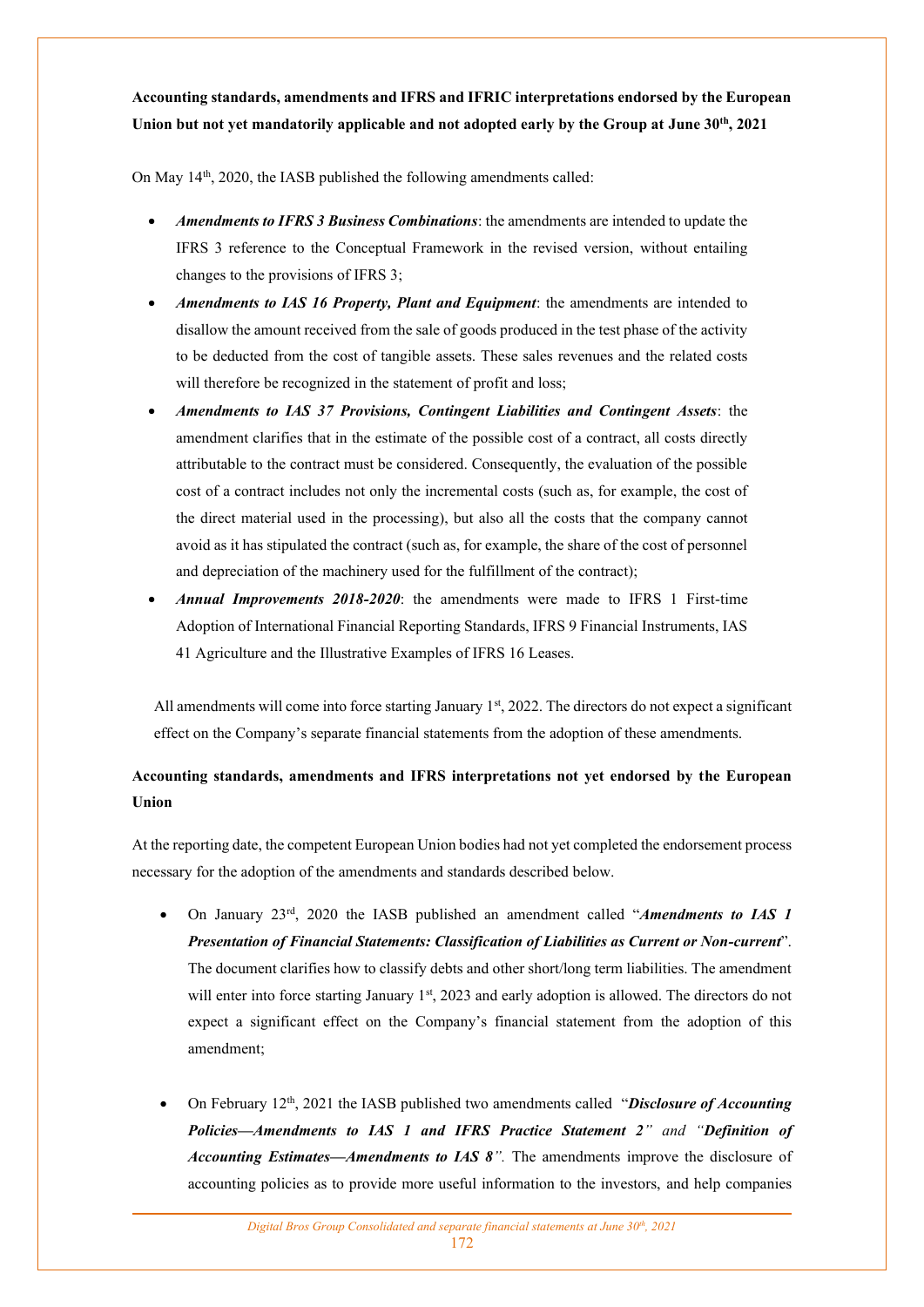**Accounting standards, amendments and IFRS and IFRIC interpretations endorsed by the European Union but not yet mandatorily applicable and not adopted early by the Group at June 30th, 2021**

On May 14th, 2020, the IASB published the following amendments called:

- ***Amendments to IFRS 3 Business Combinations***: the amendments are intended to update the IFRS 3 reference to the Conceptual Framework in the revised version, without entailing changes to the provisions of IFRS 3;
- ***Amendments to IAS 16 Property, Plant and Equipment***: the amendments are intended to disallow the amount received from the sale of goods produced in the test phase of the activity to be deducted from the cost of tangible assets. These sales revenues and the related costs will therefore be recognized in the statement of profit and loss;
- ***Amendments to IAS 37 Provisions, Contingent Liabilities and Contingent Assets***: the amendment clarifies that in the estimate of the possible cost of a contract, all costs directly attributable to the contract must be considered. Consequently, the evaluation of the possible cost of a contract includes not only the incremental costs (such as, for example, the cost of the direct material used in the processing), but also all the costs that the company cannot avoid as it has stipulated the contract (such as, for example, the share of the cost of personnel and depreciation of the machinery used for the fulfillment of the contract);
- ***Annual Improvements 2018-2020***: the amendments were made to IFRS 1 First-time Adoption of International Financial Reporting Standards, IFRS 9 Financial Instruments, IAS 41 Agriculture and the Illustrative Examples of IFRS 16 Leases.

All amendments will come into force starting January 1st, 2022. The directors do not expect a significant effect on the Company's separate financial statements from the adoption of these amendments.

**Accounting standards, amendments and IFRS interpretations not yet endorsed by the European Union**

At the reporting date, the competent European Union bodies had not yet completed the endorsement process necessary for the adoption of the amendments and standards described below.

- On January 23rd, 2020 the IASB published an amendment called "***Amendments to IAS 1 Presentation of Financial Statements: Classification of Liabilities as Current or Non-current***". The document clarifies how to classify debts and other short/long term liabilities. The amendment will enter into force starting January 1st, 2023 and early adoption is allowed. The directors do not expect a significant effect on the Company's financial statement from the adoption of this amendment;

- On February 12th, 2021 the IASB published two amendments called "***Disclosure of Accounting Policies—Amendments to IAS 1 and IFRS Practice Statement 2****" and "****Definition of Accounting Estimates—Amendments to IAS 8***". The amendments improve the disclosure of accounting policies as to provide more useful information to the investors, and help companies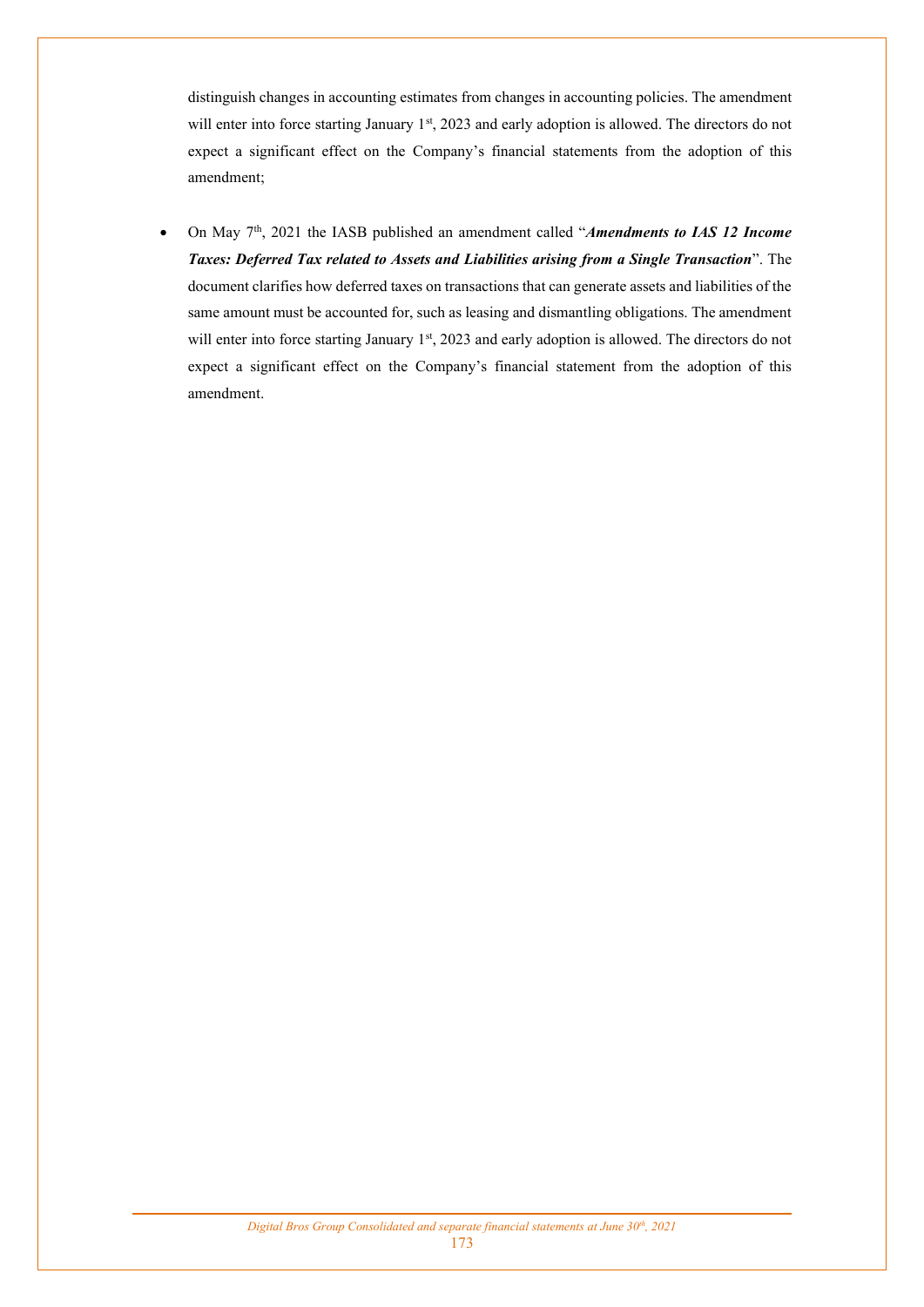distinguish changes in accounting estimates from changes in accounting policies. The amendment will enter into force starting January 1st, 2023 and early adoption is allowed. The directors do not expect a significant effect on the Company's financial statements from the adoption of this amendment;

- On May 7th, 2021 the IASB published an amendment called "***Amendments to IAS 12 Income Taxes: Deferred Tax related to Assets and Liabilities arising from a Single Transaction***". The document clarifies how deferred taxes on transactions that can generate assets and liabilities of the same amount must be accounted for, such as leasing and dismantling obligations. The amendment will enter into force starting January 1st, 2023 and early adoption is allowed. The directors do not expect a significant effect on the Company's financial statement from the adoption of this amendment.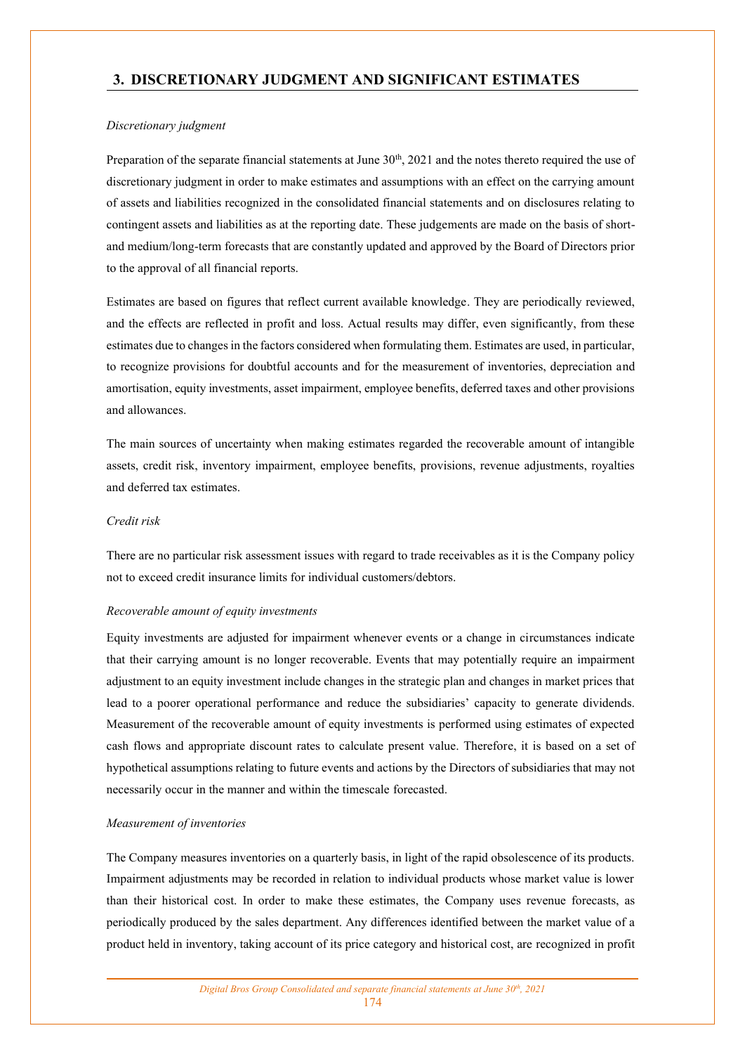## 3. DISCRETIONARY JUDGMENT AND SIGNIFICANT ESTIMATES

*Discretionary judgment*

Preparation of the separate financial statements at June 30th, 2021 and the notes thereto required the use of discretionary judgment in order to make estimates and assumptions with an effect on the carrying amount of assets and liabilities recognized in the consolidated financial statements and on disclosures relating to contingent assets and liabilities as at the reporting date. These judgements are made on the basis of short- and medium/long-term forecasts that are constantly updated and approved by the Board of Directors prior to the approval of all financial reports.

Estimates are based on figures that reflect current available knowledge. They are periodically reviewed, and the effects are reflected in profit and loss. Actual results may differ, even significantly, from these estimates due to changes in the factors considered when formulating them. Estimates are used, in particular, to recognize provisions for doubtful accounts and for the measurement of inventories, depreciation and amortisation, equity investments, asset impairment, employee benefits, deferred taxes and other provisions and allowances.

The main sources of uncertainty when making estimates regarded the recoverable amount of intangible assets, credit risk, inventory impairment, employee benefits, provisions, revenue adjustments, royalties and deferred tax estimates.

*Credit risk*

There are no particular risk assessment issues with regard to trade receivables as it is the Company policy not to exceed credit insurance limits for individual customers/debtors.

*Recoverable amount of equity investments*

Equity investments are adjusted for impairment whenever events or a change in circumstances indicate that their carrying amount is no longer recoverable. Events that may potentially require an impairment adjustment to an equity investment include changes in the strategic plan and changes in market prices that lead to a poorer operational performance and reduce the subsidiaries' capacity to generate dividends. Measurement of the recoverable amount of equity investments is performed using estimates of expected cash flows and appropriate discount rates to calculate present value. Therefore, it is based on a set of hypothetical assumptions relating to future events and actions by the Directors of subsidiaries that may not necessarily occur in the manner and within the timescale forecasted.

*Measurement of inventories*

The Company measures inventories on a quarterly basis, in light of the rapid obsolescence of its products. Impairment adjustments may be recorded in relation to individual products whose market value is lower than their historical cost. In order to make these estimates, the Company uses revenue forecasts, as periodically produced by the sales department. Any differences identified between the market value of a product held in inventory, taking account of its price category and historical cost, are recognized in profit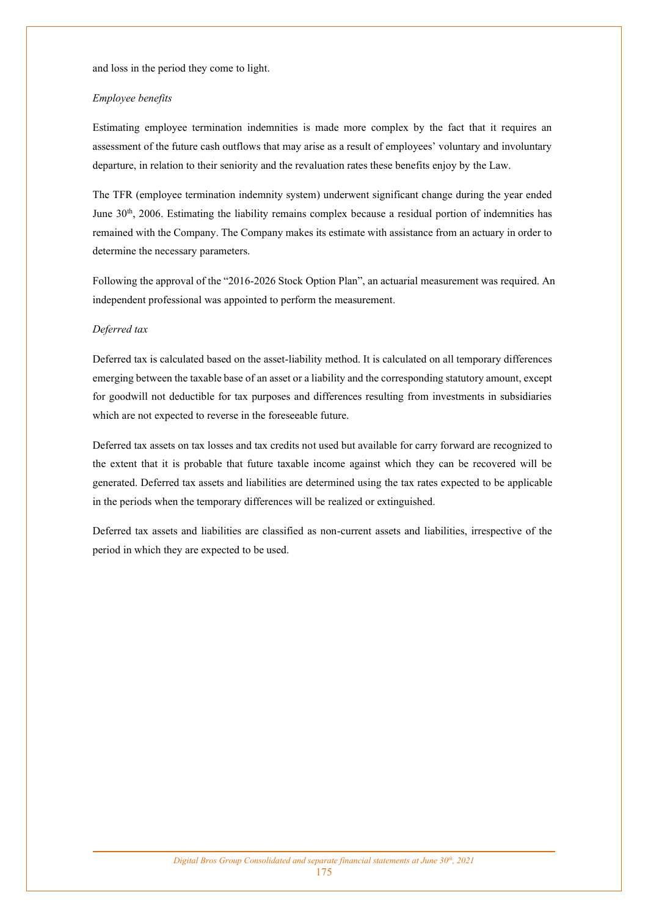and loss in the period they come to light.

*Employee benefits*

Estimating employee termination indemnities is made more complex by the fact that it requires an assessment of the future cash outflows that may arise as a result of employees' voluntary and involuntary departure, in relation to their seniority and the revaluation rates these benefits enjoy by the Law.

The TFR (employee termination indemnity system) underwent significant change during the year ended June 30th, 2006. Estimating the liability remains complex because a residual portion of indemnities has remained with the Company. The Company makes its estimate with assistance from an actuary in order to determine the necessary parameters.

Following the approval of the "2016-2026 Stock Option Plan", an actuarial measurement was required. An independent professional was appointed to perform the measurement.

*Deferred tax*

Deferred tax is calculated based on the asset-liability method. It is calculated on all temporary differences emerging between the taxable base of an asset or a liability and the corresponding statutory amount, except for goodwill not deductible for tax purposes and differences resulting from investments in subsidiaries which are not expected to reverse in the foreseeable future.

Deferred tax assets on tax losses and tax credits not used but available for carry forward are recognized to the extent that it is probable that future taxable income against which they can be recovered will be generated. Deferred tax assets and liabilities are determined using the tax rates expected to be applicable in the periods when the temporary differences will be realized or extinguished.

Deferred tax assets and liabilities are classified as non-current assets and liabilities, irrespective of the period in which they are expected to be used.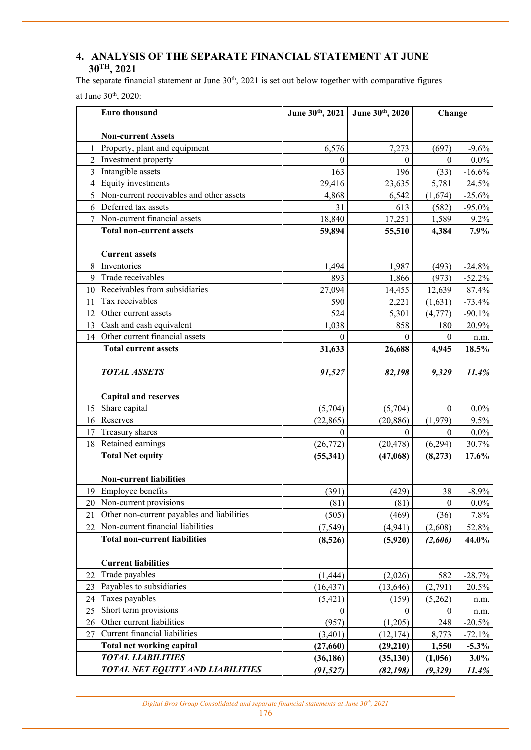## 4. ANALYSIS OF THE SEPARATE FINANCIAL STATEMENT AT JUNE 30TH, 2021

The separate financial statement at June 30th, 2021 is set out below together with comparative figures at June 30th, 2020:

| | Euro thousand | June 30th, 2021 | June 30th, 2020 | Change | |
|---|---|---|---|---|---|
| | | | | | |
| | **Non-current Assets** | | | | |
| 1 | Property, plant and equipment | 6,576 | 7,273 | (697) | -9.6% |
| 2 | Investment property | 0 | 0 | 0 | 0.0% |
| 3 | Intangible assets | 163 | 196 | (33) | -16.6% |
| 4 | Equity investments | 29,416 | 23,635 | 5,781 | 24.5% |
| 5 | Non-current receivables and other assets | 4,868 | 6,542 | (1,674) | -25.6% |
| 6 | Deferred tax assets | 31 | 613 | (582) | -95.0% |
| 7 | Non-current financial assets | 18,840 | 17,251 | 1,589 | 9.2% |
| | **Total non-current assets** | **59,894** | **55,510** | **4,384** | **7.9%** |
| | | | | | |
| | **Current assets** | | | | |
| 8 | Inventories | 1,494 | 1,987 | (493) | -24.8% |
| 9 | Trade receivables | 893 | 1,866 | (973) | -52.2% |
| 10 | Receivables from subsidiaries | 27,094 | 14,455 | 12,639 | 87.4% |
| 11 | Tax receivables | 590 | 2,221 | (1,631) | -73.4% |
| 12 | Other current assets | 524 | 5,301 | (4,777) | -90.1% |
| 13 | Cash and cash equivalent | 1,038 | 858 | 180 | 20.9% |
| 14 | Other current financial assets | 0 | 0 | 0 | n.m. |
| | **Total current assets** | **31,633** | **26,688** | **4,945** | **18.5%** |
| | | | | | |
| | ***TOTAL ASSETS*** | ***91,527*** | ***82,198*** | ***9,329*** | ***11.4%*** |
| | | | | | |
| | **Capital and reserves** | | | | |
| 15 | Share capital | (5,704) | (5,704) | 0 | 0.0% |
| 16 | Reserves | (22,865) | (20,886) | (1,979) | 9.5% |
| 17 | Treasury shares | 0 | 0 | 0 | 0.0% |
| 18 | Retained earnings | (26,772) | (20,478) | (6,294) | 30.7% |
| | **Total Net equity** | **(55,341)** | **(47,068)** | **(8,273)** | **17.6%** |
| | | | | | |
| | **Non-current liabilities** | | | | |
| 19 | Employee benefits | (391) | (429) | 38 | -8.9% |
| 20 | Non-current provisions | (81) | (81) | 0 | 0.0% |
| 21 | Other non-current payables and liabilities | (505) | (469) | (36) | 7.8% |
| 22 | Non-current financial liabilities | (7,549) | (4,941) | (2,608) | 52.8% |
| | **Total non-current liabilities** | **(8,526)** | **(5,920)** | ***(2,606)*** | **44.0%** |
| | | | | | |
| | **Current liabilities** | | | | |
| 22 | Trade payables | (1,444) | (2,026) | 582 | -28.7% |
| 23 | Payables to subsidiaries | (16,437) | (13,646) | (2,791) | 20.5% |
| 24 | Taxes payables | (5,421) | (159) | (5,262) | n.m. |
| 25 | Short term provisions | 0 | 0 | 0 | n.m. |
| 26 | Other current liabilities | (957) | (1,205) | 248 | -20.5% |
| 27 | Current financial liabilities | (3,401) | (12,174) | 8,773 | -72.1% |
| | **Total net working capital** | **(27,660)** | **(29,210)** | **1,550** | **-5.3%** |
| | ***TOTAL LIABILITIES*** | **(36,186)** | **(35,130)** | **(1,056)** | **3.0%** |
| | ***TOTAL NET EQUITY AND LIABILITIES*** | ***(91,527)*** | ***(82,198)*** | ***(9,329)*** | ***11.4%*** |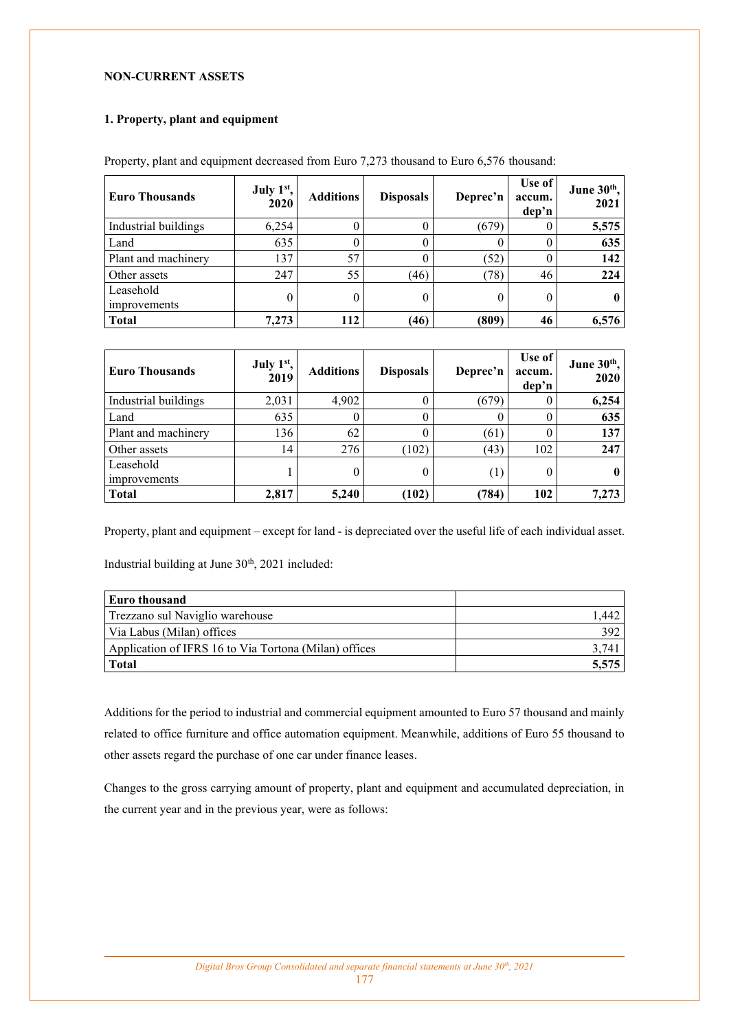**NON-CURRENT ASSETS**

**1. Property, plant and equipment**

Property, plant and equipment decreased from Euro 7,273 thousand to Euro 6,576 thousand:

| Euro Thousands | July 1st, 2020 | Additions | Disposals | Deprec'n | Use of accum. dep'n | June 30th, 2021 |
|---|---|---|---|---|---|---|
| Industrial buildings | 6,254 | 0 | 0 | (679) | 0 | **5,575** |
| Land | 635 | 0 | 0 | 0 | 0 | **635** |
| Plant and machinery | 137 | 57 | 0 | (52) | 0 | **142** |
| Other assets | 247 | 55 | (46) | (78) | 46 | **224** |
| Leasehold improvements | 0 | 0 | 0 | 0 | 0 | **0** |
| **Total** | **7,273** | **112** | **(46)** | **(809)** | **46** | **6,576** |

| Euro Thousands | July 1st, 2019 | Additions | Disposals | Deprec'n | Use of accum. dep'n | June 30th, 2020 |
|---|---|---|---|---|---|---|
| Industrial buildings | 2,031 | 4,902 | 0 | (679) | 0 | **6,254** |
| Land | 635 | 0 | 0 | 0 | 0 | **635** |
| Plant and machinery | 136 | 62 | 0 | (61) | 0 | **137** |
| Other assets | 14 | 276 | (102) | (43) | 102 | **247** |
| Leasehold improvements | 1 | 0 | 0 | (1) | 0 | **0** |
| **Total** | **2,817** | **5,240** | **(102)** | **(784)** | **102** | **7,273** |

Property, plant and equipment – except for land - is depreciated over the useful life of each individual asset.

Industrial building at June 30th, 2021 included:

| **Euro thousand** | |
|---|---|
| Trezzano sul Naviglio warehouse | 1,442 |
| Via Labus (Milan) offices | 392 |
| Application of IFRS 16 to Via Tortona (Milan) offices | 3,741 |
| **Total** | **5,575** |

Additions for the period to industrial and commercial equipment amounted to Euro 57 thousand and mainly related to office furniture and office automation equipment. Meanwhile, additions of Euro 55 thousand to other assets regard the purchase of one car under finance leases.

Changes to the gross carrying amount of property, plant and equipment and accumulated depreciation, in the current year and in the previous year, were as follows: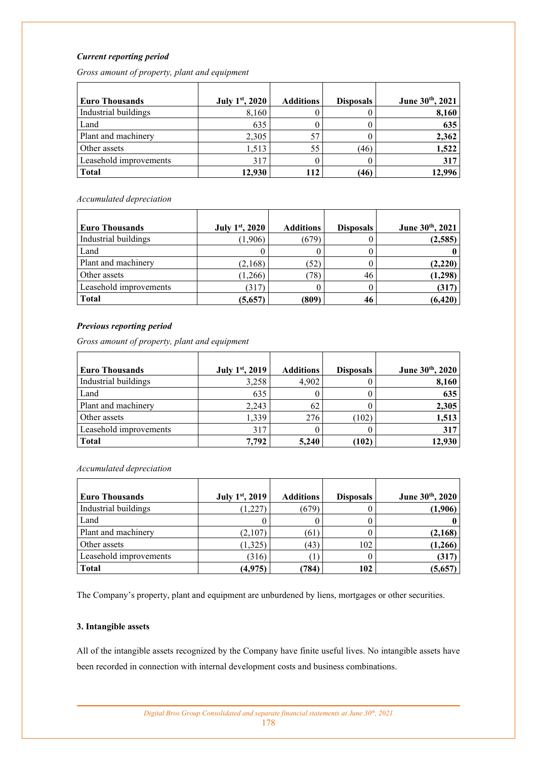### *Current reporting period*

*Gross amount of property, plant and equipment*

| Euro Thousands | July 1st, 2020 | Additions | Disposals | June 30th, 2021 |
|---|---|---|---|---|
| Industrial buildings | 8,160 | 0 | 0 | **8,160** |
| Land | 635 | 0 | 0 | **635** |
| Plant and machinery | 2,305 | 57 | 0 | **2,362** |
| Other assets | 1,513 | 55 | (46) | **1,522** |
| Leasehold improvements | 317 | 0 | 0 | **317** |
| **Total** | **12,930** | **112** | **(46)** | **12,996** |

*Accumulated depreciation*

| Euro Thousands | July 1st, 2020 | Additions | Disposals | June 30th, 2021 |
|---|---|---|---|---|
| Industrial buildings | (1,906) | (679) | 0 | **(2,585)** |
| Land | 0 | 0 | 0 | **0** |
| Plant and machinery | (2,168) | (52) | 0 | **(2,220)** |
| Other assets | (1,266) | (78) | 46 | **(1,298)** |
| Leasehold improvements | (317) | 0 | 0 | **(317)** |
| **Total** | **(5,657)** | **(809)** | **46** | **(6,420)** |

### *Previous reporting period*

*Gross amount of property, plant and equipment*

| Euro Thousands | July 1st, 2019 | Additions | Disposals | June 30th, 2020 |
|---|---|---|---|---|
| Industrial buildings | 3,258 | 4,902 | 0 | **8,160** |
| Land | 635 | 0 | 0 | **635** |
| Plant and machinery | 2,243 | 62 | 0 | **2,305** |
| Other assets | 1,339 | 276 | (102) | **1,513** |
| Leasehold improvements | 317 | 0 | 0 | **317** |
| **Total** | **7,792** | **5,240** | **(102)** | **12,930** |

*Accumulated depreciation*

| Euro Thousands | July 1st, 2019 | Additions | Disposals | June 30th, 2020 |
|---|---|---|---|---|
| Industrial buildings | (1,227) | (679) | 0 | **(1,906)** |
| Land | 0 | 0 | 0 | **0** |
| Plant and machinery | (2,107) | (61) | 0 | **(2,168)** |
| Other assets | (1,325) | (43) | 102 | **(1,266)** |
| Leasehold improvements | (316) | (1) | 0 | **(317)** |
| **Total** | **(4,975)** | **(784)** | **102** | **(5,657)** |

The Company's property, plant and equipment are unburdened by liens, mortgages or other securities.

### 3. Intangible assets

All of the intangible assets recognized by the Company have finite useful lives. No intangible assets have been recorded in connection with internal development costs and business combinations.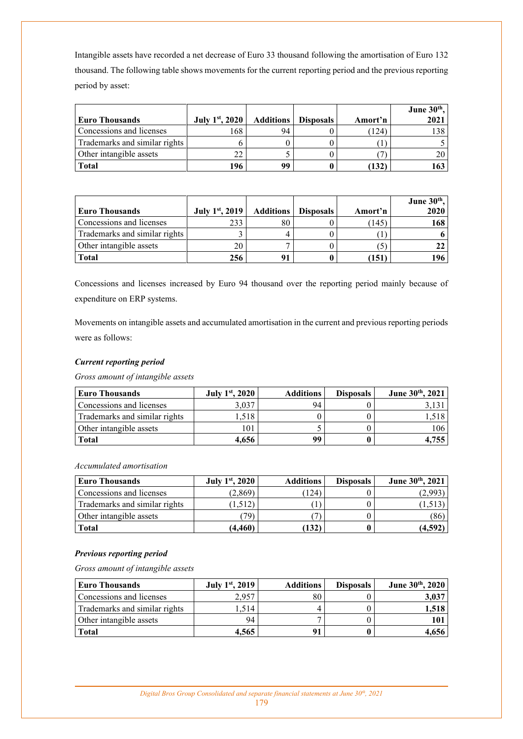Intangible assets have recorded a net decrease of Euro 33 thousand following the amortisation of Euro 132 thousand. The following table shows movements for the current reporting period and the previous reporting period by asset:

| Euro Thousands | July 1st, 2020 | Additions | Disposals | Amort'n | June 30th, 2021 |
|---|---|---|---|---|---|
| Concessions and licenses | 168 | 94 | 0 | (124) | 138 |
| Trademarks and similar rights | 6 | 0 | 0 | (1) | 5 |
| Other intangible assets | 22 | 5 | 0 | (7) | 20 |
| **Total** | **196** | **99** | **0** | **(132)** | **163** |

| Euro Thousands | July 1st, 2019 | Additions | Disposals | Amort'n | June 30th, 2020 |
|---|---|---|---|---|---|
| Concessions and licenses | 233 | 80 | 0 | (145) | **168** |
| Trademarks and similar rights | 3 | 4 | 0 | (1) | **6** |
| Other intangible assets | 20 | 7 | 0 | (5) | **22** |
| **Total** | **256** | **91** | **0** | **(151)** | **196** |

Concessions and licenses increased by Euro 94 thousand over the reporting period mainly because of expenditure on ERP systems.

Movements on intangible assets and accumulated amortisation in the current and previous reporting periods were as follows:

***Current reporting period***

*Gross amount of intangible assets*

| Euro Thousands | July 1st, 2020 | Additions | Disposals | June 30th, 2021 |
|---|---|---|---|---|
| Concessions and licenses | 3,037 | 94 | 0 | 3,131 |
| Trademarks and similar rights | 1,518 | 0 | 0 | 1,518 |
| Other intangible assets | 101 | 5 | 0 | 106 |
| **Total** | **4,656** | **99** | **0** | **4,755** |

*Accumulated amortisation*

| Euro Thousands | July 1st, 2020 | Additions | Disposals | June 30th, 2021 |
|---|---|---|---|---|
| Concessions and licenses | (2,869) | (124) | 0 | (2,993) |
| Trademarks and similar rights | (1,512) | (1) | 0 | (1,513) |
| Other intangible assets | (79) | (7) | 0 | (86) |
| **Total** | **(4,460)** | **(132)** | **0** | **(4,592)** |

***Previous reporting period***

*Gross amount of intangible assets*

| Euro Thousands | July 1st, 2019 | Additions | Disposals | June 30th, 2020 |
|---|---|---|---|---|
| Concessions and licenses | 2,957 | 80 | 0 | **3,037** |
| Trademarks and similar rights | 1,514 | 4 | 0 | **1,518** |
| Other intangible assets | 94 | 7 | 0 | **101** |
| **Total** | **4,565** | **91** | **0** | **4,656** |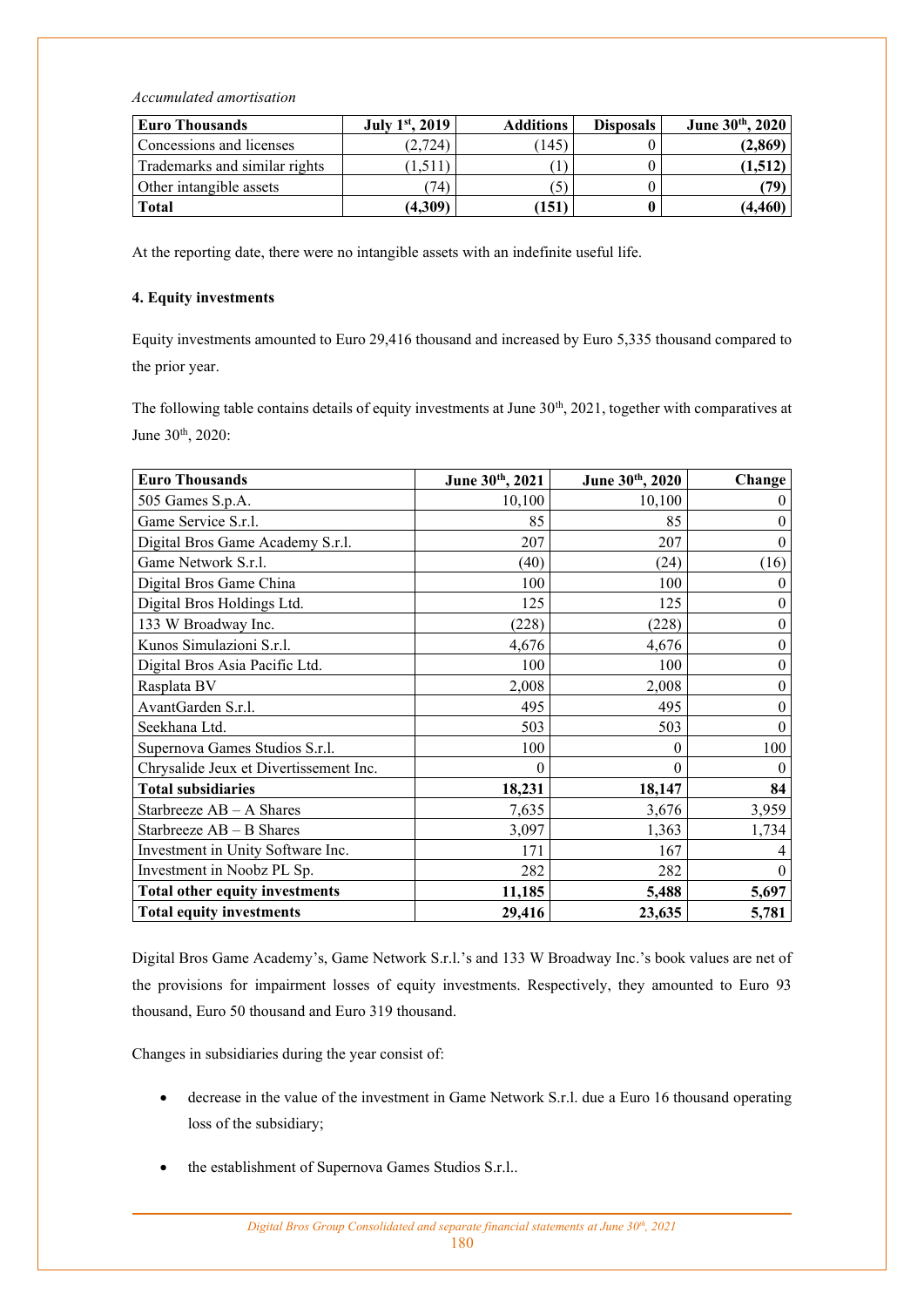*Accumulated amortisation*

| Euro Thousands | July 1st, 2019 | Additions | Disposals | June 30th, 2020 |
|---|---|---|---|---|
| Concessions and licenses | (2,724) | (145) | 0 | **(2,869)** |
| Trademarks and similar rights | (1,511) | (1) | 0 | **(1,512)** |
| Other intangible assets | (74) | (5) | 0 | **(79)** |
| **Total** | **(4,309)** | **(151)** | **0** | **(4,460)** |

At the reporting date, there were no intangible assets with an indefinite useful life.

**4. Equity investments**

Equity investments amounted to Euro 29,416 thousand and increased by Euro 5,335 thousand compared to the prior year.

The following table contains details of equity investments at June 30th, 2021, together with comparatives at June 30th, 2020:

| Euro Thousands | June 30th, 2021 | June 30th, 2020 | Change |
|---|---|---|---|
| 505 Games S.p.A. | 10,100 | 10,100 | 0 |
| Game Service S.r.l. | 85 | 85 | 0 |
| Digital Bros Game Academy S.r.l. | 207 | 207 | 0 |
| Game Network S.r.l. | (40) | (24) | (16) |
| Digital Bros Game China | 100 | 100 | 0 |
| Digital Bros Holdings Ltd. | 125 | 125 | 0 |
| 133 W Broadway Inc. | (228) | (228) | 0 |
| Kunos Simulazioni S.r.l. | 4,676 | 4,676 | 0 |
| Digital Bros Asia Pacific Ltd. | 100 | 100 | 0 |
| Rasplata BV | 2,008 | 2,008 | 0 |
| AvantGarden S.r.l. | 495 | 495 | 0 |
| Seekhana Ltd. | 503 | 503 | 0 |
| Supernova Games Studios S.r.l. | 100 | 0 | 100 |
| Chrysalide Jeux et Divertissement Inc. | 0 | 0 | 0 |
| **Total subsidiaries** | **18,231** | **18,147** | **84** |
| Starbreeze AB – A Shares | 7,635 | 3,676 | 3,959 |
| Starbreeze AB – B Shares | 3,097 | 1,363 | 1,734 |
| Investment in Unity Software Inc. | 171 | 167 | 4 |
| Investment in Noobz PL Sp. | 282 | 282 | 0 |
| **Total other equity investments** | **11,185** | **5,488** | **5,697** |
| **Total equity investments** | **29,416** | **23,635** | **5,781** |

Digital Bros Game Academy's, Game Network S.r.l.'s and 133 W Broadway Inc.'s book values are net of the provisions for impairment losses of equity investments. Respectively, they amounted to Euro 93 thousand, Euro 50 thousand and Euro 319 thousand.

Changes in subsidiaries during the year consist of:

- decrease in the value of the investment in Game Network S.r.l. due a Euro 16 thousand operating loss of the subsidiary;
- the establishment of Supernova Games Studios S.r.l..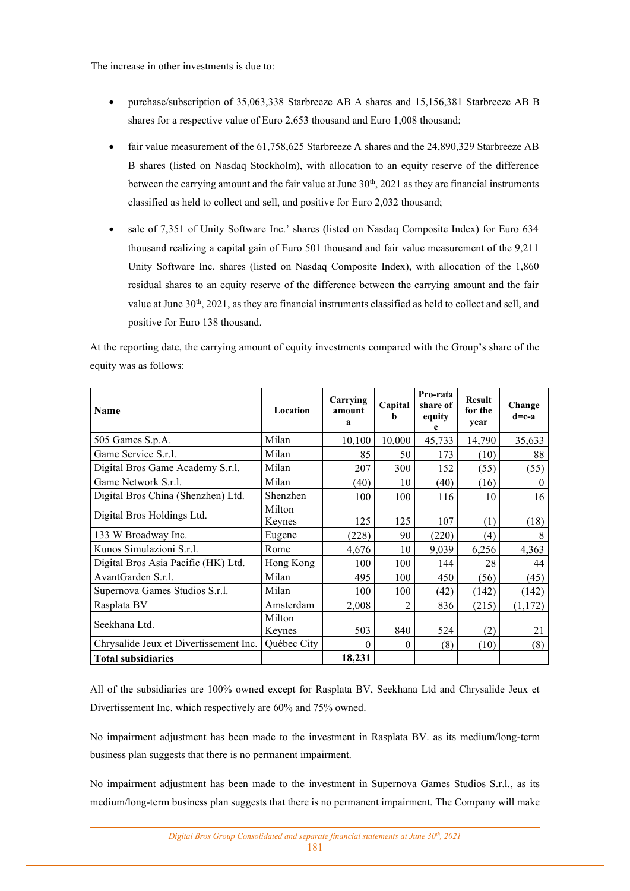The increase in other investments is due to:

- purchase/subscription of 35,063,338 Starbreeze AB A shares and 15,156,381 Starbreeze AB B shares for a respective value of Euro 2,653 thousand and Euro 1,008 thousand;
- fair value measurement of the 61,758,625 Starbreeze A shares and the 24,890,329 Starbreeze AB B shares (listed on Nasdaq Stockholm), with allocation to an equity reserve of the difference between the carrying amount and the fair value at June 30th, 2021 as they are financial instruments classified as held to collect and sell, and positive for Euro 2,032 thousand;
- sale of 7,351 of Unity Software Inc.' shares (listed on Nasdaq Composite Index) for Euro 634 thousand realizing a capital gain of Euro 501 thousand and fair value measurement of the 9,211 Unity Software Inc. shares (listed on Nasdaq Composite Index), with allocation of the 1,860 residual shares to an equity reserve of the difference between the carrying amount and the fair value at June 30th, 2021, as they are financial instruments classified as held to collect and sell, and positive for Euro 138 thousand.

At the reporting date, the carrying amount of equity investments compared with the Group's share of the equity was as follows:

| Name | Location | Carrying amount a | Capital b | Pro-rata share of equity c | Result for the year | Change d=c-a |
|---|---|---|---|---|---|---|
| 505 Games S.p.A. | Milan | 10,100 | 10,000 | 45,733 | 14,790 | 35,633 |
| Game Service S.r.l. | Milan | 85 | 50 | 173 | (10) | 88 |
| Digital Bros Game Academy S.r.l. | Milan | 207 | 300 | 152 | (55) | (55) |
| Game Network S.r.l. | Milan | (40) | 10 | (40) | (16) | 0 |
| Digital Bros China (Shenzhen) Ltd. | Shenzhen | 100 | 100 | 116 | 10 | 16 |
| Digital Bros Holdings Ltd. | Milton Keynes | 125 | 125 | 107 | (1) | (18) |
| 133 W Broadway Inc. | Eugene | (228) | 90 | (220) | (4) | 8 |
| Kunos Simulazioni S.r.l. | Rome | 4,676 | 10 | 9,039 | 6,256 | 4,363 |
| Digital Bros Asia Pacific (HK) Ltd. | Hong Kong | 100 | 100 | 144 | 28 | 44 |
| AvantGarden S.r.l. | Milan | 495 | 100 | 450 | (56) | (45) |
| Supernova Games Studios S.r.l. | Milan | 100 | 100 | (42) | (142) | (142) |
| Rasplata BV | Amsterdam | 2,008 | 2 | 836 | (215) | (1,172) |
| Seekhana Ltd. | Milton Keynes | 503 | 840 | 524 | (2) | 21 |
| Chrysalide Jeux et Divertissement Inc. | Québec City | 0 | 0 | (8) | (10) | (8) |
| **Total subsidiaries** | | **18,231** | | | | |

All of the subsidiaries are 100% owned except for Rasplata BV, Seekhana Ltd and Chrysalide Jeux et Divertissement Inc. which respectively are 60% and 75% owned.

No impairment adjustment has been made to the investment in Rasplata BV. as its medium/long-term business plan suggests that there is no permanent impairment.

No impairment adjustment has been made to the investment in Supernova Games Studios S.r.l., as its medium/long-term business plan suggests that there is no permanent impairment. The Company will make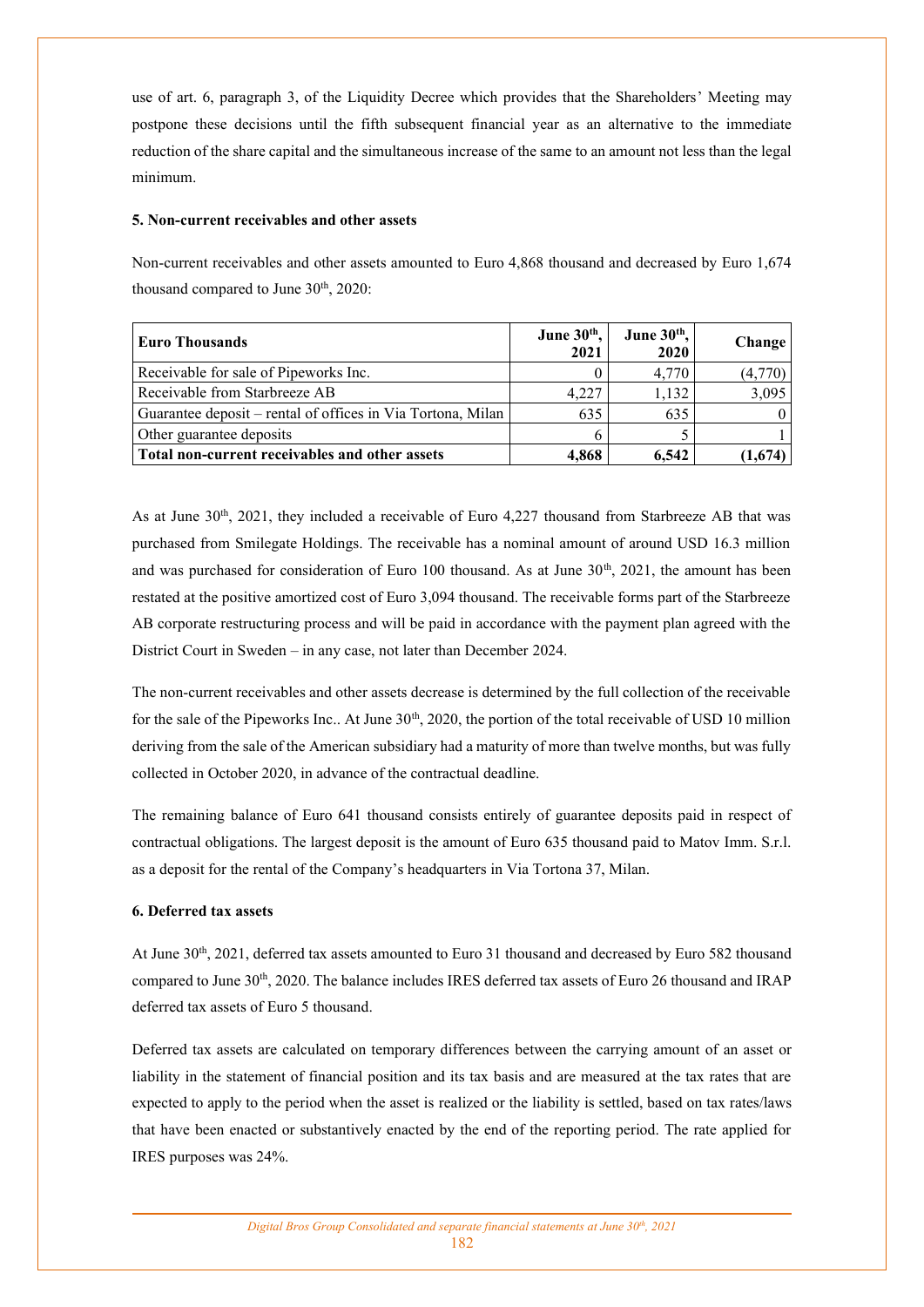use of art. 6, paragraph 3, of the Liquidity Decree which provides that the Shareholders' Meeting may postpone these decisions until the fifth subsequent financial year as an alternative to the immediate reduction of the share capital and the simultaneous increase of the same to an amount not less than the legal minimum.

**5. Non-current receivables and other assets**

Non-current receivables and other assets amounted to Euro 4,868 thousand and decreased by Euro 1,674 thousand compared to June 30th, 2020:

| Euro Thousands | June 30th, 2021 | June 30th, 2020 | Change |
|---|---|---|---|
| Receivable for sale of Pipeworks Inc. | 0 | 4,770 | (4,770) |
| Receivable from Starbreeze AB | 4,227 | 1,132 | 3,095 |
| Guarantee deposit – rental of offices in Via Tortona, Milan | 635 | 635 | 0 |
| Other guarantee deposits | 6 | 5 | 1 |
| **Total non-current receivables and other assets** | **4,868** | **6,542** | **(1,674)** |

As at June 30th, 2021, they included a receivable of Euro 4,227 thousand from Starbreeze AB that was purchased from Smilegate Holdings. The receivable has a nominal amount of around USD 16.3 million and was purchased for consideration of Euro 100 thousand. As at June 30th, 2021, the amount has been restated at the positive amortized cost of Euro 3,094 thousand. The receivable forms part of the Starbreeze AB corporate restructuring process and will be paid in accordance with the payment plan agreed with the District Court in Sweden – in any case, not later than December 2024.

The non-current receivables and other assets decrease is determined by the full collection of the receivable for the sale of the Pipeworks Inc.. At June 30th, 2020, the portion of the total receivable of USD 10 million deriving from the sale of the American subsidiary had a maturity of more than twelve months, but was fully collected in October 2020, in advance of the contractual deadline.

The remaining balance of Euro 641 thousand consists entirely of guarantee deposits paid in respect of contractual obligations. The largest deposit is the amount of Euro 635 thousand paid to Matov Imm. S.r.l. as a deposit for the rental of the Company's headquarters in Via Tortona 37, Milan.

**6. Deferred tax assets**

At June 30th, 2021, deferred tax assets amounted to Euro 31 thousand and decreased by Euro 582 thousand compared to June 30th, 2020. The balance includes IRES deferred tax assets of Euro 26 thousand and IRAP deferred tax assets of Euro 5 thousand.

Deferred tax assets are calculated on temporary differences between the carrying amount of an asset or liability in the statement of financial position and its tax basis and are measured at the tax rates that are expected to apply to the period when the asset is realized or the liability is settled, based on tax rates/laws that have been enacted or substantively enacted by the end of the reporting period. The rate applied for IRES purposes was 24%.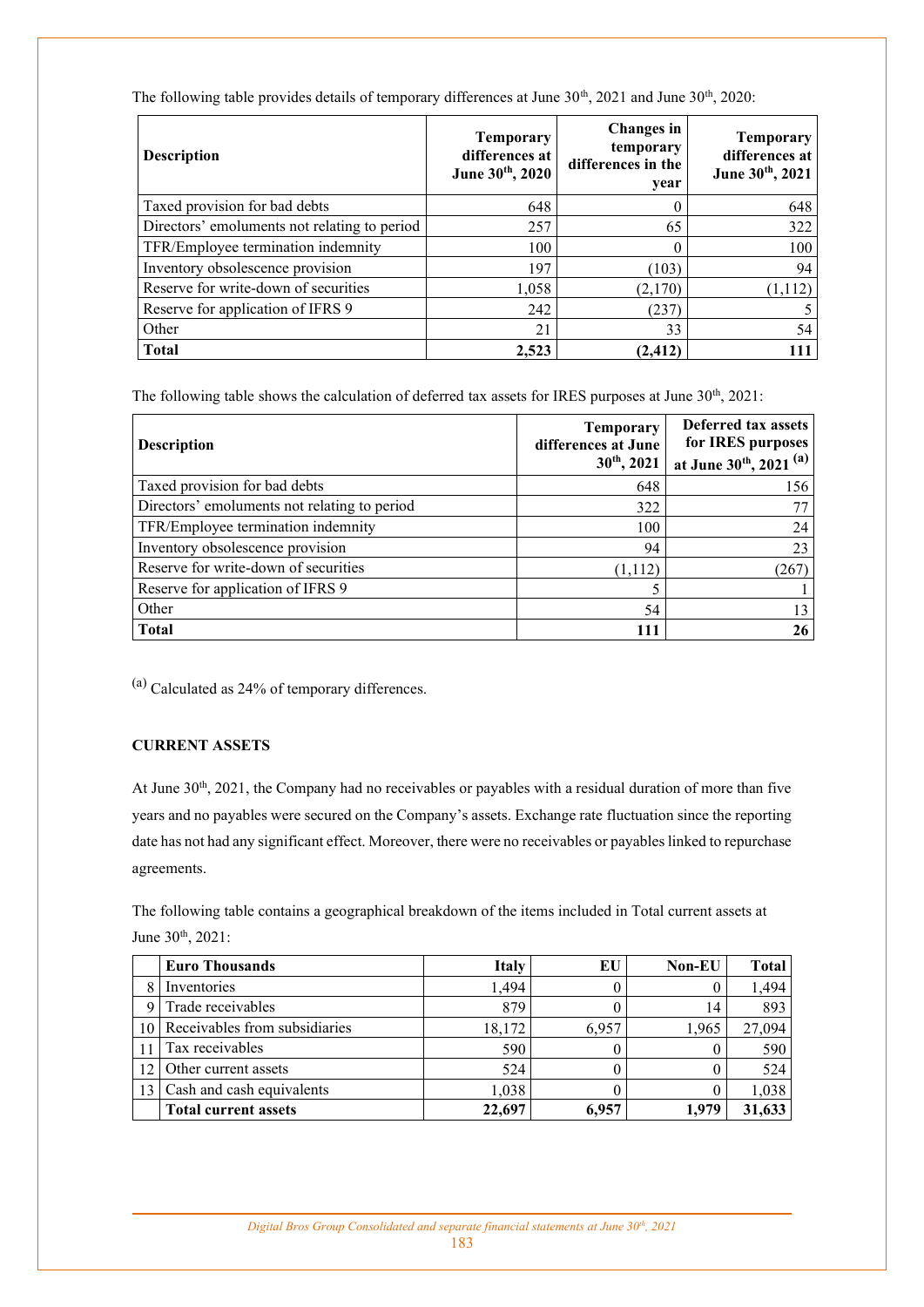The following table provides details of temporary differences at June 30th, 2021 and June 30th, 2020:

| Description | Temporary differences at June 30th, 2020 | Changes in temporary differences in the year | Temporary differences at June 30th, 2021 |
|---|---|---|---|
| Taxed provision for bad debts | 648 | 0 | 648 |
| Directors' emoluments not relating to period | 257 | 65 | 322 |
| TFR/Employee termination indemnity | 100 | 0 | 100 |
| Inventory obsolescence provision | 197 | (103) | 94 |
| Reserve for write-down of securities | 1,058 | (2,170) | (1,112) |
| Reserve for application of IFRS 9 | 242 | (237) | 5 |
| Other | 21 | 33 | 54 |
| **Total** | **2,523** | **(2,412)** | **111** |

The following table shows the calculation of deferred tax assets for IRES purposes at June 30th, 2021:

| Description | Temporary differences at June 30th, 2021 | Deferred tax assets for IRES purposes at June 30th, 2021 [(a)] |
|---|---|---|
| Taxed provision for bad debts | 648 | 156 |
| Directors' emoluments not relating to period | 322 | 77 |
| TFR/Employee termination indemnity | 100 | 24 |
| Inventory obsolescence provision | 94 | 23 |
| Reserve for write-down of securities | (1,112) | (267) |
| Reserve for application of IFRS 9 | 5 | 1 |
| Other | 54 | 13 |
| **Total** | **111** | **26** |

[(a)] Calculated as 24% of temporary differences.

**CURRENT ASSETS**

At June 30th, 2021, the Company had no receivables or payables with a residual duration of more than five years and no payables were secured on the Company's assets. Exchange rate fluctuation since the reporting date has not had any significant effect. Moreover, there were no receivables or payables linked to repurchase agreements.

The following table contains a geographical breakdown of the items included in Total current assets at June 30th, 2021:

| | Euro Thousands | Italy | EU | Non-EU | Total |
|---|---|---|---|---|---|
| 8 | Inventories | 1,494 | 0 | 0 | 1,494 |
| 9 | Trade receivables | 879 | 0 | 14 | 893 |
| 10 | Receivables from subsidiaries | 18,172 | 6,957 | 1,965 | 27,094 |
| 11 | Tax receivables | 590 | 0 | 0 | 590 |
| 12 | Other current assets | 524 | 0 | 0 | 524 |
| 13 | Cash and cash equivalents | 1,038 | 0 | 0 | 1,038 |
| | **Total current assets** | **22,697** | **6,957** | **1,979** | **31,633** |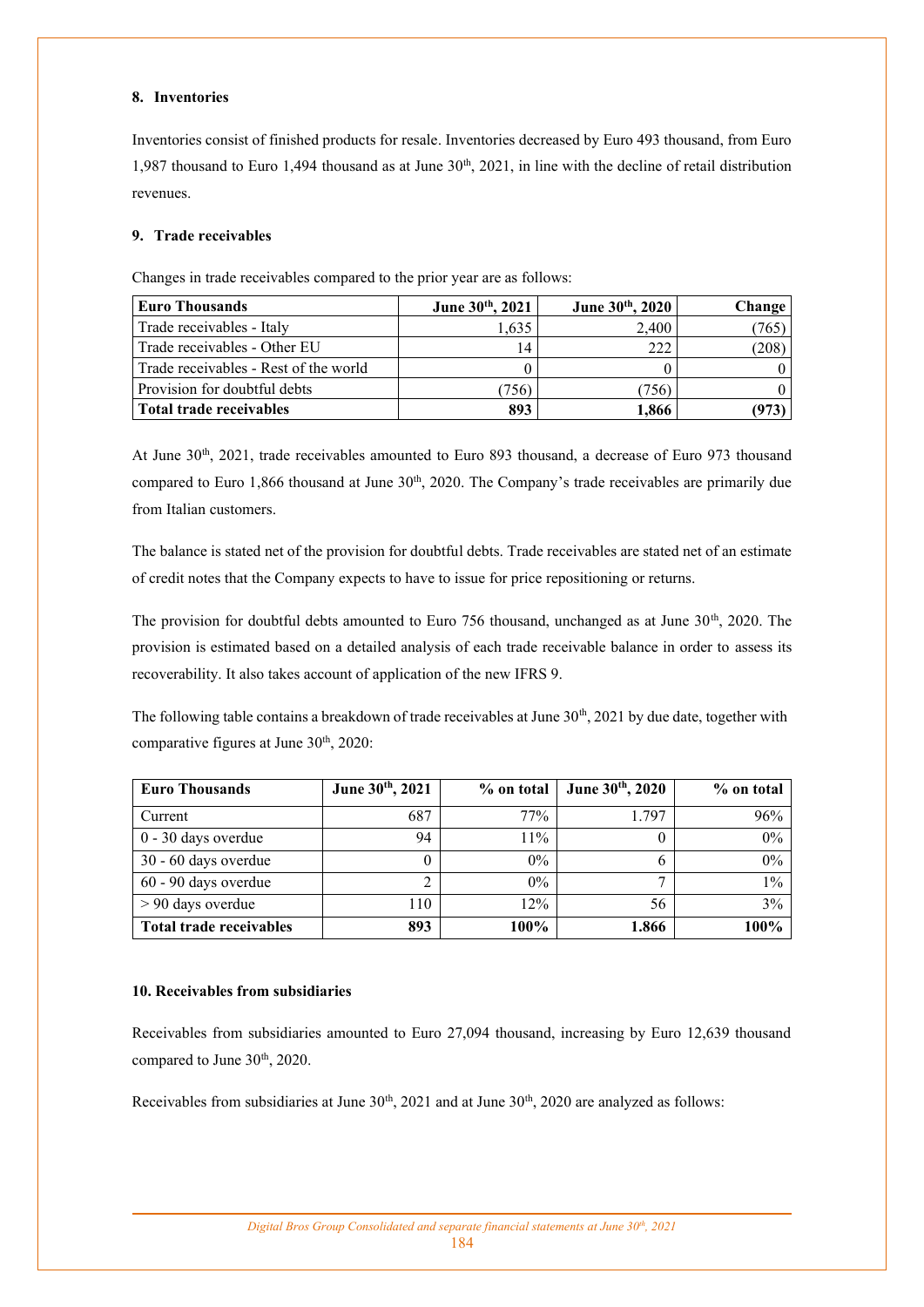## 8. Inventories

Inventories consist of finished products for resale. Inventories decreased by Euro 493 thousand, from Euro 1,987 thousand to Euro 1,494 thousand as at June 30th, 2021, in line with the decline of retail distribution revenues.

## 9. Trade receivables

Changes in trade receivables compared to the prior year are as follows:

| Euro Thousands | June 30th, 2021 | June 30th, 2020 | Change |
|---|---|---|---|
| Trade receivables - Italy | 1,635 | 2,400 | (765) |
| Trade receivables - Other EU | 14 | 222 | (208) |
| Trade receivables - Rest of the world | 0 | 0 | 0 |
| Provision for doubtful debts | (756) | (756) | 0 |
| **Total trade receivables** | **893** | **1,866** | **(973)** |

At June 30th, 2021, trade receivables amounted to Euro 893 thousand, a decrease of Euro 973 thousand compared to Euro 1,866 thousand at June 30th, 2020. The Company's trade receivables are primarily due from Italian customers.

The balance is stated net of the provision for doubtful debts. Trade receivables are stated net of an estimate of credit notes that the Company expects to have to issue for price repositioning or returns.

The provision for doubtful debts amounted to Euro 756 thousand, unchanged as at June 30th, 2020. The provision is estimated based on a detailed analysis of each trade receivable balance in order to assess its recoverability. It also takes account of application of the new IFRS 9.

The following table contains a breakdown of trade receivables at June 30th, 2021 by due date, together with comparative figures at June 30th, 2020:

| Euro Thousands | June 30th, 2021 | % on total | June 30th, 2020 | % on total |
|---|---|---|---|---|
| Current | 687 | 77% | 1.797 | 96% |
| 0 - 30 days overdue | 94 | 11% | 0 | 0% |
| 30 - 60 days overdue | 0 | 0% | 6 | 0% |
| 60 - 90 days overdue | 2 | 0% | 7 | 1% |
| > 90 days overdue | 110 | 12% | 56 | 3% |
| **Total trade receivables** | **893** | **100%** | **1.866** | **100%** |

## 10. Receivables from subsidiaries

Receivables from subsidiaries amounted to Euro 27,094 thousand, increasing by Euro 12,639 thousand compared to June 30th, 2020.

Receivables from subsidiaries at June 30th, 2021 and at June 30th, 2020 are analyzed as follows: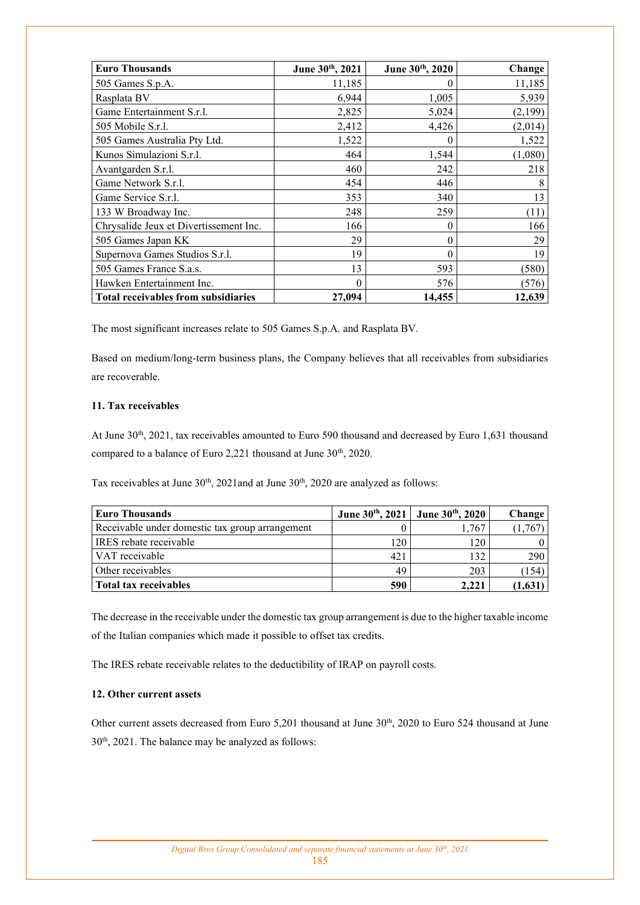| Euro Thousands | June 30th, 2021 | June 30th, 2020 | Change |
|---|---|---|---|
| 505 Games S.p.A. | 11,185 | 0 | 11,185 |
| Rasplata BV | 6,944 | 1,005 | 5,939 |
| Game Entertainment S.r.l. | 2,825 | 5,024 | (2,199) |
| 505 Mobile S.r.l. | 2,412 | 4,426 | (2,014) |
| 505 Games Australia Pty Ltd. | 1,522 | 0 | 1,522 |
| Kunos Simulazioni S.r.l. | 464 | 1,544 | (1,080) |
| Avantgarden S.r.l. | 460 | 242 | 218 |
| Game Network S.r.l. | 454 | 446 | 8 |
| Game Service S.r.l. | 353 | 340 | 13 |
| 133 W Broadway Inc. | 248 | 259 | (11) |
| Chrysalide Jeux et Divertissement Inc. | 166 | 0 | 166 |
| 505 Games Japan KK | 29 | 0 | 29 |
| Supernova Games Studios S.r.l. | 19 | 0 | 19 |
| 505 Games France S.a.s. | 13 | 593 | (580) |
| Hawken Entertainment Inc. | 0 | 576 | (576) |
| **Total receivables from subsidiaries** | **27,094** | **14,455** | **12,639** |

The most significant increases relate to 505 Games S.p.A. and Rasplata BV.

Based on medium/long-term business plans, the Company believes that all receivables from subsidiaries are recoverable.

### 11. Tax receivables

At June 30th, 2021, tax receivables amounted to Euro 590 thousand and decreased by Euro 1,631 thousand compared to a balance of Euro 2,221 thousand at June 30th, 2020.

Tax receivables at June 30th, 2021and at June 30th, 2020 are analyzed as follows:

| Euro Thousands | June 30th, 2021 | June 30th, 2020 | Change |
|---|---|---|---|
| Receivable under domestic tax group arrangement | 0 | 1,767 | (1,767) |
| IRES rebate receivable | 120 | 120 | 0 |
| VAT receivable | 421 | 132 | 290 |
| Other receivables | 49 | 203 | (154) |
| **Total tax receivables** | **590** | **2,221** | **(1,631)** |

The decrease in the receivable under the domestic tax group arrangement is due to the higher taxable income of the Italian companies which made it possible to offset tax credits.

The IRES rebate receivable relates to the deductibility of IRAP on payroll costs.

### 12. Other current assets

Other current assets decreased from Euro 5,201 thousand at June 30th, 2020 to Euro 524 thousand at June 30th, 2021. The balance may be analyzed as follows: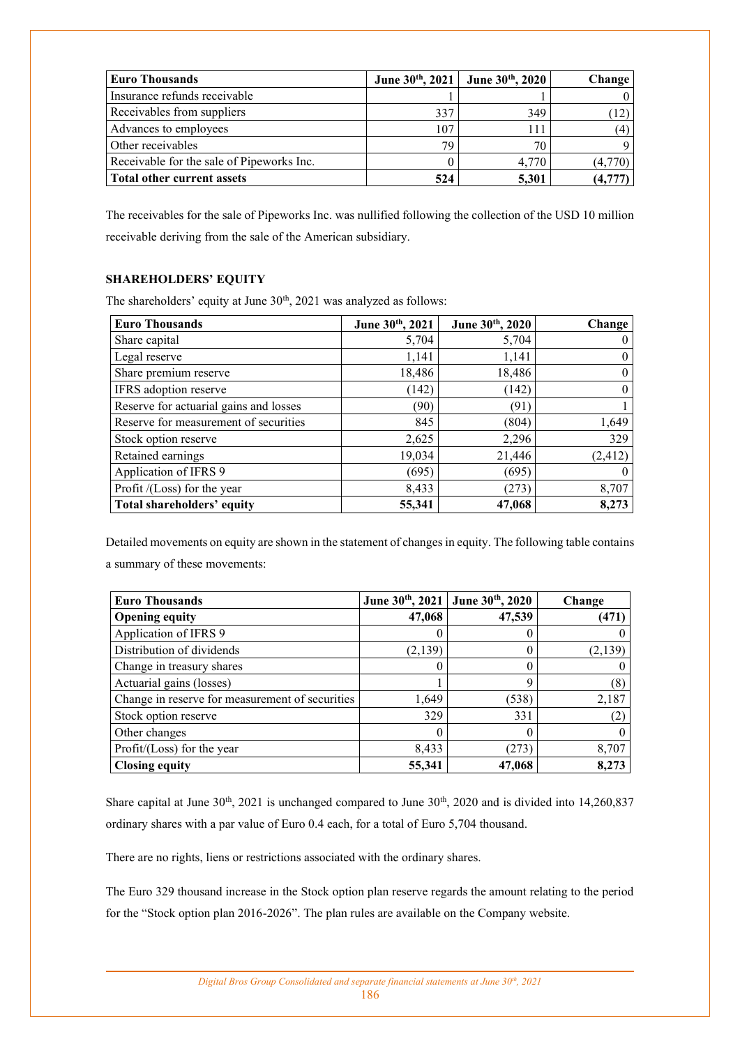| Euro Thousands | June 30th, 2021 | June 30th, 2020 | Change |
|---|---|---|---|
| Insurance refunds receivable | 1 | 1 | 0 |
| Receivables from suppliers | 337 | 349 | (12) |
| Advances to employees | 107 | 111 | (4) |
| Other receivables | 79 | 70 | 9 |
| Receivable for the sale of Pipeworks Inc. | 0 | 4,770 | (4,770) |
| **Total other current assets** | **524** | **5,301** | **(4,777)** |

The receivables for the sale of Pipeworks Inc. was nullified following the collection of the USD 10 million receivable deriving from the sale of the American subsidiary.

**SHAREHOLDERS' EQUITY**

The shareholders' equity at June 30th, 2021 was analyzed as follows:

| Euro Thousands | June 30th, 2021 | June 30th, 2020 | Change |
|---|---|---|---|
| Share capital | 5,704 | 5,704 | 0 |
| Legal reserve | 1,141 | 1,141 | 0 |
| Share premium reserve | 18,486 | 18,486 | 0 |
| IFRS adoption reserve | (142) | (142) | 0 |
| Reserve for actuarial gains and losses | (90) | (91) | 1 |
| Reserve for measurement of securities | 845 | (804) | 1,649 |
| Stock option reserve | 2,625 | 2,296 | 329 |
| Retained earnings | 19,034 | 21,446 | (2,412) |
| Application of IFRS 9 | (695) | (695) | 0 |
| Profit /(Loss) for the year | 8,433 | (273) | 8,707 |
| **Total shareholders' equity** | **55,341** | **47,068** | **8,273** |

Detailed movements on equity are shown in the statement of changes in equity. The following table contains a summary of these movements:

| Euro Thousands | June 30th, 2021 | June 30th, 2020 | Change |
|---|---|---|---|
| **Opening equity** | **47,068** | **47,539** | **(471)** |
| Application of IFRS 9 | 0 | 0 | 0 |
| Distribution of dividends | (2,139) | 0 | (2,139) |
| Change in treasury shares | 0 | 0 | 0 |
| Actuarial gains (losses) | 1 | 9 | (8) |
| Change in reserve for measurement of securities | 1,649 | (538) | 2,187 |
| Stock option reserve | 329 | 331 | (2) |
| Other changes | 0 | 0 | 0 |
| Profit/(Loss) for the year | 8,433 | (273) | 8,707 |
| **Closing equity** | **55,341** | **47,068** | **8,273** |

Share capital at June 30th, 2021 is unchanged compared to June 30th, 2020 and is divided into 14,260,837 ordinary shares with a par value of Euro 0.4 each, for a total of Euro 5,704 thousand.

There are no rights, liens or restrictions associated with the ordinary shares.

The Euro 329 thousand increase in the Stock option plan reserve regards the amount relating to the period for the "Stock option plan 2016-2026". The plan rules are available on the Company website.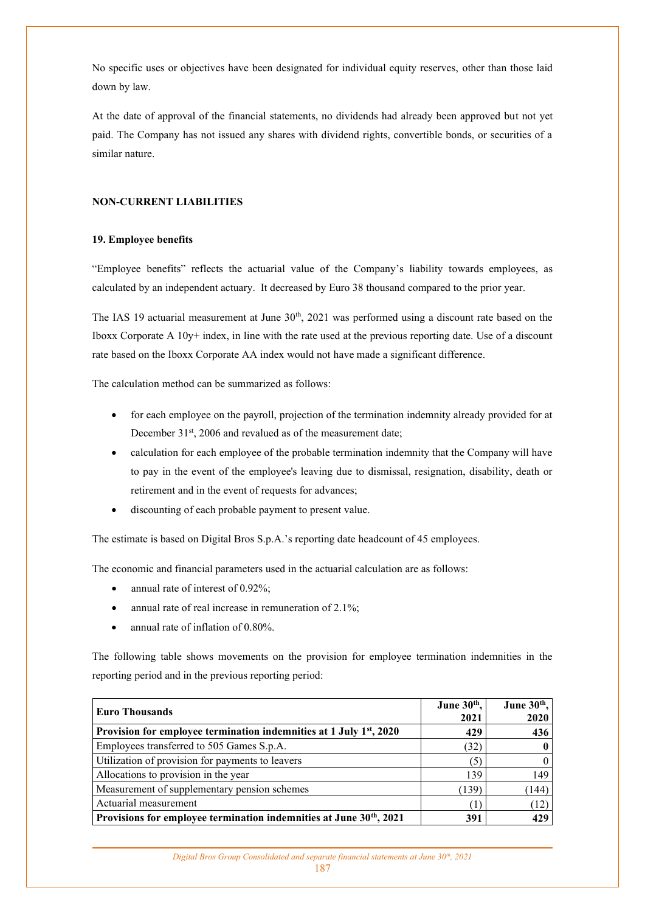No specific uses or objectives have been designated for individual equity reserves, other than those laid down by law.

At the date of approval of the financial statements, no dividends had already been approved but not yet paid. The Company has not issued any shares with dividend rights, convertible bonds, or securities of a similar nature.

## NON-CURRENT LIABILITIES

### 19. Employee benefits

“Employee benefits” reflects the actuarial value of the Company’s liability towards employees, as calculated by an independent actuary. It decreased by Euro 38 thousand compared to the prior year.

The IAS 19 actuarial measurement at June 30th, 2021 was performed using a discount rate based on the Iboxx Corporate A 10y+ index, in line with the rate used at the previous reporting date. Use of a discount rate based on the Iboxx Corporate AA index would not have made a significant difference.

The calculation method can be summarized as follows:

- for each employee on the payroll, projection of the termination indemnity already provided for at December 31st, 2006 and revalued as of the measurement date;
- calculation for each employee of the probable termination indemnity that the Company will have to pay in the event of the employee's leaving due to dismissal, resignation, disability, death or retirement and in the event of requests for advances;
- discounting of each probable payment to present value.

The estimate is based on Digital Bros S.p.A.’s reporting date headcount of 45 employees.

The economic and financial parameters used in the actuarial calculation are as follows:

- annual rate of interest of 0.92%;
- annual rate of real increase in remuneration of 2.1%;
- annual rate of inflation of 0.80%.

The following table shows movements on the provision for employee termination indemnities in the reporting period and in the previous reporting period:

| **Euro Thousands** | **June 30th, 2021** | **June 30th, 2020** |
|---|---|---|
| **Provision for employee termination indemnities at 1 July 1st, 2020** | **429** | **436** |
| Employees transferred to 505 Games S.p.A. | (32) | **0** |
| Utilization of provision for payments to leavers | (5) | 0 |
| Allocations to provision in the year | 139 | 149 |
| Measurement of supplementary pension schemes | (139) | (144) |
| Actuarial measurement | (1) | (12) |
| **Provisions for employee termination indemnities at June 30th, 2021** | **391** | **429** |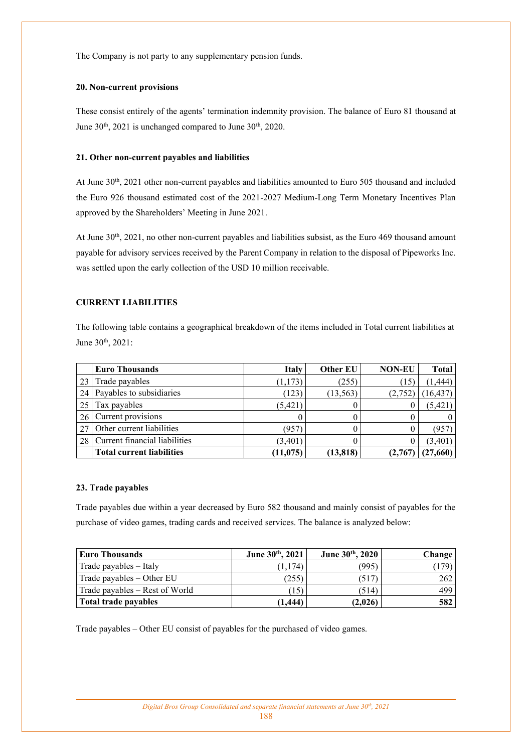The Company is not party to any supplementary pension funds.

### 20. Non-current provisions

These consist entirely of the agents' termination indemnity provision. The balance of Euro 81 thousand at June 30th, 2021 is unchanged compared to June 30th, 2020.

### 21. Other non-current payables and liabilities

At June 30th, 2021 other non-current payables and liabilities amounted to Euro 505 thousand and included the Euro 926 thousand estimated cost of the 2021-2027 Medium-Long Term Monetary Incentives Plan approved by the Shareholders' Meeting in June 2021.

At June 30th, 2021, no other non-current payables and liabilities subsist, as the Euro 469 thousand amount payable for advisory services received by the Parent Company in relation to the disposal of Pipeworks Inc. was settled upon the early collection of the USD 10 million receivable.

### CURRENT LIABILITIES

The following table contains a geographical breakdown of the items included in Total current liabilities at June 30th, 2021:

| | Euro Thousands | Italy | Other EU | NON-EU | Total |
|---|---|---|---|---|---|
| 23 | Trade payables | (1,173) | (255) | (15) | (1,444) |
| 24 | Payables to subsidiaries | (123) | (13,563) | (2,752) | (16,437) |
| 25 | Tax payables | (5,421) | 0 | 0 | (5,421) |
| 26 | Current provisions | 0 | 0 | 0 | 0 |
| 27 | Other current liabilities | (957) | 0 | 0 | (957) |
| 28 | Current financial liabilities | (3,401) | 0 | 0 | (3,401) |
| | **Total current liabilities** | **(11,075)** | **(13,818)** | **(2,767)** | **(27,660)** |

### 23. Trade payables

Trade payables due within a year decreased by Euro 582 thousand and mainly consist of payables for the purchase of video games, trading cards and received services. The balance is analyzed below:

| Euro Thousands | June 30th, 2021 | June 30th, 2020 | Change |
|---|---|---|---|
| Trade payables – Italy | (1,174) | (995) | (179) |
| Trade payables – Other EU | (255) | (517) | 262 |
| Trade payables – Rest of World | (15) | (514) | 499 |
| **Total trade payables** | **(1,444)** | **(2,026)** | **582** |

Trade payables – Other EU consist of payables for the purchased of video games.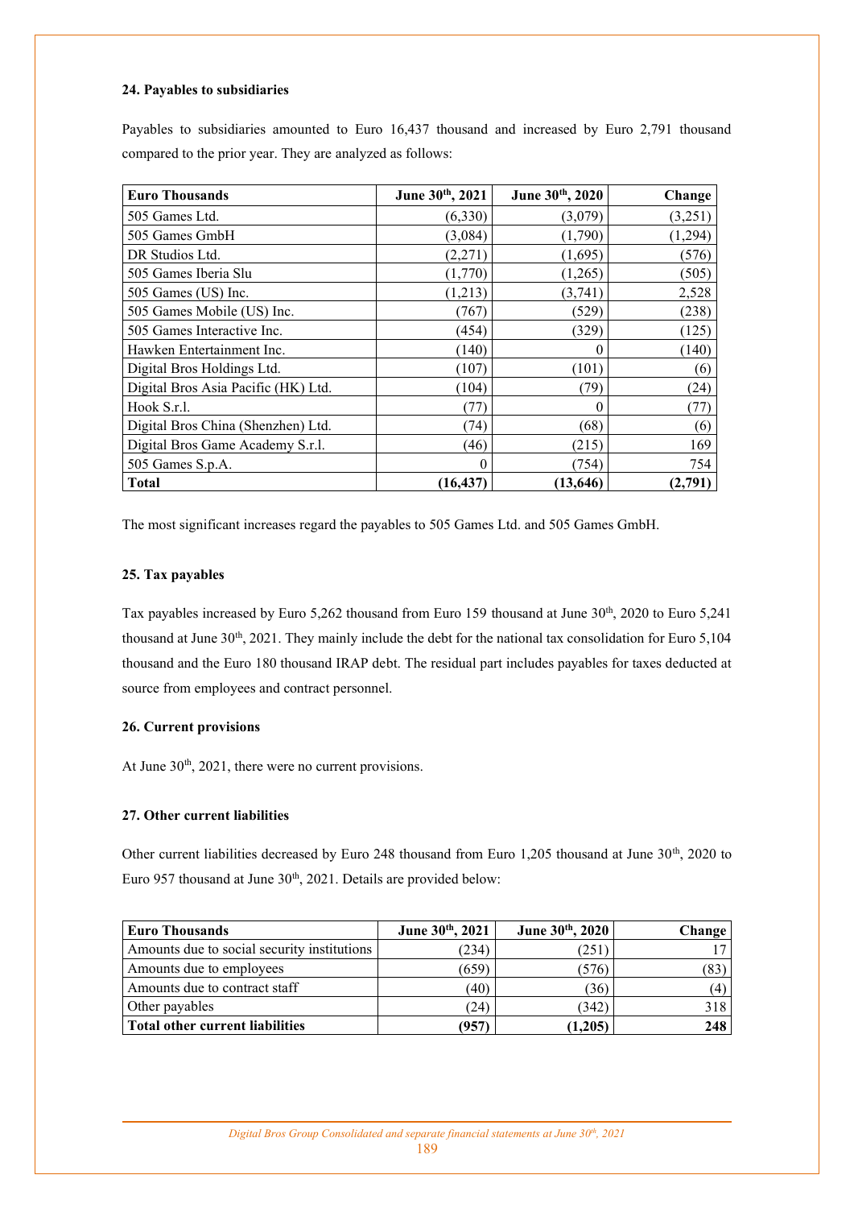### 24. Payables to subsidiaries

Payables to subsidiaries amounted to Euro 16,437 thousand and increased by Euro 2,791 thousand compared to the prior year. They are analyzed as follows:

| Euro Thousands | June 30th, 2021 | June 30th, 2020 | Change |
|---|---|---|---|
| 505 Games Ltd. | (6,330) | (3,079) | (3,251) |
| 505 Games GmbH | (3,084) | (1,790) | (1,294) |
| DR Studios Ltd. | (2,271) | (1,695) | (576) |
| 505 Games Iberia Slu | (1,770) | (1,265) | (505) |
| 505 Games (US) Inc. | (1,213) | (3,741) | 2,528 |
| 505 Games Mobile (US) Inc. | (767) | (529) | (238) |
| 505 Games Interactive Inc. | (454) | (329) | (125) |
| Hawken Entertainment Inc. | (140) | 0 | (140) |
| Digital Bros Holdings Ltd. | (107) | (101) | (6) |
| Digital Bros Asia Pacific (HK) Ltd. | (104) | (79) | (24) |
| Hook S.r.l. | (77) | 0 | (77) |
| Digital Bros China (Shenzhen) Ltd. | (74) | (68) | (6) |
| Digital Bros Game Academy S.r.l. | (46) | (215) | 169 |
| 505 Games S.p.A. | 0 | (754) | 754 |
| **Total** | **(16,437)** | **(13,646)** | **(2,791)** |

The most significant increases regard the payables to 505 Games Ltd. and 505 Games GmbH.

### 25. Tax payables

Tax payables increased by Euro 5,262 thousand from Euro 159 thousand at June 30th, 2020 to Euro 5,241 thousand at June 30th, 2021. They mainly include the debt for the national tax consolidation for Euro 5,104 thousand and the Euro 180 thousand IRAP debt. The residual part includes payables for taxes deducted at source from employees and contract personnel.

### 26. Current provisions

At June 30th, 2021, there were no current provisions.

### 27. Other current liabilities

Other current liabilities decreased by Euro 248 thousand from Euro 1,205 thousand at June 30th, 2020 to Euro 957 thousand at June 30th, 2021. Details are provided below:

| Euro Thousands | June 30th, 2021 | June 30th, 2020 | Change |
|---|---|---|---|
| Amounts due to social security institutions | (234) | (251) | 17 |
| Amounts due to employees | (659) | (576) | (83) |
| Amounts due to contract staff | (40) | (36) | (4) |
| Other payables | (24) | (342) | 318 |
| **Total other current liabilities** | **(957)** | **(1,205)** | **248** |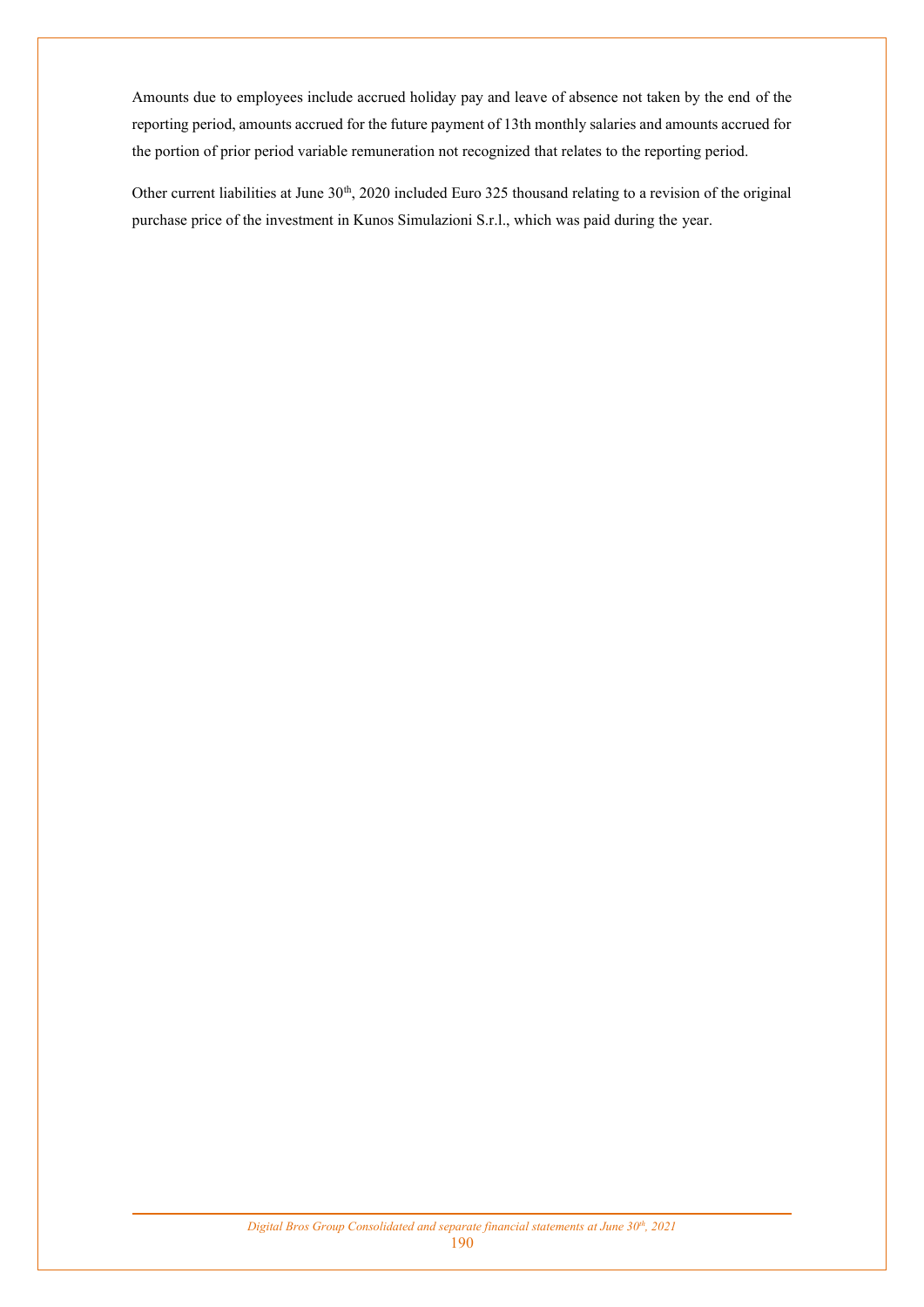Amounts due to employees include accrued holiday pay and leave of absence not taken by the end of the reporting period, amounts accrued for the future payment of 13th monthly salaries and amounts accrued for the portion of prior period variable remuneration not recognized that relates to the reporting period.

Other current liabilities at June 30th, 2020 included Euro 325 thousand relating to a revision of the original purchase price of the investment in Kunos Simulazioni S.r.l., which was paid during the year.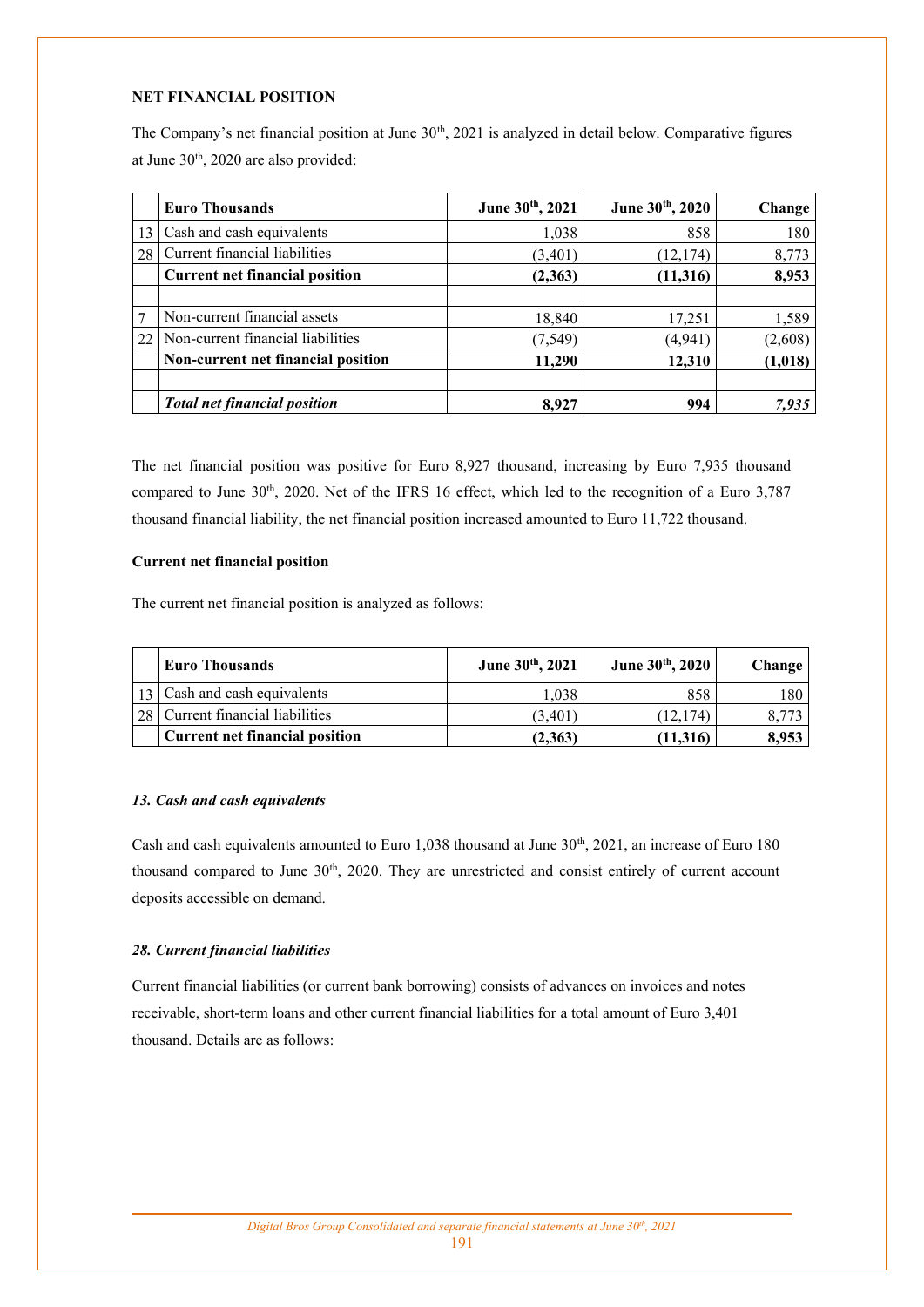**NET FINANCIAL POSITION**

The Company's net financial position at June 30th, 2021 is analyzed in detail below. Comparative figures at June 30th, 2020 are also provided:

| | Euro Thousands | June 30th, 2021 | June 30th, 2020 | Change |
|---|---|---|---|---|
| 13 | Cash and cash equivalents | 1,038 | 858 | 180 |
| 28 | Current financial liabilities | (3,401) | (12,174) | 8,773 |
| | **Current net financial position** | **(2,363)** | **(11,316)** | **8,953** |
| | | | | |
| 7 | Non-current financial assets | 18,840 | 17,251 | 1,589 |
| 22 | Non-current financial liabilities | (7,549) | (4,941) | (2,608) |
| | **Non-current net financial position** | **11,290** | **12,310** | **(1,018)** |
| | | | | |
| | ***Total net financial position*** | **8,927** | **994** | ***7,935*** |

The net financial position was positive for Euro 8,927 thousand, increasing by Euro 7,935 thousand compared to June 30th, 2020. Net of the IFRS 16 effect, which led to the recognition of a Euro 3,787 thousand financial liability, the net financial position increased amounted to Euro 11,722 thousand.

**Current net financial position**

The current net financial position is analyzed as follows:

| | Euro Thousands | June 30th, 2021 | June 30th, 2020 | Change |
|---|---|---|---|---|
| 13 | Cash and cash equivalents | 1,038 | 858 | 180 |
| 28 | Current financial liabilities | (3,401) | (12,174) | 8,773 |
| | **Current net financial position** | **(2,363)** | **(11,316)** | **8,953** |

***13. Cash and cash equivalents***

Cash and cash equivalents amounted to Euro 1,038 thousand at June 30th, 2021, an increase of Euro 180 thousand compared to June 30th, 2020. They are unrestricted and consist entirely of current account deposits accessible on demand.

***28. Current financial liabilities***

Current financial liabilities (or current bank borrowing) consists of advances on invoices and notes receivable, short-term loans and other current financial liabilities for a total amount of Euro 3,401 thousand. Details are as follows: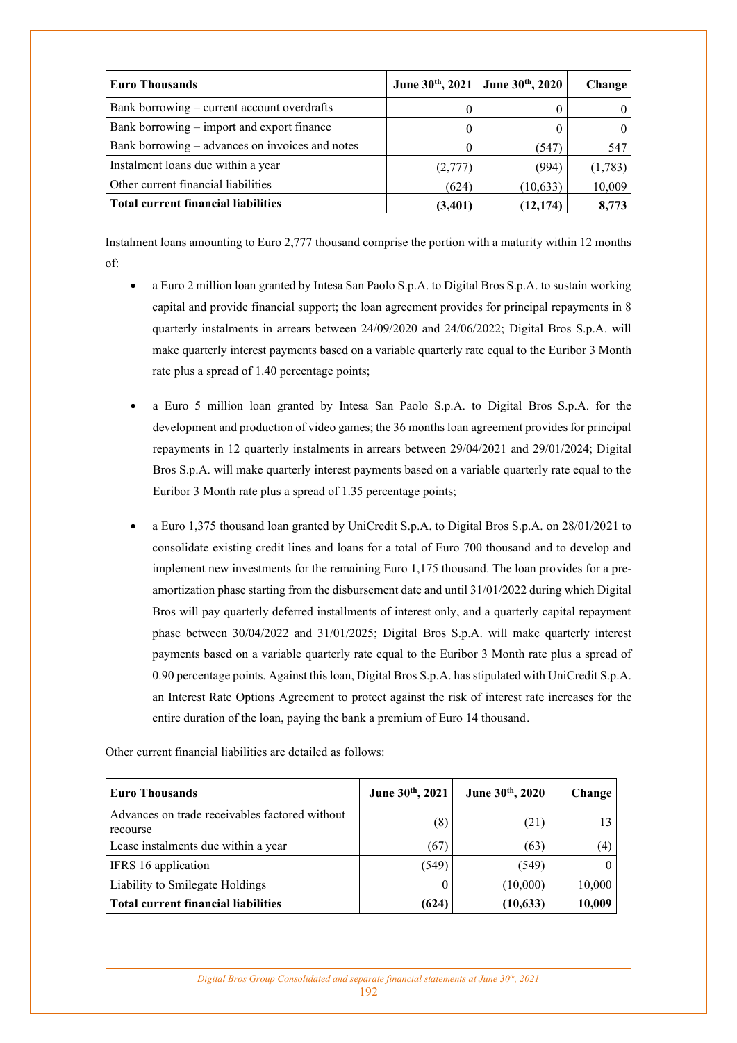| Euro Thousands | June 30th, 2021 | June 30th, 2020 | Change |
|---|---|---|---|
| Bank borrowing – current account overdrafts | 0 | 0 | 0 |
| Bank borrowing – import and export finance | 0 | 0 | 0 |
| Bank borrowing – advances on invoices and notes | 0 | (547) | 547 |
| Instalment loans due within a year | (2,777) | (994) | (1,783) |
| Other current financial liabilities | (624) | (10,633) | 10,009 |
| **Total current financial liabilities** | **(3,401)** | **(12,174)** | **8,773** |

Instalment loans amounting to Euro 2,777 thousand comprise the portion with a maturity within 12 months of:

- a Euro 2 million loan granted by Intesa San Paolo S.p.A. to Digital Bros S.p.A. to sustain working capital and provide financial support; the loan agreement provides for principal repayments in 8 quarterly instalments in arrears between 24/09/2020 and 24/06/2022; Digital Bros S.p.A. will make quarterly interest payments based on a variable quarterly rate equal to the Euribor 3 Month rate plus a spread of 1.40 percentage points;

- a Euro 5 million loan granted by Intesa San Paolo S.p.A. to Digital Bros S.p.A. for the development and production of video games; the 36 months loan agreement provides for principal repayments in 12 quarterly instalments in arrears between 29/04/2021 and 29/01/2024; Digital Bros S.p.A. will make quarterly interest payments based on a variable quarterly rate equal to the Euribor 3 Month rate plus a spread of 1.35 percentage points;

- a Euro 1,375 thousand loan granted by UniCredit S.p.A. to Digital Bros S.p.A. on 28/01/2021 to consolidate existing credit lines and loans for a total of Euro 700 thousand and to develop and implement new investments for the remaining Euro 1,175 thousand. The loan provides for a pre-amortization phase starting from the disbursement date and until 31/01/2022 during which Digital Bros will pay quarterly deferred installments of interest only, and a quarterly capital repayment phase between 30/04/2022 and 31/01/2025; Digital Bros S.p.A. will make quarterly interest payments based on a variable quarterly rate equal to the Euribor 3 Month rate plus a spread of 0.90 percentage points. Against this loan, Digital Bros S.p.A. has stipulated with UniCredit S.p.A. an Interest Rate Options Agreement to protect against the risk of interest rate increases for the entire duration of the loan, paying the bank a premium of Euro 14 thousand.

Other current financial liabilities are detailed as follows:

| Euro Thousands | June 30th, 2021 | June 30th, 2020 | Change |
|---|---|---|---|
| Advances on trade receivables factored without recourse | (8) | (21) | 13 |
| Lease instalments due within a year | (67) | (63) | (4) |
| IFRS 16 application | (549) | (549) | 0 |
| Liability to Smilegate Holdings | 0 | (10,000) | 10,000 |
| **Total current financial liabilities** | **(624)** | **(10,633)** | **10,009** |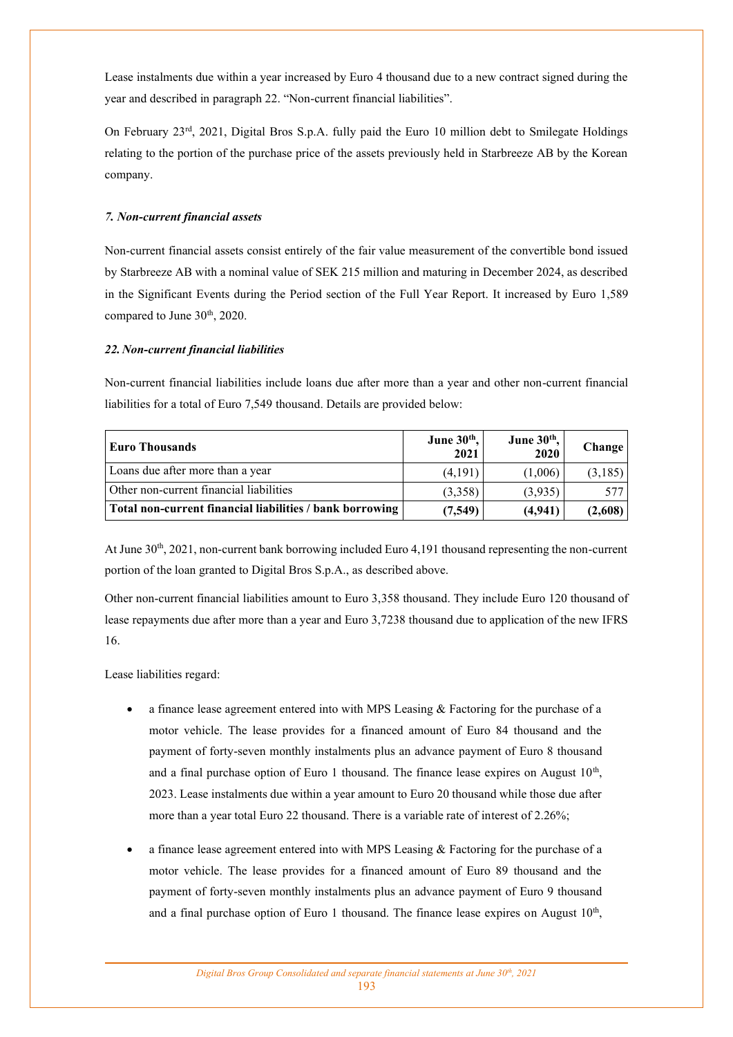Lease instalments due within a year increased by Euro 4 thousand due to a new contract signed during the year and described in paragraph 22. "Non-current financial liabilities".

On February 23rd, 2021, Digital Bros S.p.A. fully paid the Euro 10 million debt to Smilegate Holdings relating to the portion of the purchase price of the assets previously held in Starbreeze AB by the Korean company.

### *7. Non-current financial assets*

Non-current financial assets consist entirely of the fair value measurement of the convertible bond issued by Starbreeze AB with a nominal value of SEK 215 million and maturing in December 2024, as described in the Significant Events during the Period section of the Full Year Report. It increased by Euro 1,589 compared to June 30th, 2020.

### *22. Non-current financial liabilities*

Non-current financial liabilities include loans due after more than a year and other non-current financial liabilities for a total of Euro 7,549 thousand. Details are provided below:

| Euro Thousands | June 30th, 2021 | June 30th, 2020 | Change |
|---|---|---|---|
| Loans due after more than a year | (4,191) | (1,006) | (3,185) |
| Other non-current financial liabilities | (3,358) | (3,935) | 577 |
| **Total non-current financial liabilities / bank borrowing** | **(7,549)** | **(4,941)** | **(2,608)** |

At June 30th, 2021, non-current bank borrowing included Euro 4,191 thousand representing the non-current portion of the loan granted to Digital Bros S.p.A., as described above.

Other non-current financial liabilities amount to Euro 3,358 thousand. They include Euro 120 thousand of lease repayments due after more than a year and Euro 3,7238 thousand due to application of the new IFRS 16.

Lease liabilities regard:

- a finance lease agreement entered into with MPS Leasing & Factoring for the purchase of a motor vehicle. The lease provides for a financed amount of Euro 84 thousand and the payment of forty-seven monthly instalments plus an advance payment of Euro 8 thousand and a final purchase option of Euro 1 thousand. The finance lease expires on August 10th, 2023. Lease instalments due within a year amount to Euro 20 thousand while those due after more than a year total Euro 22 thousand. There is a variable rate of interest of 2.26%;
- a finance lease agreement entered into with MPS Leasing & Factoring for the purchase of a motor vehicle. The lease provides for a financed amount of Euro 89 thousand and the payment of forty-seven monthly instalments plus an advance payment of Euro 9 thousand and a final purchase option of Euro 1 thousand. The finance lease expires on August 10th,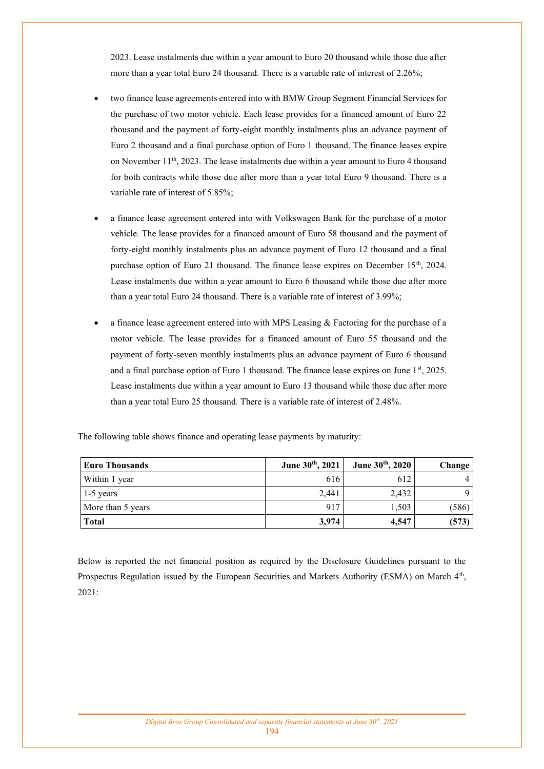2023. Lease instalments due within a year amount to Euro 20 thousand while those due after more than a year total Euro 24 thousand. There is a variable rate of interest of 2.26%;

- two finance lease agreements entered into with BMW Group Segment Financial Services for the purchase of two motor vehicle. Each lease provides for a financed amount of Euro 22 thousand and the payment of forty-eight monthly instalments plus an advance payment of Euro 2 thousand and a final purchase option of Euro 1 thousand. The finance leases expire on November 11th, 2023. The lease instalments due within a year amount to Euro 4 thousand for both contracts while those due after more than a year total Euro 9 thousand. There is a variable rate of interest of 5.85%;

- a finance lease agreement entered into with Volkswagen Bank for the purchase of a motor vehicle. The lease provides for a financed amount of Euro 58 thousand and the payment of forty-eight monthly instalments plus an advance payment of Euro 12 thousand and a final purchase option of Euro 21 thousand. The finance lease expires on December 15th, 2024. Lease instalments due within a year amount to Euro 6 thousand while those due after more than a year total Euro 24 thousand. There is a variable rate of interest of 3.99%;

- a finance lease agreement entered into with MPS Leasing & Factoring for the purchase of a motor vehicle. The lease provides for a financed amount of Euro 55 thousand and the payment of forty-seven monthly instalments plus an advance payment of Euro 6 thousand and a final purchase option of Euro 1 thousand. The finance lease expires on June 1st, 2025. Lease instalments due within a year amount to Euro 13 thousand while those due after more than a year total Euro 25 thousand. There is a variable rate of interest of 2.48%.

The following table shows finance and operating lease payments by maturity:

| Euro Thousands | June 30th, 2021 | June 30th, 2020 | Change |
|---|---|---|---|
| Within 1 year | 616 | 612 | 4 |
| 1-5 years | 2,441 | 2,432 | 9 |
| More than 5 years | 917 | 1,503 | (586) |
| **Total** | **3,974** | **4,547** | **(573)** |

Below is reported the net financial position as required by the Disclosure Guidelines pursuant to the Prospectus Regulation issued by the European Securities and Markets Authority (ESMA) on March 4th, 2021: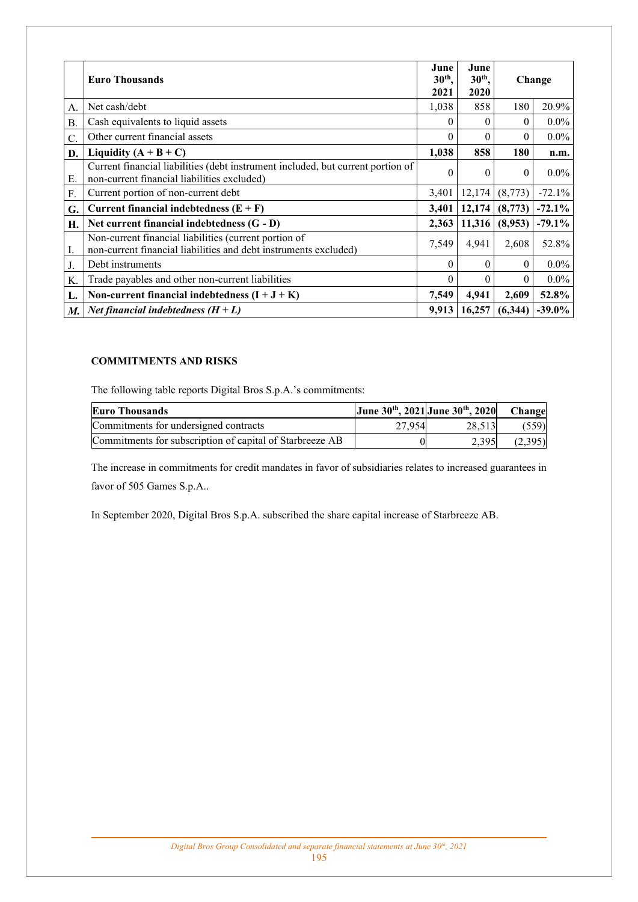| | Euro Thousands | June 30th, 2021 | June 30th, 2020 | Change | |
|---|---|---|---|---|---|
| A. | Net cash/debt | 1,038 | 858 | 180 | 20.9% |
| B. | Cash equivalents to liquid assets | 0 | 0 | 0 | 0.0% |
| C. | Other current financial assets | 0 | 0 | 0 | 0.0% |
| **D.** | **Liquidity (A + B + C)** | **1,038** | **858** | **180** | **n.m.** |
| E. | Current financial liabilities (debt instrument included, but current portion of non-current financial liabilities excluded) | 0 | 0 | 0 | 0.0% |
| F. | Current portion of non-current debt | 3,401 | 12,174 | (8,773) | -72.1% |
| **G.** | **Current financial indebtedness (E + F)** | **3,401** | **12,174** | **(8,773)** | **-72.1%** |
| **H.** | **Net current financial indebtedness (G - D)** | **2,363** | **11,316** | **(8,953)** | **-79.1%** |
| I. | Non-current financial liabilities (current portion of non-current financial liabilities and debt instruments excluded) | 7,549 | 4,941 | 2,608 | 52.8% |
| J. | Debt instruments | 0 | 0 | 0 | 0.0% |
| K. | Trade payables and other non-current liabilities | 0 | 0 | 0 | 0.0% |
| **L.** | **Non-current financial indebtedness (I + J + K)** | **7,549** | **4,941** | **2,609** | **52.8%** |
| ***M.*** | ***Net financial indebtedness (H + L)*** | **9,913** | **16,257** | **(6,344)** | **-39.0%** |

### COMMITMENTS AND RISKS

The following table reports Digital Bros S.p.A.'s commitments:

| Euro Thousands | June 30th, 2021 | June 30th, 2020 | Change |
|---|---|---|---|
| Commitments for undersigned contracts | 27,954 | 28,513 | (559) |
| Commitments for subscription of capital of Starbreeze AB | 0 | 2,395 | (2,395) |

The increase in commitments for credit mandates in favor of subsidiaries relates to increased guarantees in favor of 505 Games S.p.A..

In September 2020, Digital Bros S.p.A. subscribed the share capital increase of Starbreeze AB.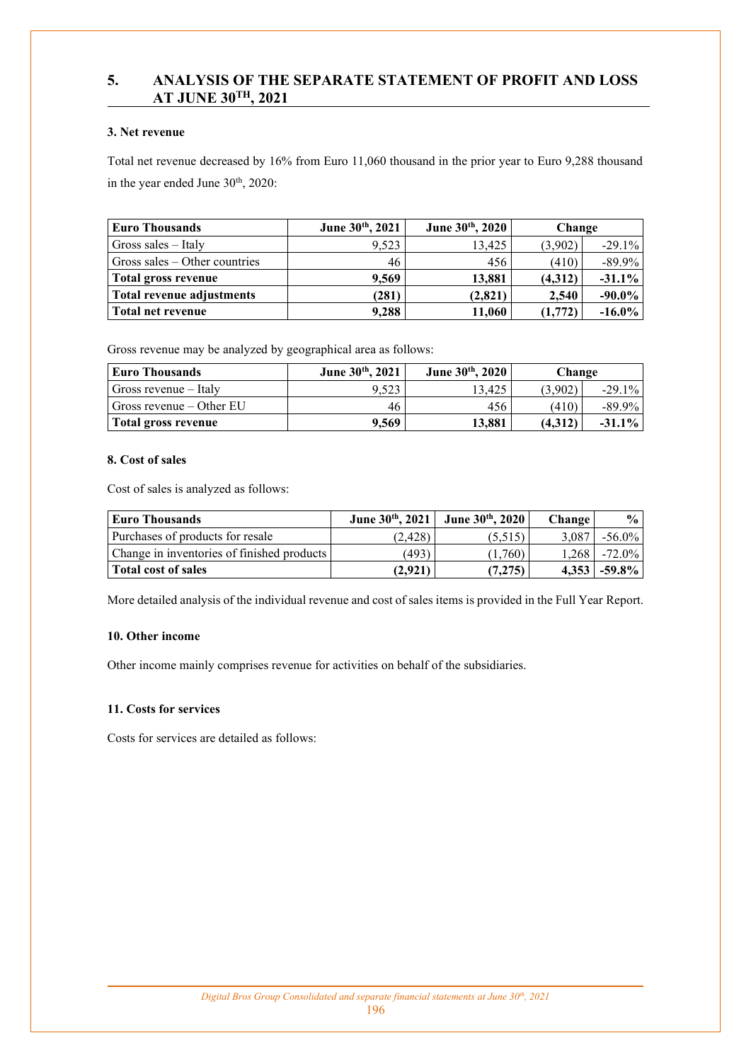# 5. ANALYSIS OF THE SEPARATE STATEMENT OF PROFIT AND LOSS AT JUNE 30TH, 2021

### 3. Net revenue

Total net revenue decreased by 16% from Euro 11,060 thousand in the prior year to Euro 9,288 thousand in the year ended June 30th, 2020:

| Euro Thousands | June 30th, 2021 | June 30th, 2020 | Change | |
|---|---|---|---|---|
| Gross sales – Italy | 9,523 | 13,425 | (3,902) | -29.1% |
| Gross sales – Other countries | 46 | 456 | (410) | -89.9% |
| **Total gross revenue** | **9,569** | **13,881** | **(4,312)** | **-31.1%** |
| **Total revenue adjustments** | **(281)** | **(2,821)** | **2,540** | **-90.0%** |
| **Total net revenue** | **9,288** | **11,060** | **(1,772)** | **-16.0%** |

Gross revenue may be analyzed by geographical area as follows:

| Euro Thousands | June 30th, 2021 | June 30th, 2020 | Change | |
|---|---|---|---|---|
| Gross revenue – Italy | 9,523 | 13,425 | (3,902) | -29.1% |
| Gross revenue – Other EU | 46 | 456 | (410) | -89.9% |
| **Total gross revenue** | **9,569** | **13,881** | **(4,312)** | **-31.1%** |

### 8. Cost of sales

Cost of sales is analyzed as follows:

| Euro Thousands | June 30th, 2021 | June 30th, 2020 | Change | % |
|---|---|---|---|---|
| Purchases of products for resale | (2,428) | (5,515) | 3,087 | -56.0% |
| Change in inventories of finished products | (493) | (1,760) | 1,268 | -72.0% |
| **Total cost of sales** | **(2,921)** | **(7,275)** | **4,353** | **-59.8%** |

More detailed analysis of the individual revenue and cost of sales items is provided in the Full Year Report.

### 10. Other income

Other income mainly comprises revenue for activities on behalf of the subsidiaries.

### 11. Costs for services

Costs for services are detailed as follows: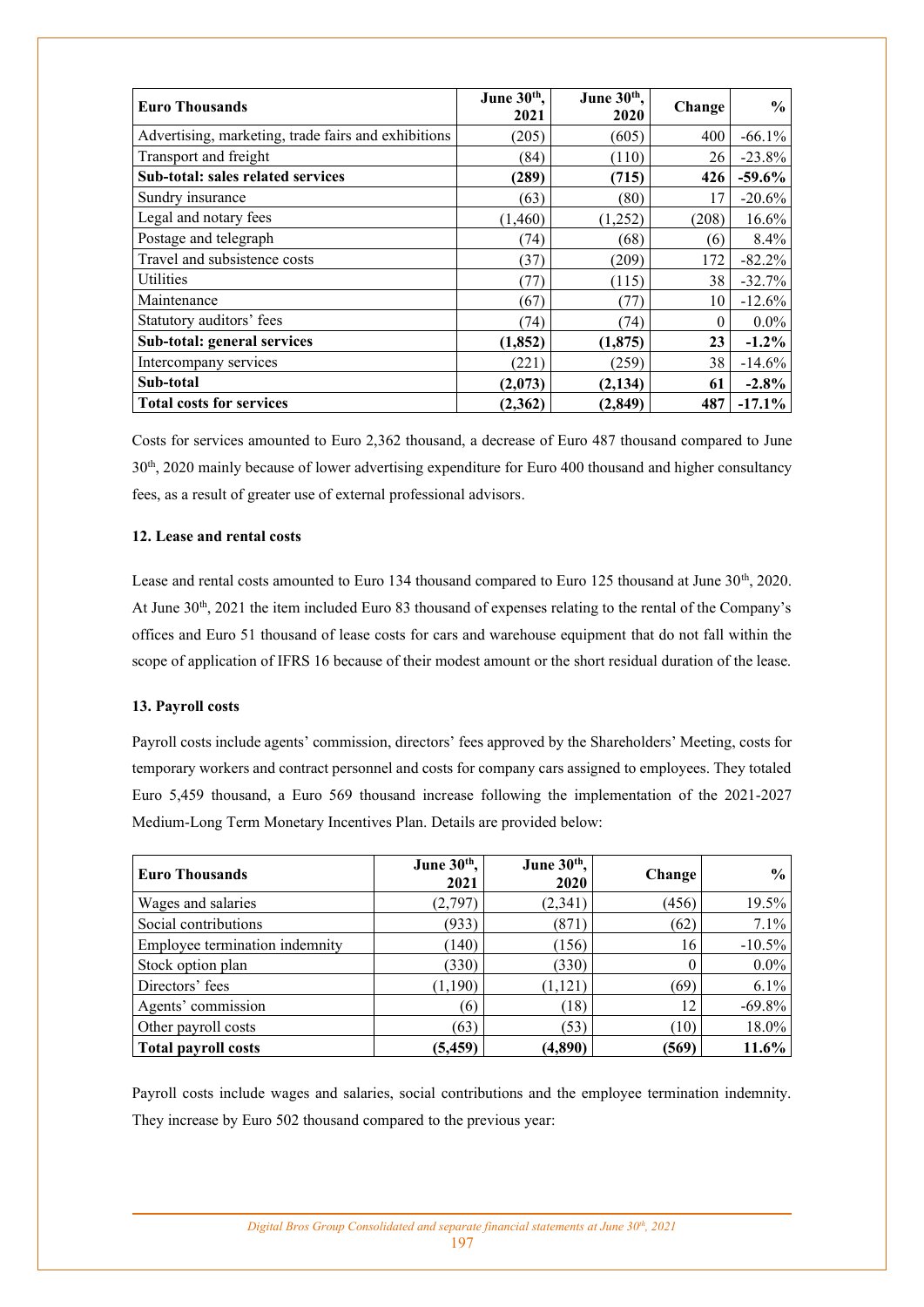| Euro Thousands | June 30th, 2021 | June 30th, 2020 | Change | % |
|---|---|---|---|---|
| Advertising, marketing, trade fairs and exhibitions | (205) | (605) | 400 | -66.1% |
| Transport and freight | (84) | (110) | 26 | -23.8% |
| **Sub-total: sales related services** | **(289)** | **(715)** | **426** | **-59.6%** |
| Sundry insurance | (63) | (80) | 17 | -20.6% |
| Legal and notary fees | (1,460) | (1,252) | (208) | 16.6% |
| Postage and telegraph | (74) | (68) | (6) | 8.4% |
| Travel and subsistence costs | (37) | (209) | 172 | -82.2% |
| Utilities | (77) | (115) | 38 | -32.7% |
| Maintenance | (67) | (77) | 10 | -12.6% |
| Statutory auditors' fees | (74) | (74) | 0 | 0.0% |
| **Sub-total: general services** | **(1,852)** | **(1,875)** | **23** | **-1.2%** |
| Intercompany services | (221) | (259) | 38 | -14.6% |
| **Sub-total** | **(2,073)** | **(2,134)** | **61** | **-2.8%** |
| **Total costs for services** | **(2,362)** | **(2,849)** | **487** | **-17.1%** |

Costs for services amounted to Euro 2,362 thousand, a decrease of Euro 487 thousand compared to June 30th, 2020 mainly because of lower advertising expenditure for Euro 400 thousand and higher consultancy fees, as a result of greater use of external professional advisors.

#### 12. Lease and rental costs

Lease and rental costs amounted to Euro 134 thousand compared to Euro 125 thousand at June 30th, 2020. At June 30th, 2021 the item included Euro 83 thousand of expenses relating to the rental of the Company's offices and Euro 51 thousand of lease costs for cars and warehouse equipment that do not fall within the scope of application of IFRS 16 because of their modest amount or the short residual duration of the lease.

#### 13. Payroll costs

Payroll costs include agents' commission, directors' fees approved by the Shareholders' Meeting, costs for temporary workers and contract personnel and costs for company cars assigned to employees. They totaled Euro 5,459 thousand, a Euro 569 thousand increase following the implementation of the 2021-2027 Medium-Long Term Monetary Incentives Plan. Details are provided below:

| Euro Thousands | June 30th, 2021 | June 30th, 2020 | Change | % |
|---|---|---|---|---|
| Wages and salaries | (2,797) | (2,341) | (456) | 19.5% |
| Social contributions | (933) | (871) | (62) | 7.1% |
| Employee termination indemnity | (140) | (156) | 16 | -10.5% |
| Stock option plan | (330) | (330) | 0 | 0.0% |
| Directors' fees | (1,190) | (1,121) | (69) | 6.1% |
| Agents' commission | (6) | (18) | 12 | -69.8% |
| Other payroll costs | (63) | (53) | (10) | 18.0% |
| **Total payroll costs** | **(5,459)** | **(4,890)** | **(569)** | **11.6%** |

Payroll costs include wages and salaries, social contributions and the employee termination indemnity. They increase by Euro 502 thousand compared to the previous year: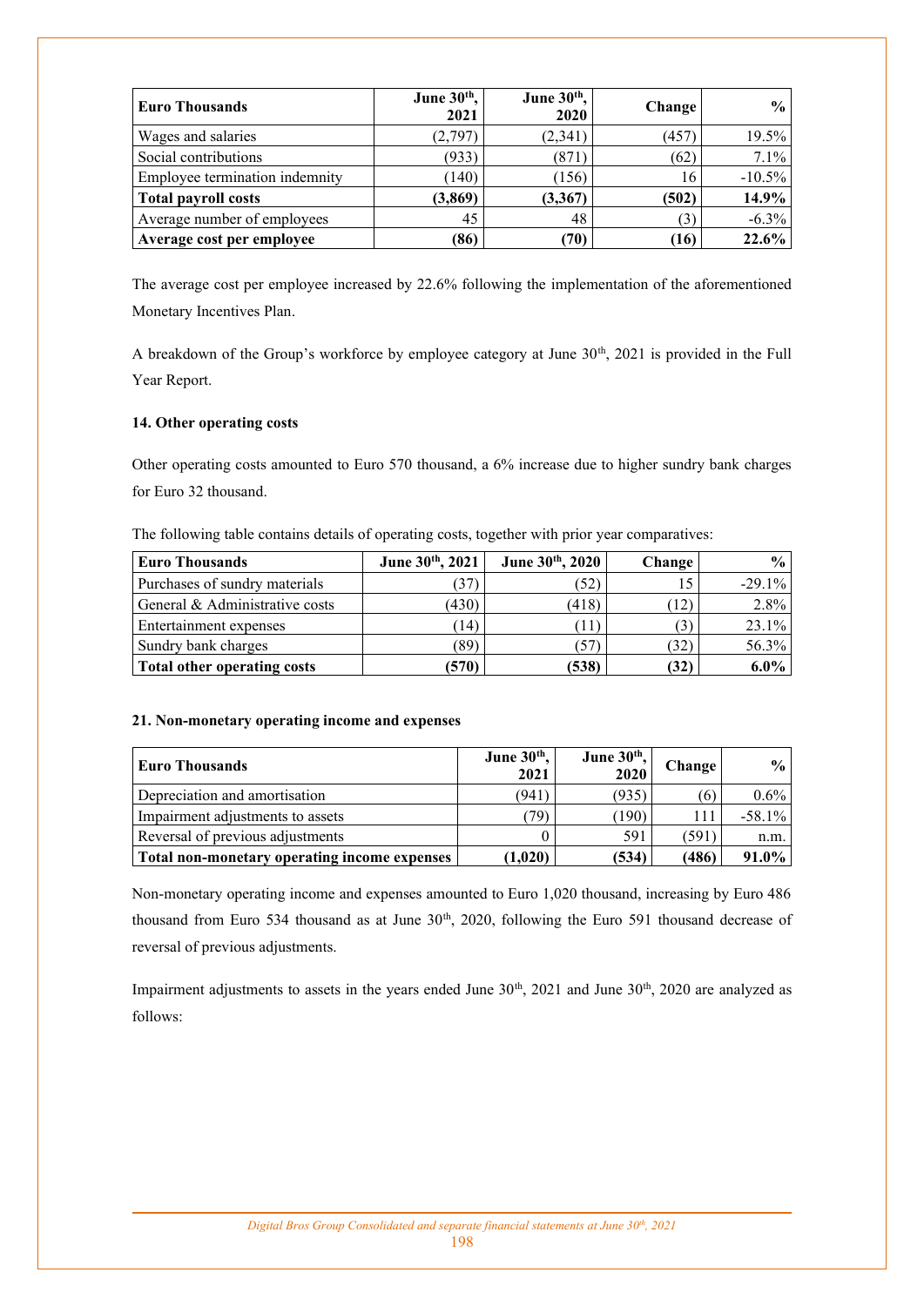| Euro Thousands | June 30th, 2021 | June 30th, 2020 | Change | % |
|---|---|---|---|---|
| Wages and salaries | (2,797) | (2,341) | (457) | 19.5% |
| Social contributions | (933) | (871) | (62) | 7.1% |
| Employee termination indemnity | (140) | (156) | 16 | -10.5% |
| **Total payroll costs** | **(3,869)** | **(3,367)** | **(502)** | **14.9%** |
| Average number of employees | 45 | 48 | (3) | -6.3% |
| **Average cost per employee** | **(86)** | **(70)** | **(16)** | **22.6%** |

The average cost per employee increased by 22.6% following the implementation of the aforementioned Monetary Incentives Plan.

A breakdown of the Group's workforce by employee category at June 30th, 2021 is provided in the Full Year Report.

### 14. Other operating costs

Other operating costs amounted to Euro 570 thousand, a 6% increase due to higher sundry bank charges for Euro 32 thousand.

The following table contains details of operating costs, together with prior year comparatives:

| Euro Thousands | June 30th, 2021 | June 30th, 2020 | Change | % |
|---|---|---|---|---|
| Purchases of sundry materials | (37) | (52) | 15 | -29.1% |
| General & Administrative costs | (430) | (418) | (12) | 2.8% |
| Entertainment expenses | (14) | (11) | (3) | 23.1% |
| Sundry bank charges | (89) | (57) | (32) | 56.3% |
| **Total other operating costs** | **(570)** | **(538)** | **(32)** | **6.0%** |

### 21. Non-monetary operating income and expenses

| Euro Thousands | June 30th, 2021 | June 30th, 2020 | Change | % |
|---|---|---|---|---|
| Depreciation and amortisation | (941) | (935) | (6) | 0.6% |
| Impairment adjustments to assets | (79) | (190) | 111 | -58.1% |
| Reversal of previous adjustments | 0 | 591 | (591) | n.m. |
| **Total non-monetary operating income expenses** | **(1,020)** | **(534)** | **(486)** | **91.0%** |

Non-monetary operating income and expenses amounted to Euro 1,020 thousand, increasing by Euro 486 thousand from Euro 534 thousand as at June 30th, 2020, following the Euro 591 thousand decrease of reversal of previous adjustments.

Impairment adjustments to assets in the years ended June 30th, 2021 and June 30th, 2020 are analyzed as follows: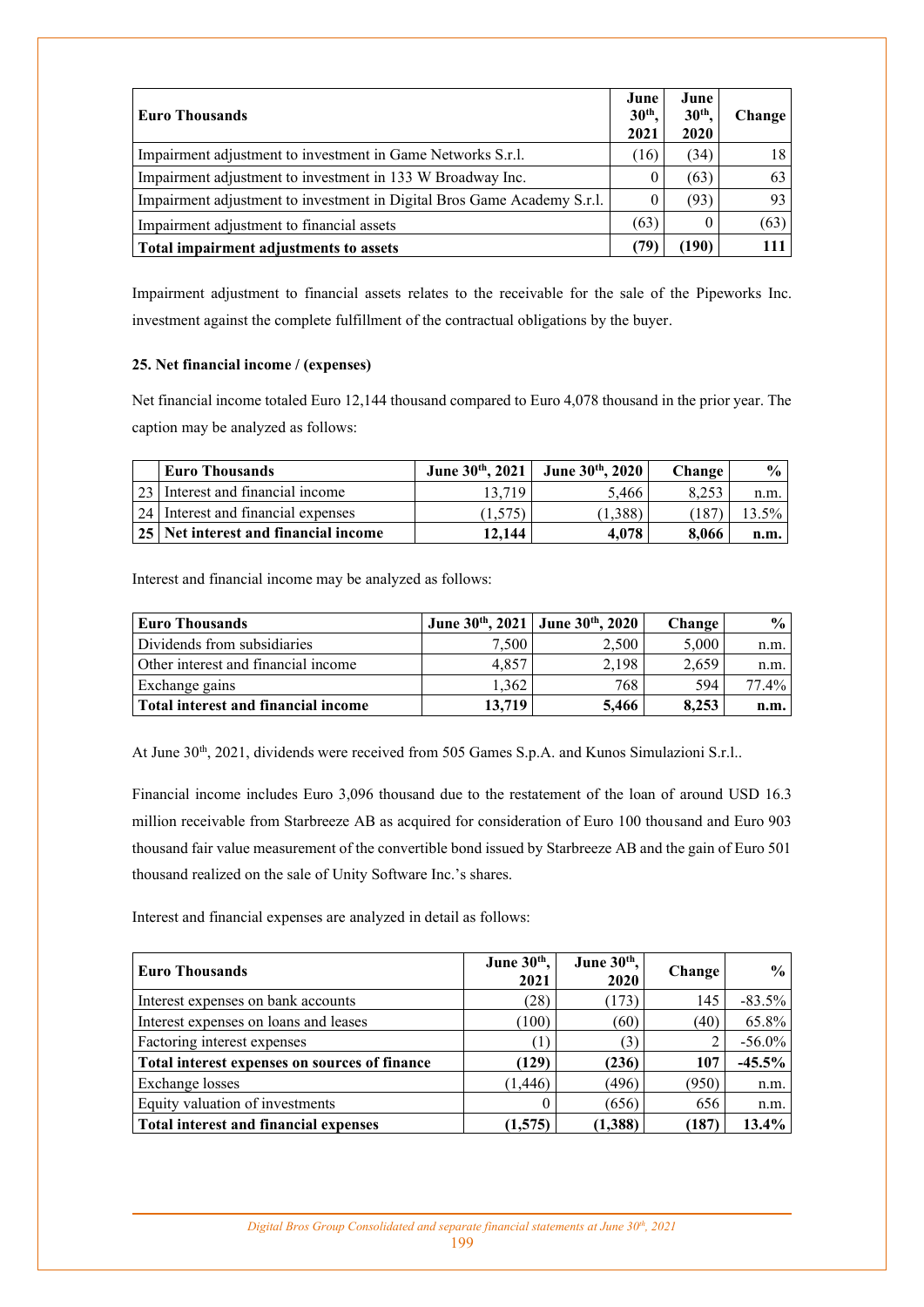| Euro Thousands | June 30th, 2021 | June 30th, 2020 | Change |
|---|---|---|---|
| Impairment adjustment to investment in Game Networks S.r.l. | (16) | (34) | 18 |
| Impairment adjustment to investment in 133 W Broadway Inc. | 0 | (63) | 63 |
| Impairment adjustment to investment in Digital Bros Game Academy S.r.l. | 0 | (93) | 93 |
| Impairment adjustment to financial assets | (63) | 0 | (63) |
| **Total impairment adjustments to assets** | **(79)** | **(190)** | **111** |

Impairment adjustment to financial assets relates to the receivable for the sale of the Pipeworks Inc. investment against the complete fulfillment of the contractual obligations by the buyer.

### 25. Net financial income / (expenses)

Net financial income totaled Euro 12,144 thousand compared to Euro 4,078 thousand in the prior year. The caption may be analyzed as follows:

| | Euro Thousands | June 30th, 2021 | June 30th, 2020 | Change | % |
|---|---|---|---|---|---|
| 23 | Interest and financial income | 13,719 | 5,466 | 8,253 | n.m. |
| 24 | Interest and financial expenses | (1,575) | (1,388) | (187) | 13.5% |
| **25** | **Net interest and financial income** | **12,144** | **4,078** | **8,066** | **n.m.** |

Interest and financial income may be analyzed as follows:

| Euro Thousands | June 30th, 2021 | June 30th, 2020 | Change | % |
|---|---|---|---|---|
| Dividends from subsidiaries | 7,500 | 2,500 | 5,000 | n.m. |
| Other interest and financial income | 4,857 | 2,198 | 2,659 | n.m. |
| Exchange gains | 1,362 | 768 | 594 | 77.4% |
| **Total interest and financial income** | **13,719** | **5,466** | **8,253** | **n.m.** |

At June 30th, 2021, dividends were received from 505 Games S.p.A. and Kunos Simulazioni S.r.l..

Financial income includes Euro 3,096 thousand due to the restatement of the loan of around USD 16.3 million receivable from Starbreeze AB as acquired for consideration of Euro 100 thousand and Euro 903 thousand fair value measurement of the convertible bond issued by Starbreeze AB and the gain of Euro 501 thousand realized on the sale of Unity Software Inc.'s shares.

Interest and financial expenses are analyzed in detail as follows:

| Euro Thousands | June 30th, 2021 | June 30th, 2020 | Change | % |
|---|---|---|---|---|
| Interest expenses on bank accounts | (28) | (173) | 145 | -83.5% |
| Interest expenses on loans and leases | (100) | (60) | (40) | 65.8% |
| Factoring interest expenses | (1) | (3) | 2 | -56.0% |
| **Total interest expenses on sources of finance** | **(129)** | **(236)** | **107** | **-45.5%** |
| Exchange losses | (1,446) | (496) | (950) | n.m. |
| Equity valuation of investments | 0 | (656) | 656 | n.m. |
| **Total interest and financial expenses** | **(1,575)** | **(1,388)** | **(187)** | **13.4%** |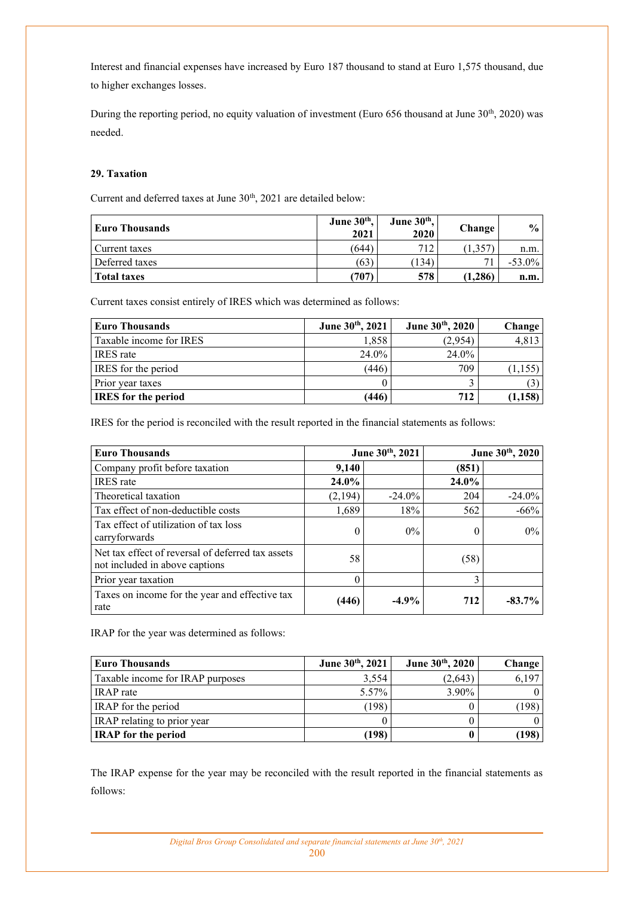Interest and financial expenses have increased by Euro 187 thousand to stand at Euro 1,575 thousand, due to higher exchanges losses.

During the reporting period, no equity valuation of investment (Euro 656 thousand at June 30th, 2020) was needed.

### 29. Taxation

Current and deferred taxes at June 30th, 2021 are detailed below:

| Euro Thousands | June 30th, 2021 | June 30th, 2020 | Change | % |
|---|---|---|---|---|
| Current taxes | (644) | 712 | (1,357) | n.m. |
| Deferred taxes | (63) | (134) | 71 | -53.0% |
| **Total taxes** | **(707)** | **578** | **(1,286)** | **n.m.** |

Current taxes consist entirely of IRES which was determined as follows:

| Euro Thousands | June 30th, 2021 | June 30th, 2020 | Change |
|---|---|---|---|
| Taxable income for IRES | 1,858 | (2,954) | 4,813 |
| IRES rate | 24.0% | 24.0% | |
| IRES for the period | (446) | 709 | (1,155) |
| Prior year taxes | 0 | 3 | (3) |
| **IRES for the period** | **(446)** | **712** | **(1,158)** |

IRES for the period is reconciled with the result reported in the financial statements as follows:

| Euro Thousands | June 30th, 2021 | | June 30th, 2020 | |
|---|---|---|---|---|
| Company profit before taxation | **9,140** | | **(851)** | |
| IRES rate | **24.0%** | | **24.0%** | |
| Theoretical taxation | (2,194) | -24.0% | 204 | -24.0% |
| Tax effect of non-deductible costs | 1,689 | 18% | 562 | -66% |
| Tax effect of utilization of tax loss carryforwards | 0 | 0% | 0 | 0% |
| Net tax effect of reversal of deferred tax assets not included in above captions | 58 | | (58) | |
| Prior year taxation | 0 | | 3 | |
| Taxes on income for the year and effective tax rate | **(446)** | **-4.9%** | **712** | **-83.7%** |

IRAP for the year was determined as follows:

| Euro Thousands | June 30th, 2021 | June 30th, 2020 | Change |
|---|---|---|---|
| Taxable income for IRAP purposes | 3,554 | (2,643) | 6,197 |
| IRAP rate | 5.57% | 3.90% | 0 |
| IRAP for the period | (198) | 0 | (198) |
| IRAP relating to prior year | 0 | 0 | 0 |
| **IRAP for the period** | **(198)** | **0** | **(198)** |

The IRAP expense for the year may be reconciled with the result reported in the financial statements as follows: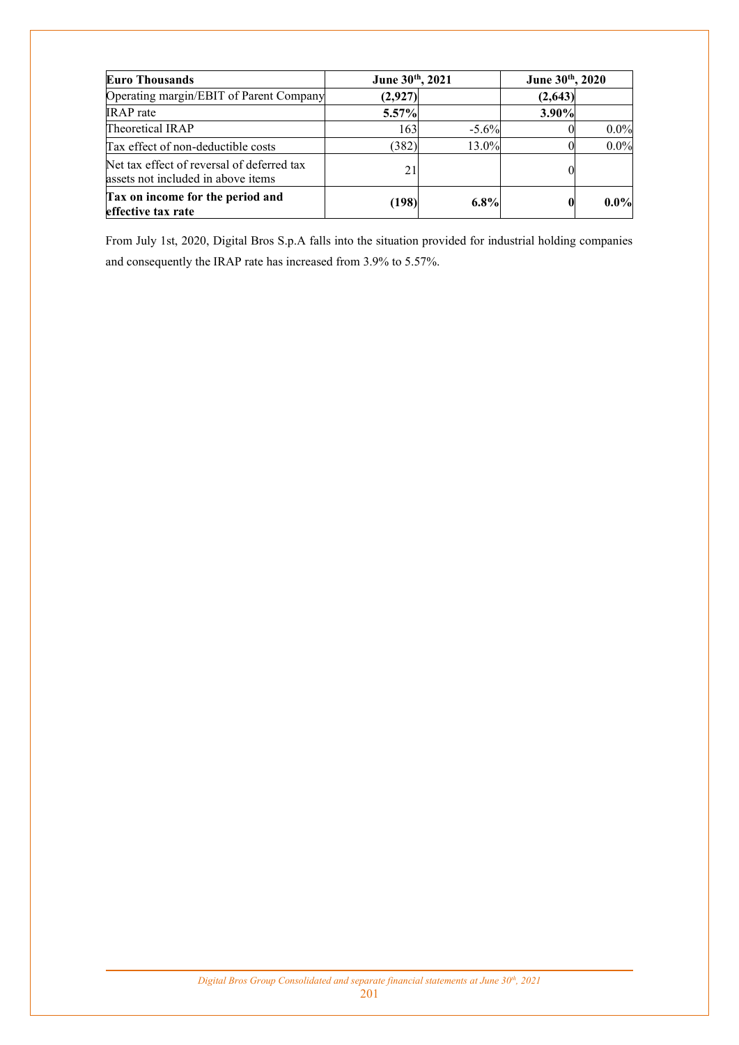| **Euro Thousands** | **June 30th, 2021** | | **June 30th, 2020** | |
|---|---|---|---|---|
| Operating margin/EBIT of Parent Company | **(2,927)** | | **(2,643)** | |
| IRAP rate | **5.57%** | | **3.90%** | |
| Theoretical IRAP | 163 | -5.6% | 0 | 0.0% |
| Tax effect of non-deductible costs | (382) | 13.0% | 0 | 0.0% |
| Net tax effect of reversal of deferred tax assets not included in above items | 21 | | 0 | |
| **Tax on income for the period and effective tax rate** | **(198)** | **6.8%** | **0** | **0.0%** |

From July 1st, 2020, Digital Bros S.p.A falls into the situation provided for industrial holding companies and consequently the IRAP rate has increased from 3.9% to 5.57%.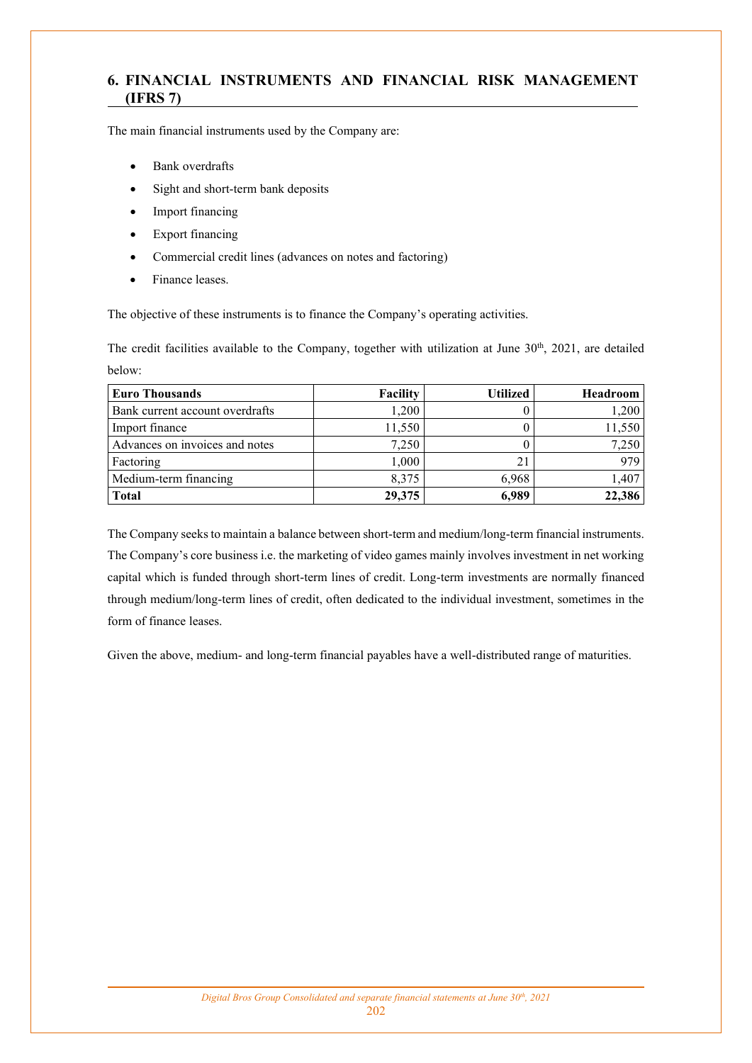## 6. FINANCIAL INSTRUMENTS AND FINANCIAL RISK MANAGEMENT (IFRS 7)

The main financial instruments used by the Company are:

- Bank overdrafts
- Sight and short-term bank deposits
- Import financing
- Export financing
- Commercial credit lines (advances on notes and factoring)
- Finance leases.

The objective of these instruments is to finance the Company's operating activities.

The credit facilities available to the Company, together with utilization at June 30th, 2021, are detailed below:

| **Euro Thousands** | **Facility** | **Utilized** | **Headroom** |
|---|---|---|---|
| Bank current account overdrafts | 1,200 | 0 | 1,200 |
| Import finance | 11,550 | 0 | 11,550 |
| Advances on invoices and notes | 7,250 | 0 | 7,250 |
| Factoring | 1,000 | 21 | 979 |
| Medium-term financing | 8,375 | 6,968 | 1,407 |
| **Total** | **29,375** | **6,989** | **22,386** |

The Company seeks to maintain a balance between short-term and medium/long-term financial instruments. The Company's core business i.e. the marketing of video games mainly involves investment in net working capital which is funded through short-term lines of credit. Long-term investments are normally financed through medium/long-term lines of credit, often dedicated to the individual investment, sometimes in the form of finance leases.

Given the above, medium- and long-term financial payables have a well-distributed range of maturities.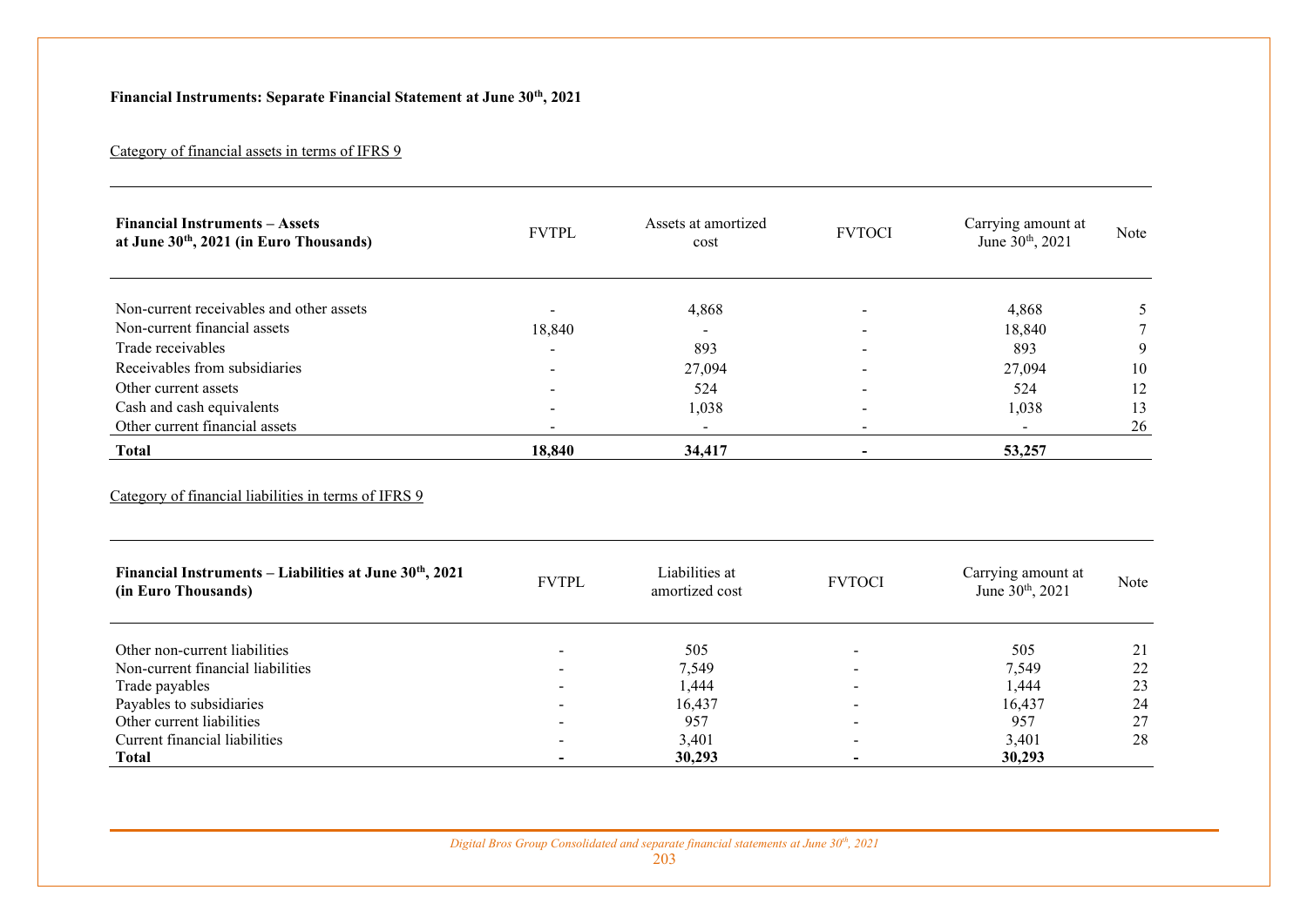**Financial Instruments: Separate Financial Statement at June 30th, 2021**

Category of financial assets in terms of IFRS 9

| **Financial Instruments – Assets at June 30th, 2021 (in Euro Thousands)** | FVTPL | Assets at amortized cost | FVTOCI | Carrying amount at June 30th, 2021 | Note |
|---|---|---|---|---|---|
| Non-current receivables and other assets | - | 4,868 | - | 4,868 | 5 |
| Non-current financial assets | 18,840 | - | - | 18,840 | 7 |
| Trade receivables | - | 893 | - | 893 | 9 |
| Receivables from subsidiaries | - | 27,094 | - | 27,094 | 10 |
| Other current assets | - | 524 | - | 524 | 12 |
| Cash and cash equivalents | - | 1,038 | - | 1,038 | 13 |
| Other current financial assets | - | - | - | - | 26 |
| **Total** | **18,840** | **34,417** | **-** | **53,257** | |

Category of financial liabilities in terms of IFRS 9

| **Financial Instruments – Liabilities at June 30th, 2021 (in Euro Thousands)** | FVTPL | Liabilities at amortized cost | FVTOCI | Carrying amount at June 30th, 2021 | Note |
|---|---|---|---|---|---|
| Other non-current liabilities | - | 505 | - | 505 | 21 |
| Non-current financial liabilities | - | 7,549 | - | 7,549 | 22 |
| Trade payables | - | 1,444 | - | 1,444 | 23 |
| Payables to subsidiaries | - | 16,437 | - | 16,437 | 24 |
| Other current liabilities | - | 957 | - | 957 | 27 |
| Current financial liabilities | - | 3,401 | - | 3,401 | 28 |
| **Total** | **-** | **30,293** | **-** | **30,293** | |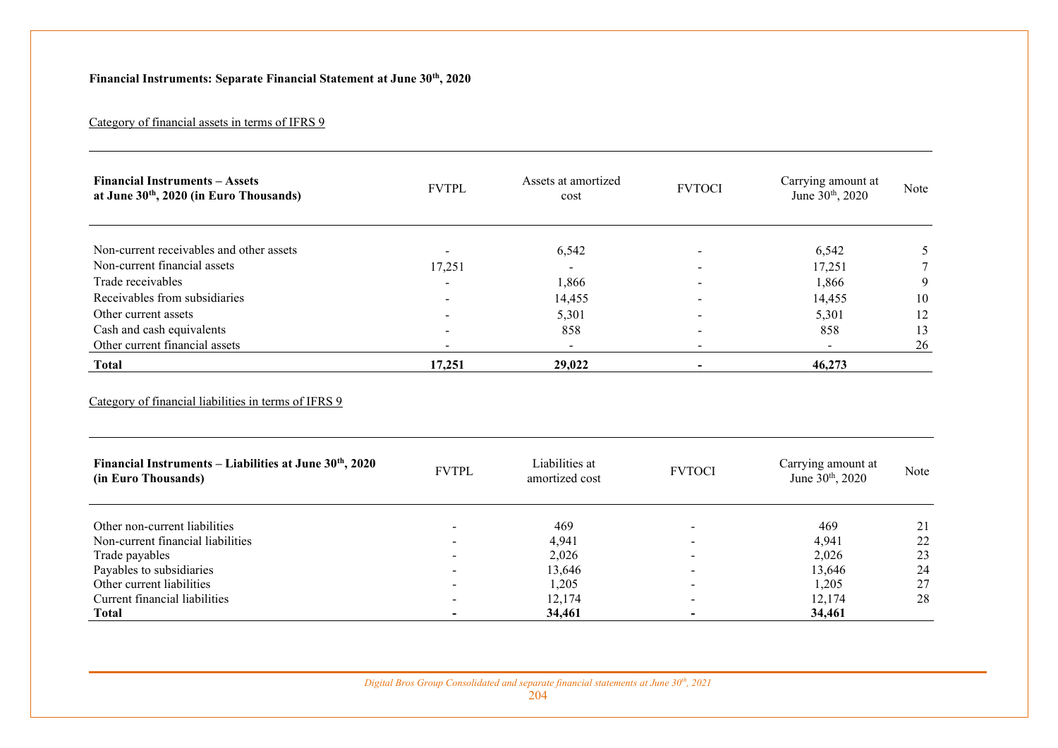**Financial Instruments: Separate Financial Statement at June 30th, 2020**

Category of financial assets in terms of IFRS 9

| **Financial Instruments – Assets at June 30th, 2020 (in Euro Thousands)** | FVTPL | Assets at amortized cost | FVTOCI | Carrying amount at June 30th, 2020 | Note |
|---|---|---|---|---|---|
| Non-current receivables and other assets | - | 6,542 | - | 6,542 | 5 |
| Non-current financial assets | 17,251 | - | - | 17,251 | 7 |
| Trade receivables | - | 1,866 | - | 1,866 | 9 |
| Receivables from subsidiaries | - | 14,455 | - | 14,455 | 10 |
| Other current assets | - | 5,301 | - | 5,301 | 12 |
| Cash and cash equivalents | - | 858 | - | 858 | 13 |
| Other current financial assets | - | - | - | - | 26 |
| **Total** | **17,251** | **29,022** | **-** | **46,273** | |

Category of financial liabilities in terms of IFRS 9

| **Financial Instruments – Liabilities at June 30th, 2020 (in Euro Thousands)** | FVTPL | Liabilities at amortized cost | FVTOCI | Carrying amount at June 30th, 2020 | Note |
|---|---|---|---|---|---|
| Other non-current liabilities | - | 469 | - | 469 | 21 |
| Non-current financial liabilities | - | 4,941 | - | 4,941 | 22 |
| Trade payables | - | 2,026 | - | 2,026 | 23 |
| Payables to subsidiaries | - | 13,646 | - | 13,646 | 24 |
| Other current liabilities | - | 1,205 | - | 1,205 | 27 |
| Current financial liabilities | - | 12,174 | - | 12,174 | 28 |
| **Total** | **-** | **34,461** | **-** | **34,461** | |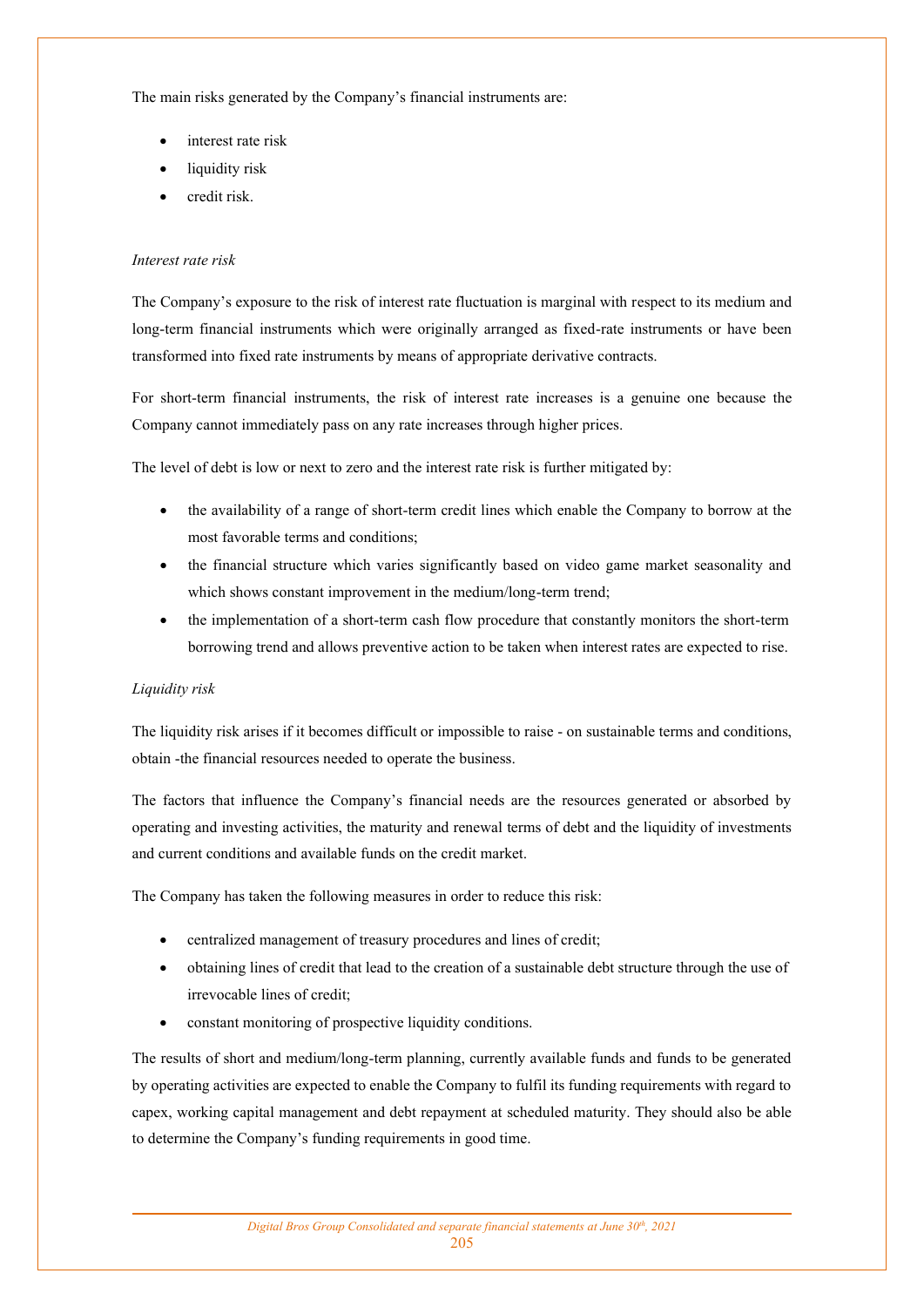The main risks generated by the Company's financial instruments are:

- interest rate risk
- liquidity risk
- credit risk.

*Interest rate risk*

The Company's exposure to the risk of interest rate fluctuation is marginal with respect to its medium and long-term financial instruments which were originally arranged as fixed-rate instruments or have been transformed into fixed rate instruments by means of appropriate derivative contracts.

For short-term financial instruments, the risk of interest rate increases is a genuine one because the Company cannot immediately pass on any rate increases through higher prices.

The level of debt is low or next to zero and the interest rate risk is further mitigated by:

- the availability of a range of short-term credit lines which enable the Company to borrow at the most favorable terms and conditions;
- the financial structure which varies significantly based on video game market seasonality and which shows constant improvement in the medium/long-term trend;
- the implementation of a short-term cash flow procedure that constantly monitors the short-term borrowing trend and allows preventive action to be taken when interest rates are expected to rise.

*Liquidity risk*

The liquidity risk arises if it becomes difficult or impossible to raise - on sustainable terms and conditions, obtain -the financial resources needed to operate the business.

The factors that influence the Company's financial needs are the resources generated or absorbed by operating and investing activities, the maturity and renewal terms of debt and the liquidity of investments and current conditions and available funds on the credit market.

The Company has taken the following measures in order to reduce this risk:

- centralized management of treasury procedures and lines of credit;
- obtaining lines of credit that lead to the creation of a sustainable debt structure through the use of irrevocable lines of credit;
- constant monitoring of prospective liquidity conditions.

The results of short and medium/long-term planning, currently available funds and funds to be generated by operating activities are expected to enable the Company to fulfil its funding requirements with regard to capex, working capital management and debt repayment at scheduled maturity. They should also be able to determine the Company's funding requirements in good time.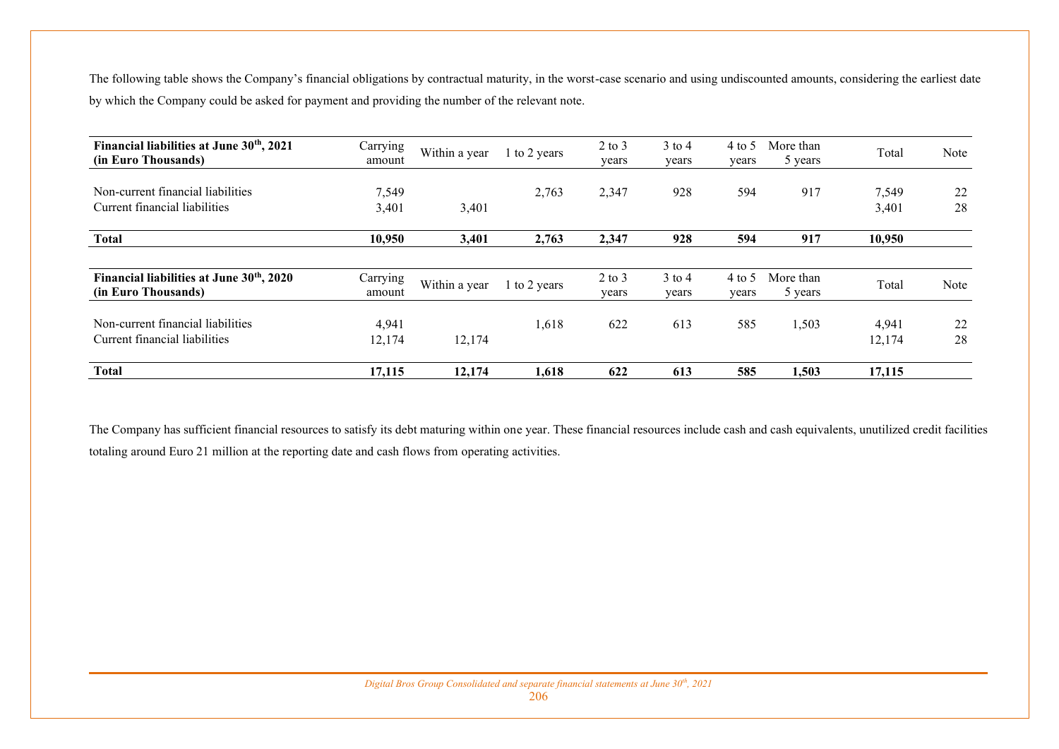The following table shows the Company's financial obligations by contractual maturity, in the worst-case scenario and using undiscounted amounts, considering the earliest date by which the Company could be asked for payment and providing the number of the relevant note.

| **Financial liabilities at June 30th, 2021 (in Euro Thousands)** | Carrying amount | Within a year | 1 to 2 years | 2 to 3 years | 3 to 4 years | 4 to 5 years | More than 5 years | Total | Note |
|---|---|---|---|---|---|---|---|---|---|
| Non-current financial liabilities | 7,549 | | 2,763 | 2,347 | 928 | 594 | 917 | 7,549 | 22 |
| Current financial liabilities | 3,401 | 3,401 | | | | | | 3,401 | 28 |
| **Total** | **10,950** | **3,401** | **2,763** | **2,347** | **928** | **594** | **917** | **10,950** | |

| **Financial liabilities at June 30th, 2020 (in Euro Thousands)** | Carrying amount | Within a year | 1 to 2 years | 2 to 3 years | 3 to 4 years | 4 to 5 years | More than 5 years | Total | Note |
|---|---|---|---|---|---|---|---|---|---|
| Non-current financial liabilities | 4,941 | | 1,618 | 622 | 613 | 585 | 1,503 | 4,941 | 22 |
| Current financial liabilities | 12,174 | 12,174 | | | | | | 12,174 | 28 |
| **Total** | **17,115** | **12,174** | **1,618** | **622** | **613** | **585** | **1,503** | **17,115** | |

The Company has sufficient financial resources to satisfy its debt maturing within one year. These financial resources include cash and cash equivalents, unutilized credit facilities totaling around Euro 21 million at the reporting date and cash flows from operating activities.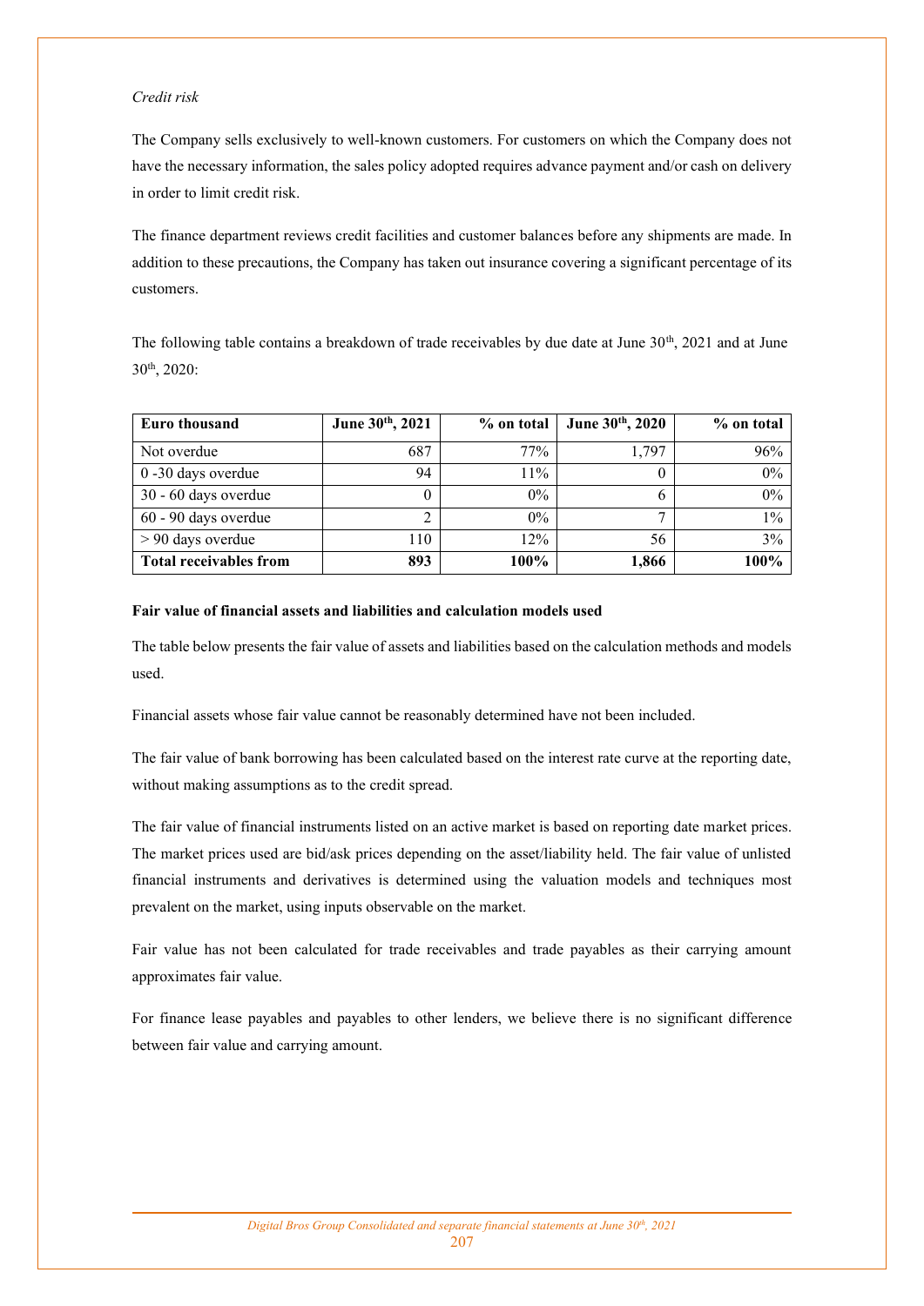*Credit risk*

The Company sells exclusively to well-known customers. For customers on which the Company does not have the necessary information, the sales policy adopted requires advance payment and/or cash on delivery in order to limit credit risk.

The finance department reviews credit facilities and customer balances before any shipments are made. In addition to these precautions, the Company has taken out insurance covering a significant percentage of its customers.

The following table contains a breakdown of trade receivables by due date at June 30th, 2021 and at June 30th, 2020:

| **Euro thousand** | **June 30th, 2021** | **% on total** | **June 30th, 2020** | **% on total** |
|---|---|---|---|---|
| Not overdue | 687 | 77% | 1,797 | 96% |
| 0 -30 days overdue | 94 | 11% | 0 | 0% |
| 30 - 60 days overdue | 0 | 0% | 6 | 0% |
| 60 - 90 days overdue | 2 | 0% | 7 | 1% |
| > 90 days overdue | 110 | 12% | 56 | 3% |
| **Total receivables from** | **893** | **100%** | **1,866** | **100%** |

**Fair value of financial assets and liabilities and calculation models used**

The table below presents the fair value of assets and liabilities based on the calculation methods and models used.

Financial assets whose fair value cannot be reasonably determined have not been included.

The fair value of bank borrowing has been calculated based on the interest rate curve at the reporting date, without making assumptions as to the credit spread.

The fair value of financial instruments listed on an active market is based on reporting date market prices. The market prices used are bid/ask prices depending on the asset/liability held. The fair value of unlisted financial instruments and derivatives is determined using the valuation models and techniques most prevalent on the market, using inputs observable on the market.

Fair value has not been calculated for trade receivables and trade payables as their carrying amount approximates fair value.

For finance lease payables and payables to other lenders, we believe there is no significant difference between fair value and carrying amount.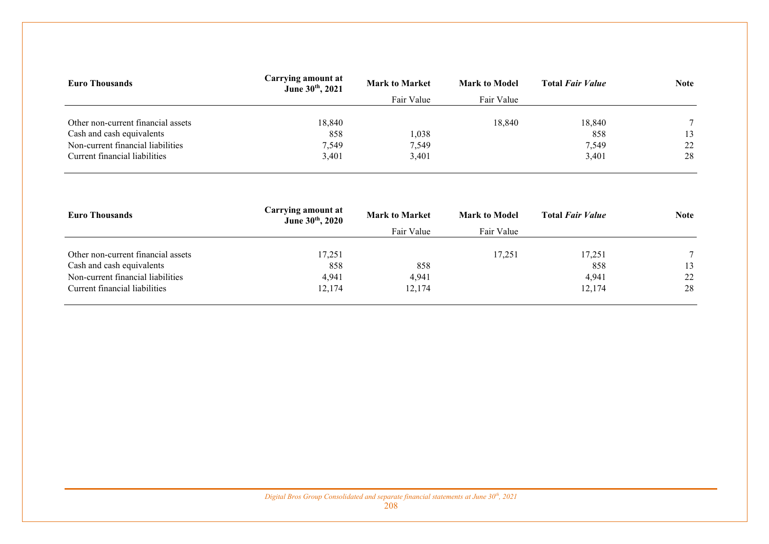| Euro Thousands | Carrying amount at June 30th, 2021 | Mark to Market Fair Value | Mark to Model Fair Value | Total *Fair Value* | Note |
|---|---|---|---|---|---|
| Other non-current financial assets | 18,840 | | 18,840 | 18,840 | 7 |
| Cash and cash equivalents | 858 | 1,038 | | 858 | 13 |
| Non-current financial liabilities | 7,549 | 7,549 | | 7,549 | 22 |
| Current financial liabilities | 3,401 | 3,401 | | 3,401 | 28 |

| Euro Thousands | Carrying amount at June 30th, 2020 | Mark to Market Fair Value | Mark to Model Fair Value | Total *Fair Value* | Note |
|---|---|---|---|---|---|
| Other non-current financial assets | 17,251 | | 17,251 | 17,251 | 7 |
| Cash and cash equivalents | 858 | 858 | | 858 | 13 |
| Non-current financial liabilities | 4,941 | 4,941 | | 4,941 | 22 |
| Current financial liabilities | 12,174 | 12,174 | | 12,174 | 28 |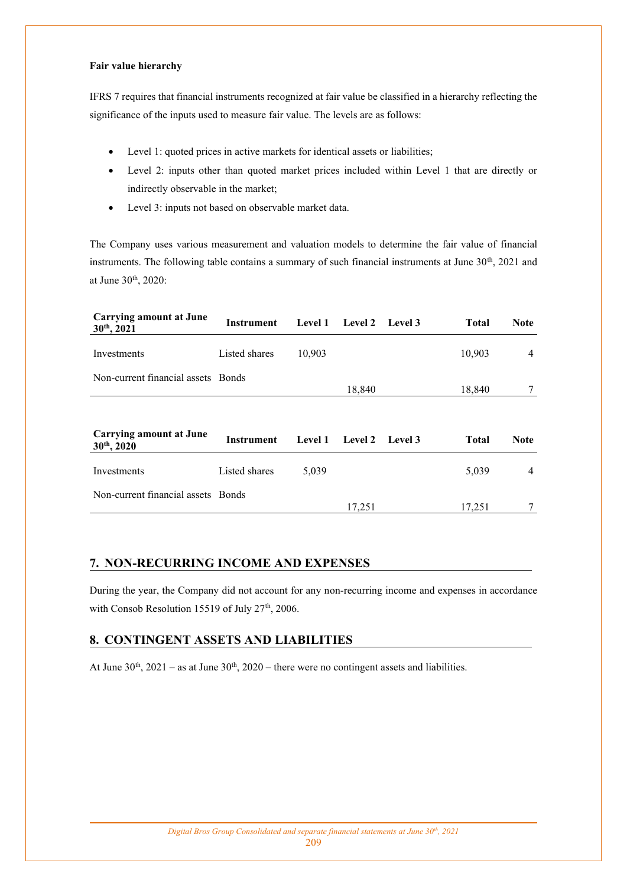**Fair value hierarchy**

IFRS 7 requires that financial instruments recognized at fair value be classified in a hierarchy reflecting the significance of the inputs used to measure fair value. The levels are as follows:

- Level 1: quoted prices in active markets for identical assets or liabilities;
- Level 2: inputs other than quoted market prices included within Level 1 that are directly or indirectly observable in the market;
- Level 3: inputs not based on observable market data.

The Company uses various measurement and valuation models to determine the fair value of financial instruments. The following table contains a summary of such financial instruments at June 30th, 2021 and at June 30th, 2020:

| Carrying amount at June 30th, 2021 | Instrument | Level 1 | Level 2 | Level 3 | Total | Note |
|---|---|---|---|---|---|---|
| Investments | Listed shares | 10,903 | | | 10,903 | 4 |
| Non-current financial assets | Bonds | | 18,840 | | 18,840 | 7 |

| Carrying amount at June 30th, 2020 | Instrument | Level 1 | Level 2 | Level 3 | Total | Note |
|---|---|---|---|---|---|---|
| Investments | Listed shares | 5,039 | | | 5,039 | 4 |
| Non-current financial assets | Bonds | | 17,251 | | 17,251 | 7 |

## 7. NON-RECURRING INCOME AND EXPENSES

During the year, the Company did not account for any non-recurring income and expenses in accordance with Consob Resolution 15519 of July 27th, 2006.

## 8. CONTINGENT ASSETS AND LIABILITIES

At June 30th, 2021 – as at June 30th, 2020 – there were no contingent assets and liabilities.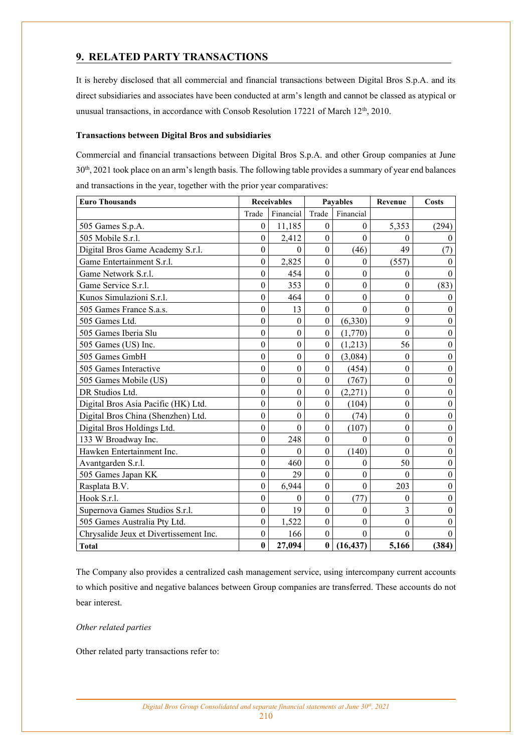## 9. RELATED PARTY TRANSACTIONS

It is hereby disclosed that all commercial and financial transactions between Digital Bros S.p.A. and its direct subsidiaries and associates have been conducted at arm's length and cannot be classed as atypical or unusual transactions, in accordance with Consob Resolution 17221 of March 12th, 2010.

**Transactions between Digital Bros and subsidiaries**

Commercial and financial transactions between Digital Bros S.p.A. and other Group companies at June 30th, 2021 took place on an arm's length basis. The following table provides a summary of year end balances and transactions in the year, together with the prior year comparatives:

| Euro Thousands | Receivables | | Payables | | Revenue | Costs |
|---|---|---|---|---|---|---|
| | Trade | Financial | Trade | Financial | | |
| 505 Games S.p.A. | 0 | 11,185 | 0 | 0 | 5,353 | (294) |
| 505 Mobile S.r.l. | 0 | 2,412 | 0 | 0 | 0 | 0 |
| Digital Bros Game Academy S.r.l. | 0 | 0 | 0 | (46) | 49 | (7) |
| Game Entertainment S.r.l. | 0 | 2,825 | 0 | 0 | (557) | 0 |
| Game Network S.r.l. | 0 | 454 | 0 | 0 | 0 | 0 |
| Game Service S.r.l. | 0 | 353 | 0 | 0 | 0 | (83) |
| Kunos Simulazioni S.r.l. | 0 | 464 | 0 | 0 | 0 | 0 |
| 505 Games France S.a.s. | 0 | 13 | 0 | 0 | 0 | 0 |
| 505 Games Ltd. | 0 | 0 | 0 | (6,330) | 9 | 0 |
| 505 Games Iberia Slu | 0 | 0 | 0 | (1,770) | 0 | 0 |
| 505 Games (US) Inc. | 0 | 0 | 0 | (1,213) | 56 | 0 |
| 505 Games GmbH | 0 | 0 | 0 | (3,084) | 0 | 0 |
| 505 Games Interactive | 0 | 0 | 0 | (454) | 0 | 0 |
| 505 Games Mobile (US) | 0 | 0 | 0 | (767) | 0 | 0 |
| DR Studios Ltd. | 0 | 0 | 0 | (2,271) | 0 | 0 |
| Digital Bros Asia Pacific (HK) Ltd. | 0 | 0 | 0 | (104) | 0 | 0 |
| Digital Bros China (Shenzhen) Ltd. | 0 | 0 | 0 | (74) | 0 | 0 |
| Digital Bros Holdings Ltd. | 0 | 0 | 0 | (107) | 0 | 0 |
| 133 W Broadway Inc. | 0 | 248 | 0 | 0 | 0 | 0 |
| Hawken Entertainment Inc. | 0 | 0 | 0 | (140) | 0 | 0 |
| Avantgarden S.r.l. | 0 | 460 | 0 | 0 | 50 | 0 |
| 505 Games Japan KK | 0 | 29 | 0 | 0 | 0 | 0 |
| Rasplata B.V. | 0 | 6,944 | 0 | 0 | 203 | 0 |
| Hook S.r.l. | 0 | 0 | 0 | (77) | 0 | 0 |
| Supernova Games Studios S.r.l. | 0 | 19 | 0 | 0 | 3 | 0 |
| 505 Games Australia Pty Ltd. | 0 | 1,522 | 0 | 0 | 0 | 0 |
| Chrysalide Jeux et Divertissement Inc. | 0 | 166 | 0 | 0 | 0 | 0 |
| **Total** | **0** | **27,094** | **0** | **(16,437)** | **5,166** | **(384)** |

The Company also provides a centralized cash management service, using intercompany current accounts to which positive and negative balances between Group companies are transferred. These accounts do not bear interest.

*Other related parties*

Other related party transactions refer to: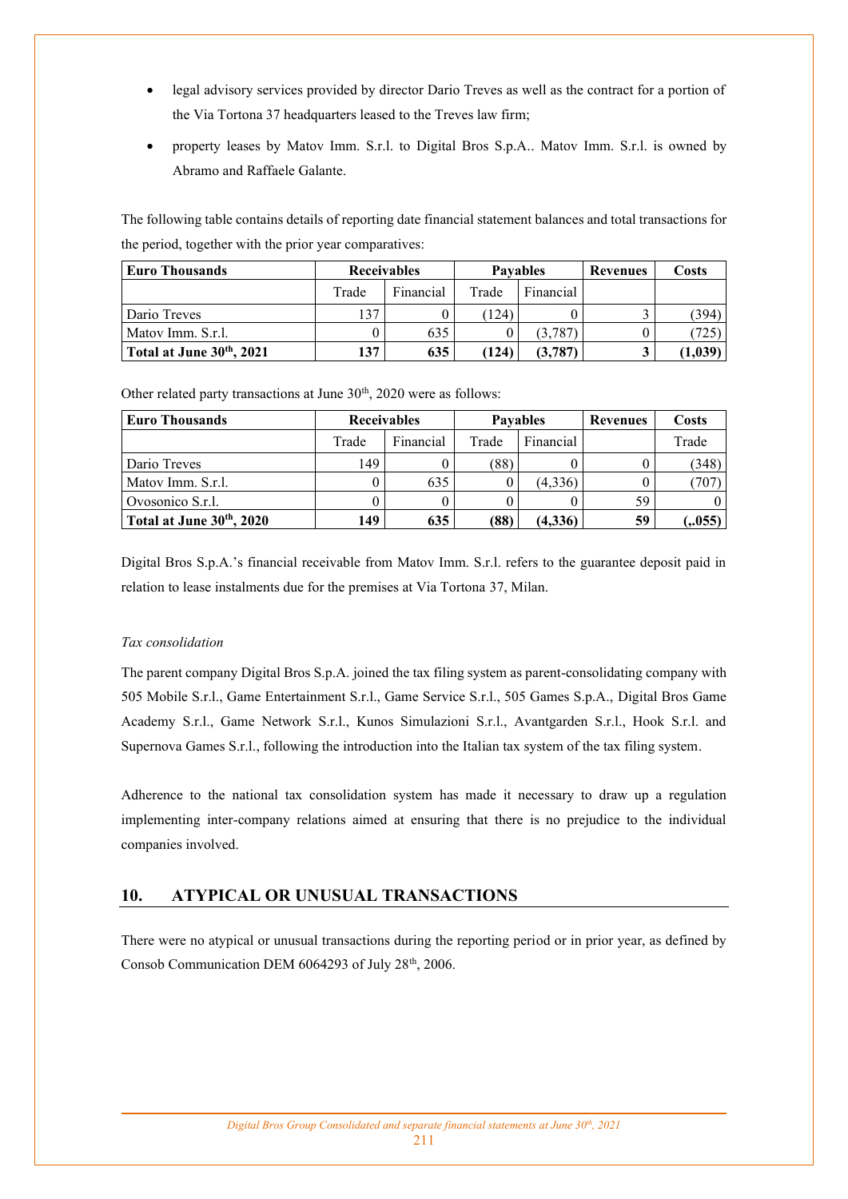- legal advisory services provided by director Dario Treves as well as the contract for a portion of the Via Tortona 37 headquarters leased to the Treves law firm;
- property leases by Matov Imm. S.r.l. to Digital Bros S.p.A.. Matov Imm. S.r.l. is owned by Abramo and Raffaele Galante.

The following table contains details of reporting date financial statement balances and total transactions for the period, together with the prior year comparatives:

| Euro Thousands | Receivables | | Payables | | Revenues | Costs |
|---|---|---|---|---|---|---|
| | Trade | Financial | Trade | Financial | | |
| Dario Treves | 137 | 0 | (124) | 0 | 3 | (394) |
| Matov Imm. S.r.l. | 0 | 635 | 0 | (3,787) | 0 | (725) |
| **Total at June 30th, 2021** | **137** | **635** | **(124)** | **(3,787)** | **3** | **(1,039)** |

Other related party transactions at June 30th, 2020 were as follows:

| Euro Thousands | Receivables | | Payables | | Revenues | Costs |
|---|---|---|---|---|---|---|
| | Trade | Financial | Trade | Financial | | Trade |
| Dario Treves | 149 | 0 | (88) | 0 | 0 | (348) |
| Matov Imm. S.r.l. | 0 | 635 | 0 | (4,336) | 0 | (707) |
| Ovosonico S.r.l. | 0 | 0 | 0 | 0 | 59 | 0 |
| **Total at June 30th, 2020** | **149** | **635** | **(88)** | **(4,336)** | **59** | **(,,055)** |

Digital Bros S.p.A.'s financial receivable from Matov Imm. S.r.l. refers to the guarantee deposit paid in relation to lease instalments due for the premises at Via Tortona 37, Milan.

*Tax consolidation*

The parent company Digital Bros S.p.A. joined the tax filing system as parent-consolidating company with 505 Mobile S.r.l., Game Entertainment S.r.l., Game Service S.r.l., 505 Games S.p.A., Digital Bros Game Academy S.r.l., Game Network S.r.l., Kunos Simulazioni S.r.l., Avantgarden S.r.l., Hook S.r.l. and Supernova Games S.r.l., following the introduction into the Italian tax system of the tax filing system.

Adherence to the national tax consolidation system has made it necessary to draw up a regulation implementing inter-company relations aimed at ensuring that there is no prejudice to the individual companies involved.

## 10. ATYPICAL OR UNUSUAL TRANSACTIONS

There were no atypical or unusual transactions during the reporting period or in prior year, as defined by Consob Communication DEM 6064293 of July 28th, 2006.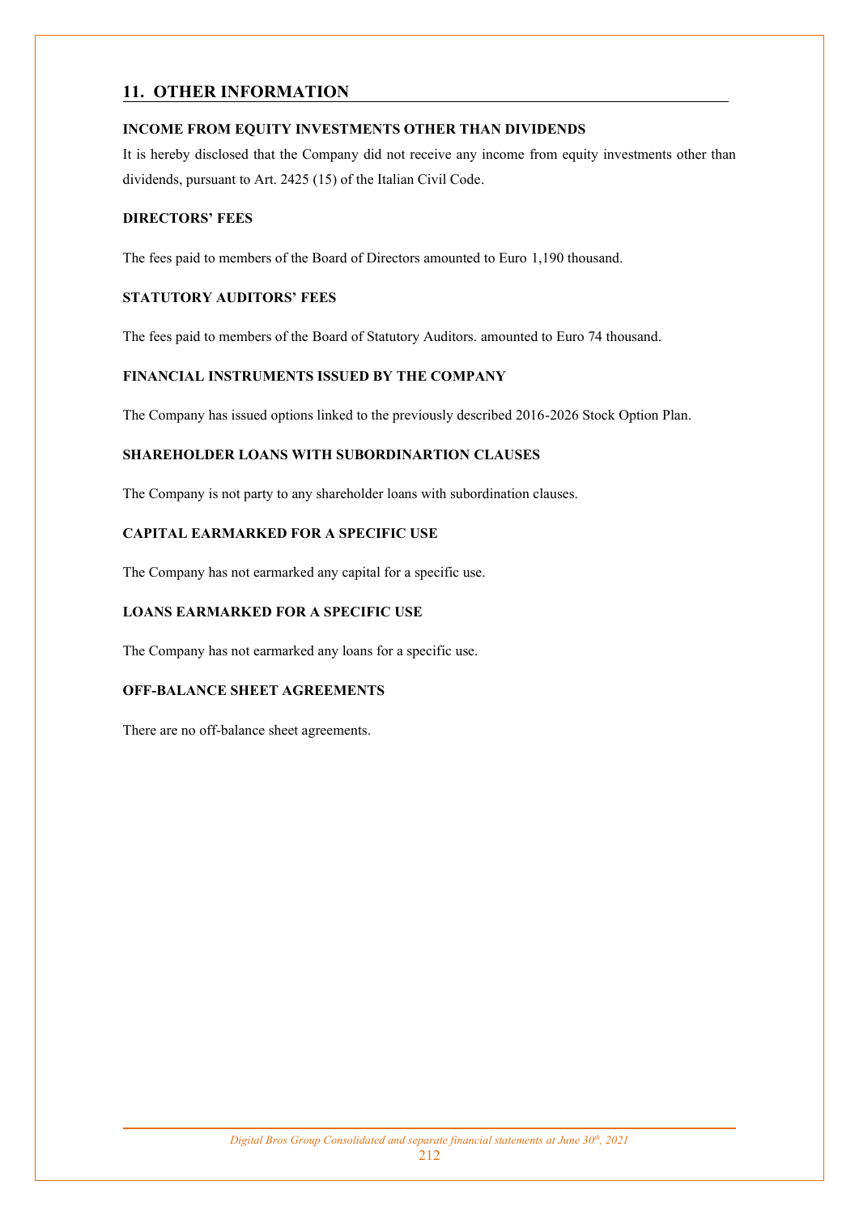## 11. OTHER INFORMATION

### INCOME FROM EQUITY INVESTMENTS OTHER THAN DIVIDENDS

It is hereby disclosed that the Company did not receive any income from equity investments other than dividends, pursuant to Art. 2425 (15) of the Italian Civil Code.

### DIRECTORS' FEES

The fees paid to members of the Board of Directors amounted to Euro 1,190 thousand.

### STATUTORY AUDITORS' FEES

The fees paid to members of the Board of Statutory Auditors. amounted to Euro 74 thousand.

### FINANCIAL INSTRUMENTS ISSUED BY THE COMPANY

The Company has issued options linked to the previously described 2016-2026 Stock Option Plan.

### SHAREHOLDER LOANS WITH SUBORDINARTION CLAUSES

The Company is not party to any shareholder loans with subordination clauses.

### CAPITAL EARMARKED FOR A SPECIFIC USE

The Company has not earmarked any capital for a specific use.

### LOANS EARMARKED FOR A SPECIFIC USE

The Company has not earmarked any loans for a specific use.

### OFF-BALANCE SHEET AGREEMENTS

There are no off-balance sheet agreements.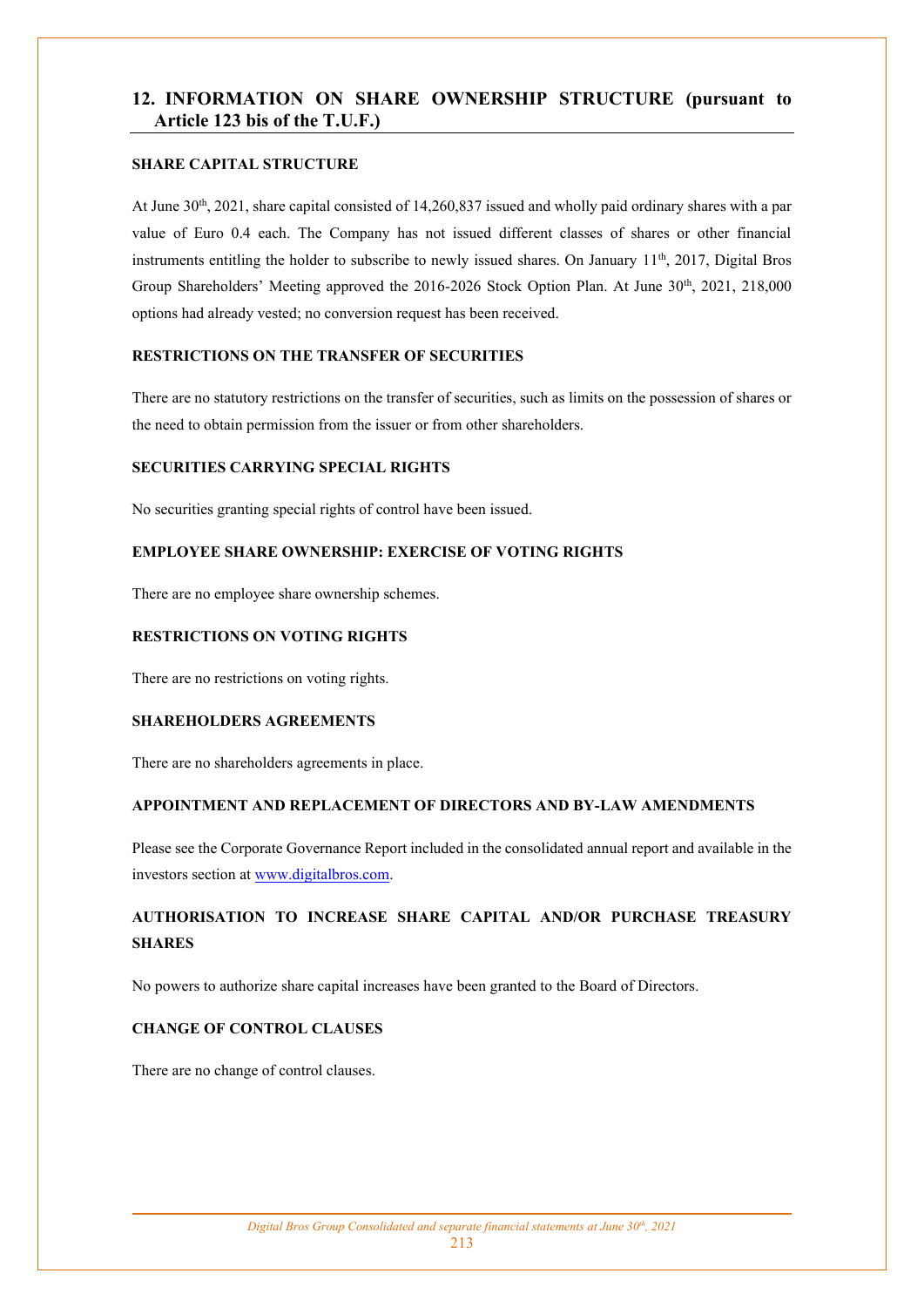## 12. INFORMATION ON SHARE OWNERSHIP STRUCTURE (pursuant to Article 123 bis of the T.U.F.)

### SHARE CAPITAL STRUCTURE

At June 30th, 2021, share capital consisted of 14,260,837 issued and wholly paid ordinary shares with a par value of Euro 0.4 each. The Company has not issued different classes of shares or other financial instruments entitling the holder to subscribe to newly issued shares. On January 11th, 2017, Digital Bros Group Shareholders' Meeting approved the 2016-2026 Stock Option Plan. At June 30th, 2021, 218,000 options had already vested; no conversion request has been received.

### RESTRICTIONS ON THE TRANSFER OF SECURITIES

There are no statutory restrictions on the transfer of securities, such as limits on the possession of shares or the need to obtain permission from the issuer or from other shareholders.

### SECURITIES CARRYING SPECIAL RIGHTS

No securities granting special rights of control have been issued.

### EMPLOYEE SHARE OWNERSHIP: EXERCISE OF VOTING RIGHTS

There are no employee share ownership schemes.

### RESTRICTIONS ON VOTING RIGHTS

There are no restrictions on voting rights.

### SHAREHOLDERS AGREEMENTS

There are no shareholders agreements in place.

### APPOINTMENT AND REPLACEMENT OF DIRECTORS AND BY-LAW AMENDMENTS

Please see the Corporate Governance Report included in the consolidated annual report and available in the investors section at www.digitalbros.com.

### AUTHORISATION TO INCREASE SHARE CAPITAL AND/OR PURCHASE TREASURY SHARES

No powers to authorize share capital increases have been granted to the Board of Directors.

### CHANGE OF CONTROL CLAUSES

There are no change of control clauses.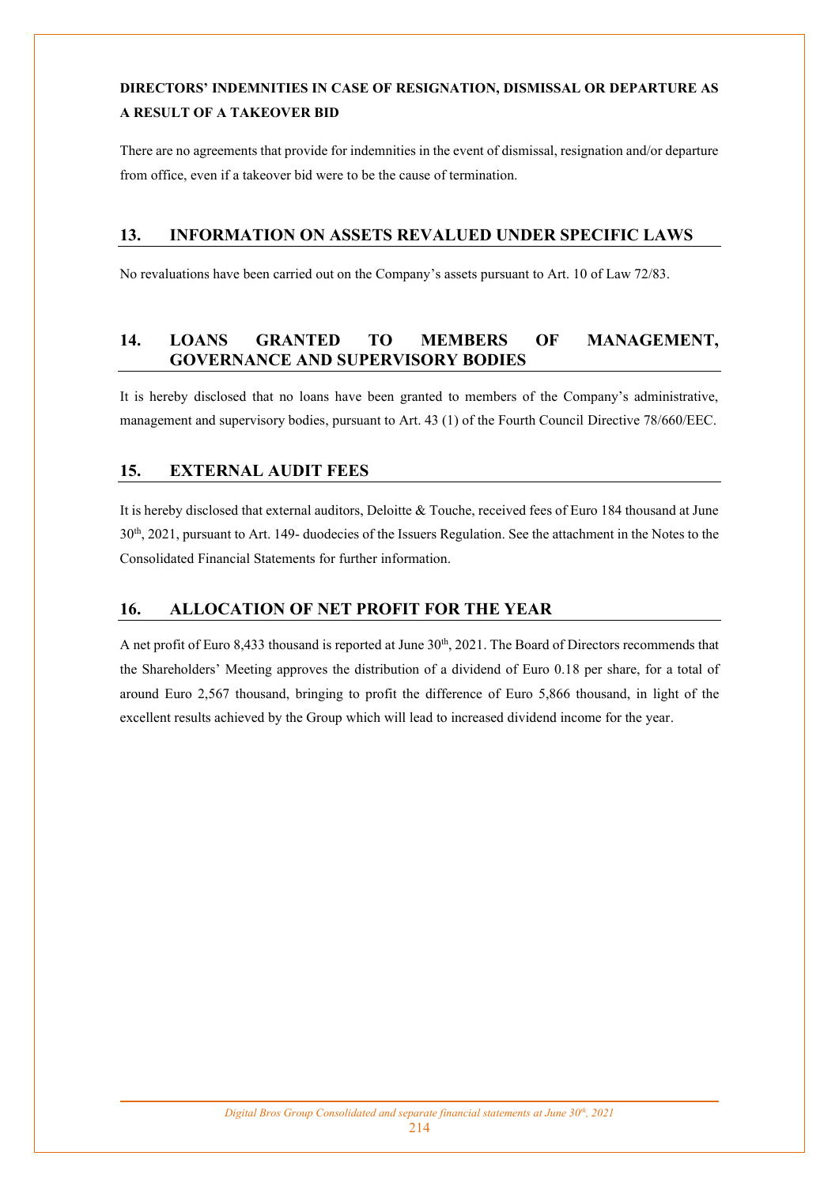**DIRECTORS' INDEMNITIES IN CASE OF RESIGNATION, DISMISSAL OR DEPARTURE AS A RESULT OF A TAKEOVER BID**

There are no agreements that provide for indemnities in the event of dismissal, resignation and/or departure from office, even if a takeover bid were to be the cause of termination.

## 13. INFORMATION ON ASSETS REVALUED UNDER SPECIFIC LAWS

No revaluations have been carried out on the Company's assets pursuant to Art. 10 of Law 72/83.

## 14. LOANS GRANTED TO MEMBERS OF MANAGEMENT, GOVERNANCE AND SUPERVISORY BODIES

It is hereby disclosed that no loans have been granted to members of the Company's administrative, management and supervisory bodies, pursuant to Art. 43 (1) of the Fourth Council Directive 78/660/EEC.

## 15. EXTERNAL AUDIT FEES

It is hereby disclosed that external auditors, Deloitte & Touche, received fees of Euro 184 thousand at June 30th, 2021, pursuant to Art. 149- duodecies of the Issuers Regulation. See the attachment in the Notes to the Consolidated Financial Statements for further information.

## 16. ALLOCATION OF NET PROFIT FOR THE YEAR

A net profit of Euro 8,433 thousand is reported at June 30th, 2021. The Board of Directors recommends that the Shareholders' Meeting approves the distribution of a dividend of Euro 0.18 per share, for a total of around Euro 2,567 thousand, bringing to profit the difference of Euro 5,866 thousand, in light of the excellent results achieved by the Group which will lead to increased dividend income for the year.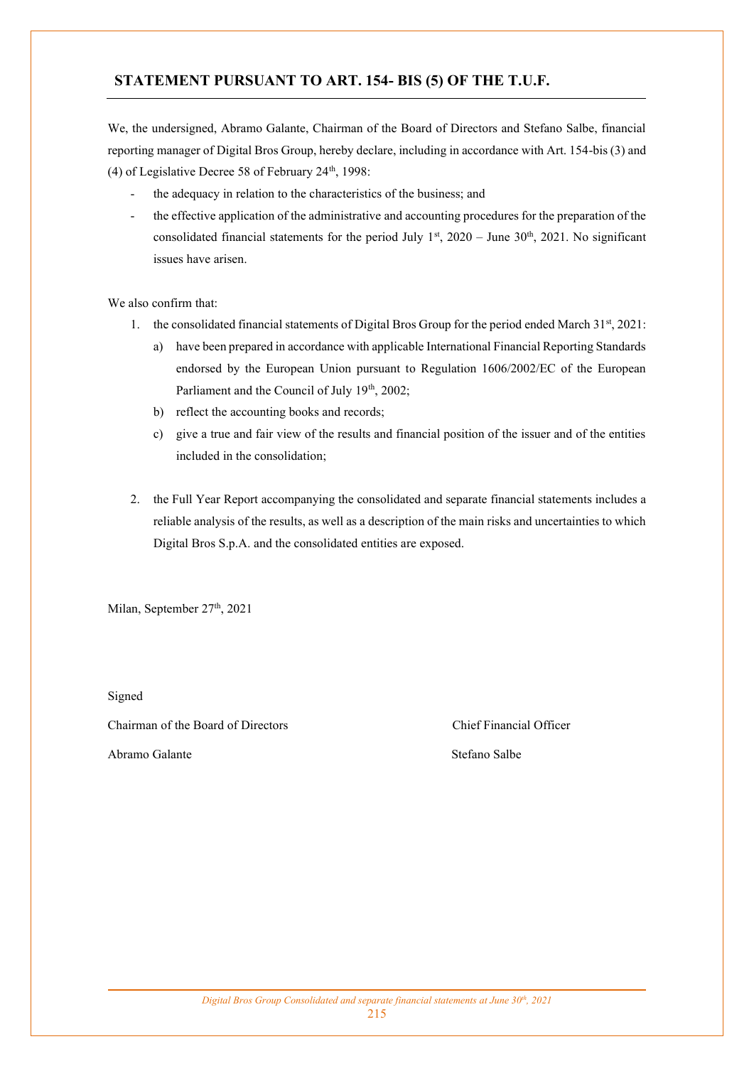## STATEMENT PURSUANT TO ART. 154- BIS (5) OF THE T.U.F.

We, the undersigned, Abramo Galante, Chairman of the Board of Directors and Stefano Salbe, financial reporting manager of Digital Bros Group, hereby declare, including in accordance with Art. 154-bis (3) and (4) of Legislative Decree 58 of February 24th, 1998:

- the adequacy in relation to the characteristics of the business; and
- the effective application of the administrative and accounting procedures for the preparation of the consolidated financial statements for the period July 1st, 2020 – June 30th, 2021. No significant issues have arisen.

We also confirm that:

1. the consolidated financial statements of Digital Bros Group for the period ended March 31st, 2021:
   a) have been prepared in accordance with applicable International Financial Reporting Standards endorsed by the European Union pursuant to Regulation 1606/2002/EC of the European Parliament and the Council of July 19th, 2002;
   b) reflect the accounting books and records;
   c) give a true and fair view of the results and financial position of the issuer and of the entities included in the consolidation;

2. the Full Year Report accompanying the consolidated and separate financial statements includes a reliable analysis of the results, as well as a description of the main risks and uncertainties to which Digital Bros S.p.A. and the consolidated entities are exposed.

Milan, September 27th, 2021

Signed

Chairman of the Board of Directors

Abramo Galante

Chief Financial Officer

Stefano Salbe